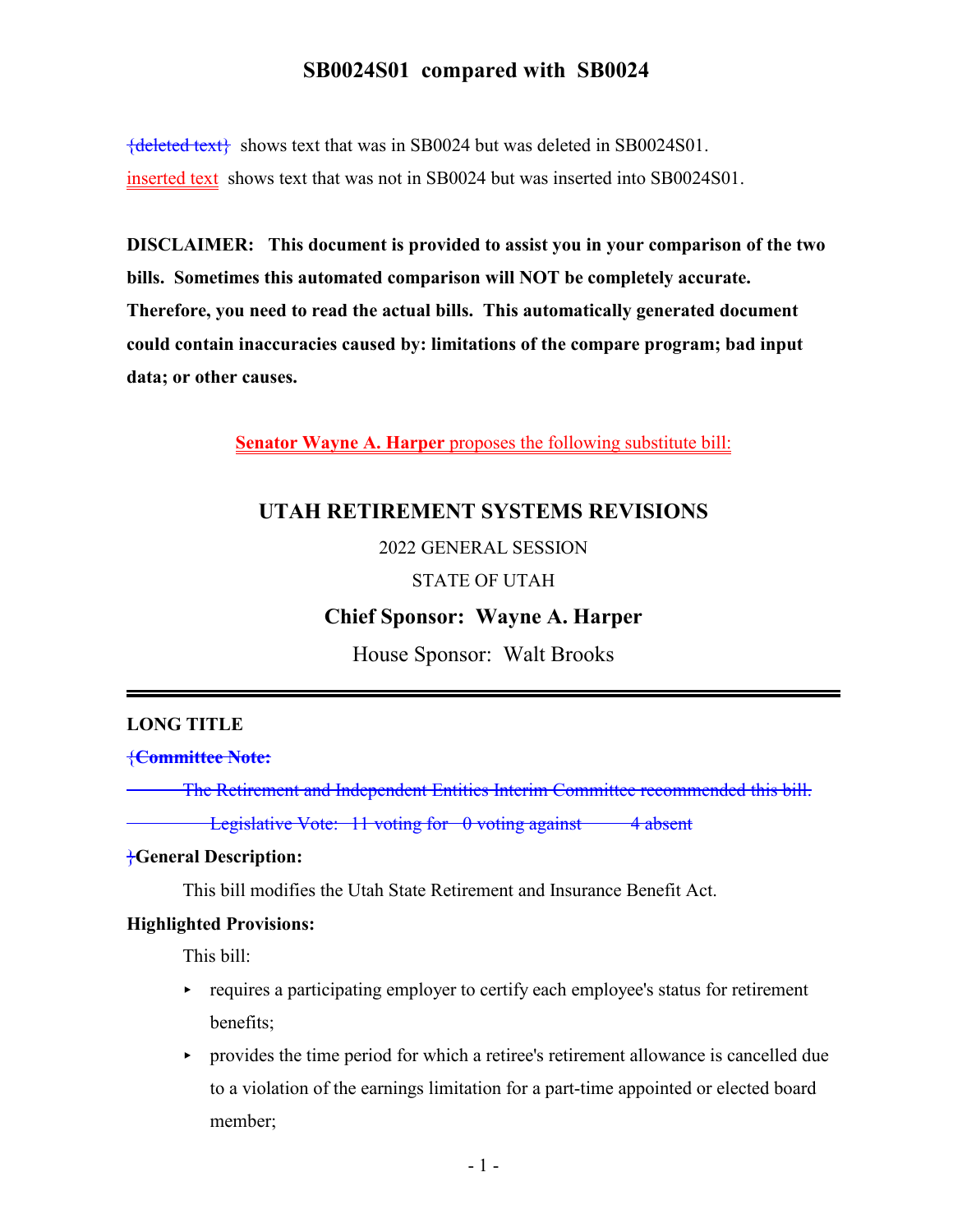# SB0024S01 compared with SB0024

{deleted text} shows text that was in SB0024 but was deleted in SB0024S01.

inserted text shows text that was not in SB0024 but was inserted into SB0024S01.

**DISCLAIMER: This document is provided to assist you in your comparison of the two bills. Sometimes this automated comparison will NOT be completely accurate. Therefore, you need to read the actual bills. This automatically generated document could contain inaccuracies caused by: limitations of the compare program; bad input data; or other causes.**

**Senator Wayne A. Harper** proposes the following substitute bill:

## UTAH RETIREMENT SYSTEMS REVISIONS

2022 GENERAL SESSION

STATE OF UTAH

**Chief Sponsor: Wayne A. Harper**

House Sponsor: Walt Brooks

---

**LONG TITLE**

{**Committee Note:**

The Retirement and Independent Entities Interim Committee recommended this bill.

Legislative Vote: 11 voting for 0 voting against 4 absent

}**General Description:**

This bill modifies the Utah State Retirement and Insurance Benefit Act.

**Highlighted Provisions:**

This bill:

- requires a participating employer to certify each employee's status for retirement benefits;
- provides the time period for which a retiree's retirement allowance is cancelled due to a violation of the earnings limitation for a part-time appointed or elected board member;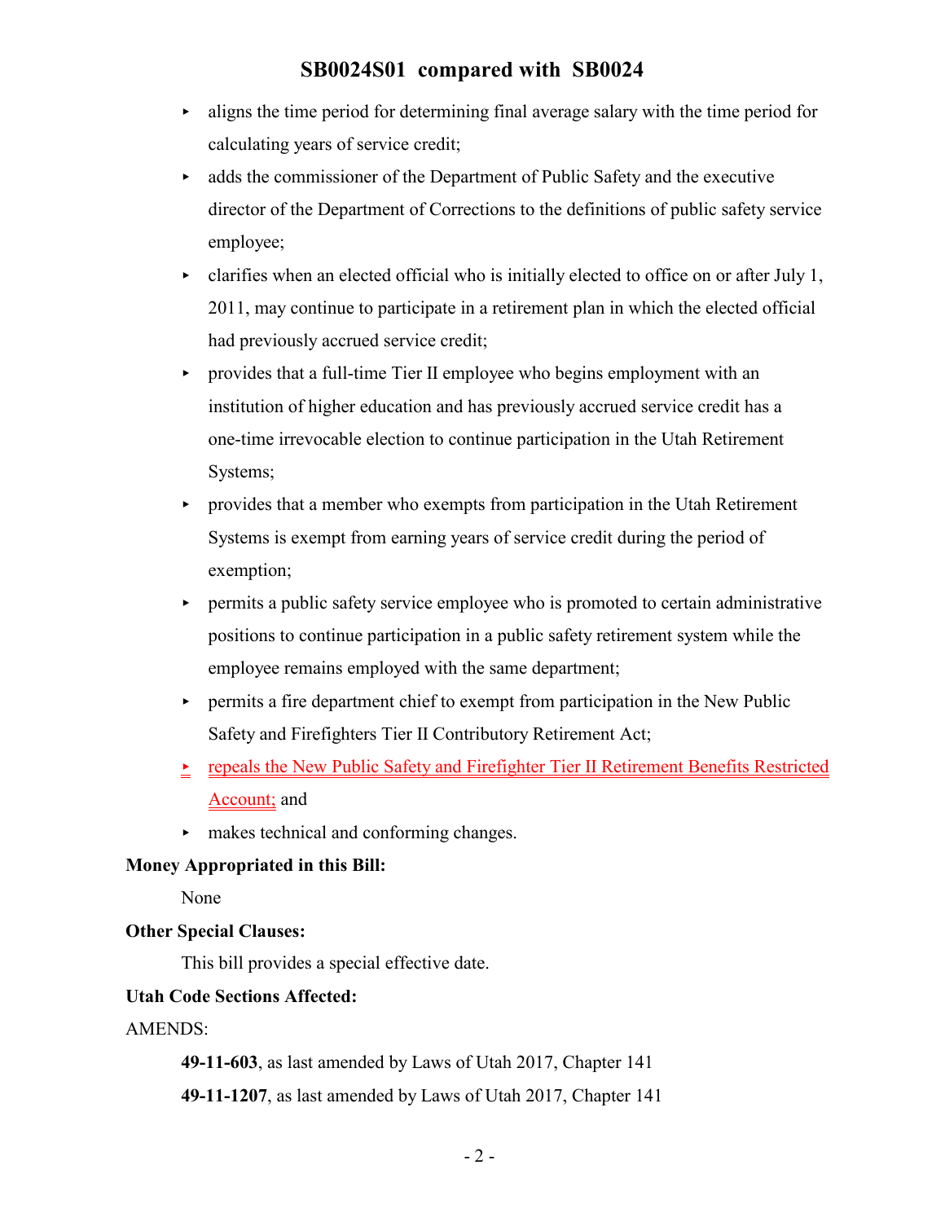- aligns the time period for determining final average salary with the time period for calculating years of service credit;
- adds the commissioner of the Department of Public Safety and the executive director of the Department of Corrections to the definitions of public safety service employee;
- clarifies when an elected official who is initially elected to office on or after July 1, 2011, may continue to participate in a retirement plan in which the elected official had previously accrued service credit;
- provides that a full-time Tier II employee who begins employment with an institution of higher education and has previously accrued service credit has a one-time irrevocable election to continue participation in the Utah Retirement Systems;
- provides that a member who exempts from participation in the Utah Retirement Systems is exempt from earning years of service credit during the period of exemption;
- permits a public safety service employee who is promoted to certain administrative positions to continue participation in a public safety retirement system while the employee remains employed with the same department;
- permits a fire department chief to exempt from participation in the New Public Safety and Firefighters Tier II Contributory Retirement Act;
- repeals the New Public Safety and Firefighter Tier II Retirement Benefits Restricted Account; and
- makes technical and conforming changes.

**Money Appropriated in this Bill:**

None

**Other Special Clauses:**

This bill provides a special effective date.

**Utah Code Sections Affected:**

AMENDS:

**49-11-603**, as last amended by Laws of Utah 2017, Chapter 141

**49-11-1207**, as last amended by Laws of Utah 2017, Chapter 141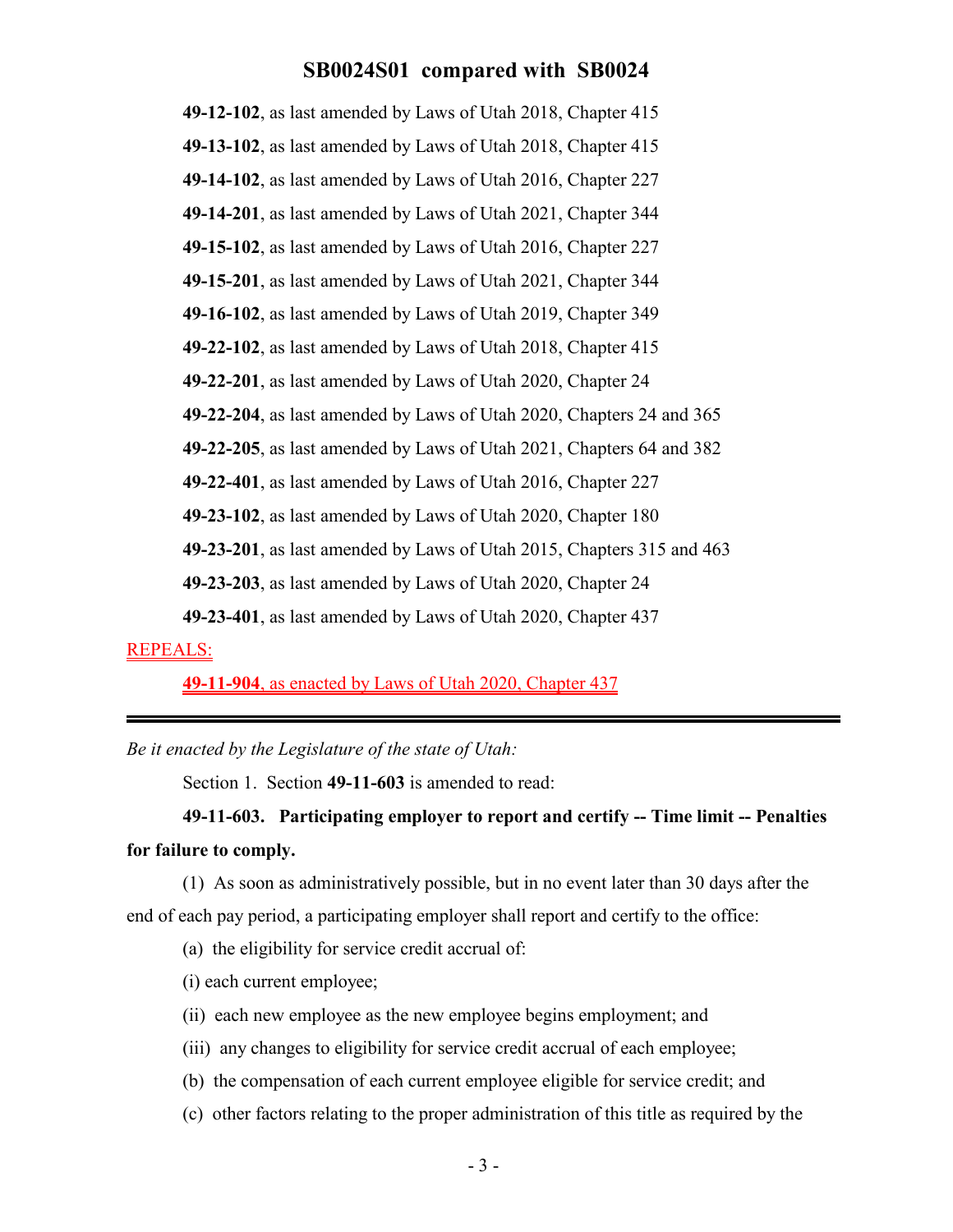**49-12-102**, as last amended by Laws of Utah 2018, Chapter 415

**49-13-102**, as last amended by Laws of Utah 2018, Chapter 415

**49-14-102**, as last amended by Laws of Utah 2016, Chapter 227

**49-14-201**, as last amended by Laws of Utah 2021, Chapter 344

**49-15-102**, as last amended by Laws of Utah 2016, Chapter 227

**49-15-201**, as last amended by Laws of Utah 2021, Chapter 344

**49-16-102**, as last amended by Laws of Utah 2019, Chapter 349

**49-22-102**, as last amended by Laws of Utah 2018, Chapter 415

**49-22-201**, as last amended by Laws of Utah 2020, Chapter 24

**49-22-204**, as last amended by Laws of Utah 2020, Chapters 24 and 365

**49-22-205**, as last amended by Laws of Utah 2021, Chapters 64 and 382

**49-22-401**, as last amended by Laws of Utah 2016, Chapter 227

**49-23-102**, as last amended by Laws of Utah 2020, Chapter 180

**49-23-201**, as last amended by Laws of Utah 2015, Chapters 315 and 463

**49-23-203**, as last amended by Laws of Utah 2020, Chapter 24

**49-23-401**, as last amended by Laws of Utah 2020, Chapter 437

REPEALS:

**49-11-904**, as enacted by Laws of Utah 2020, Chapter 437

---

*Be it enacted by the Legislature of the state of Utah:*

Section 1. Section **49-11-603** is amended to read:

**49-11-603. Participating employer to report and certify -- Time limit -- Penalties for failure to comply.**

(1) As soon as administratively possible, but in no event later than 30 days after the end of each pay period, a participating employer shall report and certify to the office:

(a) the eligibility for service credit accrual of:

(i) each current employee;

(ii) each new employee as the new employee begins employment; and

(iii) any changes to eligibility for service credit accrual of each employee;

(b) the compensation of each current employee eligible for service credit; and

(c) other factors relating to the proper administration of this title as required by the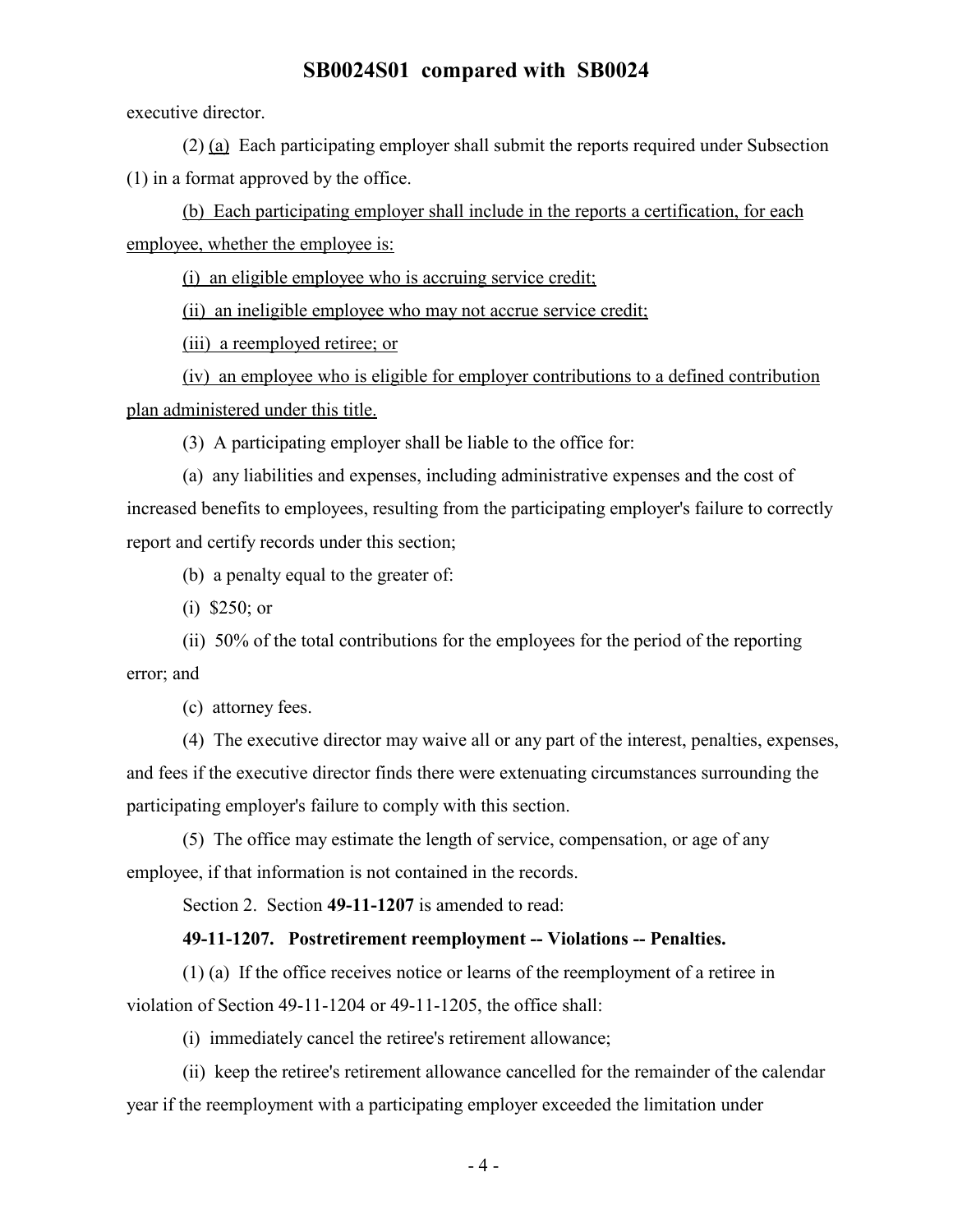executive director.

(2) (a) Each participating employer shall submit the reports required under Subsection (1) in a format approved by the office.

(b) Each participating employer shall include in the reports a certification, for each employee, whether the employee is:

(i) an eligible employee who is accruing service credit;

(ii) an ineligible employee who may not accrue service credit;

(iii) a reemployed retiree; or

(iv) an employee who is eligible for employer contributions to a defined contribution plan administered under this title.

(3) A participating employer shall be liable to the office for:

(a) any liabilities and expenses, including administrative expenses and the cost of increased benefits to employees, resulting from the participating employer's failure to correctly report and certify records under this section;

(b) a penalty equal to the greater of:

(i) $250; or

(ii) 50% of the total contributions for the employees for the period of the reporting error; and

(c) attorney fees.

(4) The executive director may waive all or any part of the interest, penalties, expenses, and fees if the executive director finds there were extenuating circumstances surrounding the participating employer's failure to comply with this section.

(5) The office may estimate the length of service, compensation, or age of any employee, if that information is not contained in the records.

Section 2. Section **49-11-1207** is amended to read:

**49-11-1207. Postretirement reemployment -- Violations -- Penalties.**

(1) (a) If the office receives notice or learns of the reemployment of a retiree in violation of Section 49-11-1204 or 49-11-1205, the office shall:

(i) immediately cancel the retiree's retirement allowance;

(ii) keep the retiree's retirement allowance cancelled for the remainder of the calendar year if the reemployment with a participating employer exceeded the limitation under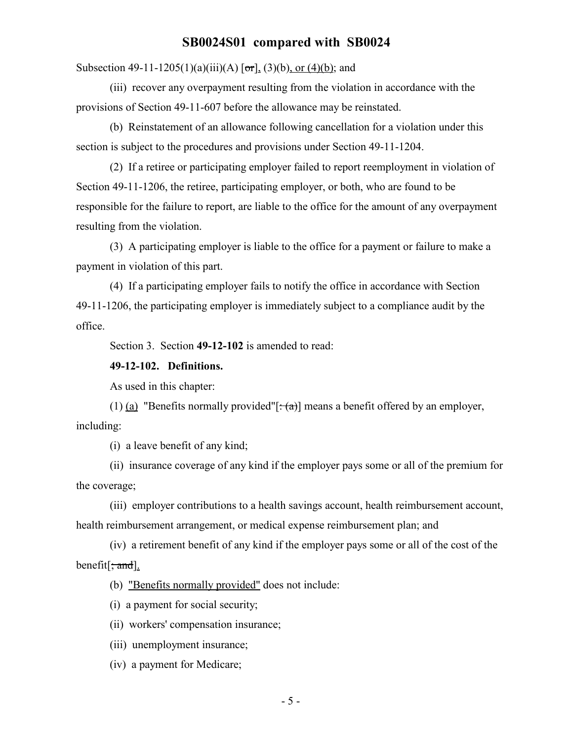Subsection 49-11-1205(1)(a)(iii)(A) [~~or~~], (3)(b), or (4)(b); and

(iii) recover any overpayment resulting from the violation in accordance with the provisions of Section 49-11-607 before the allowance may be reinstated.

(b) Reinstatement of an allowance following cancellation for a violation under this section is subject to the procedures and provisions under Section 49-11-1204.

(2) If a retiree or participating employer failed to report reemployment in violation of Section 49-11-1206, the retiree, participating employer, or both, who are found to be responsible for the failure to report, are liable to the office for the amount of any overpayment resulting from the violation.

(3) A participating employer is liable to the office for a payment or failure to make a payment in violation of this part.

(4) If a participating employer fails to notify the office in accordance with Section 49-11-1206, the participating employer is immediately subject to a compliance audit by the office.

Section 3. Section **49-12-102** is amended to read:

**49-12-102. Definitions.**

As used in this chapter:

(1) (a) "Benefits normally provided"[~~: (a)~~] means a benefit offered by an employer, including:

(i) a leave benefit of any kind;

(ii) insurance coverage of any kind if the employer pays some or all of the premium for the coverage;

(iii) employer contributions to a health savings account, health reimbursement account, health reimbursement arrangement, or medical expense reimbursement plan; and

(iv) a retirement benefit of any kind if the employer pays some or all of the cost of the benefit[~~; and~~].

(b) "Benefits normally provided" does not include:

(i) a payment for social security;

(ii) workers' compensation insurance;

(iii) unemployment insurance;

(iv) a payment for Medicare;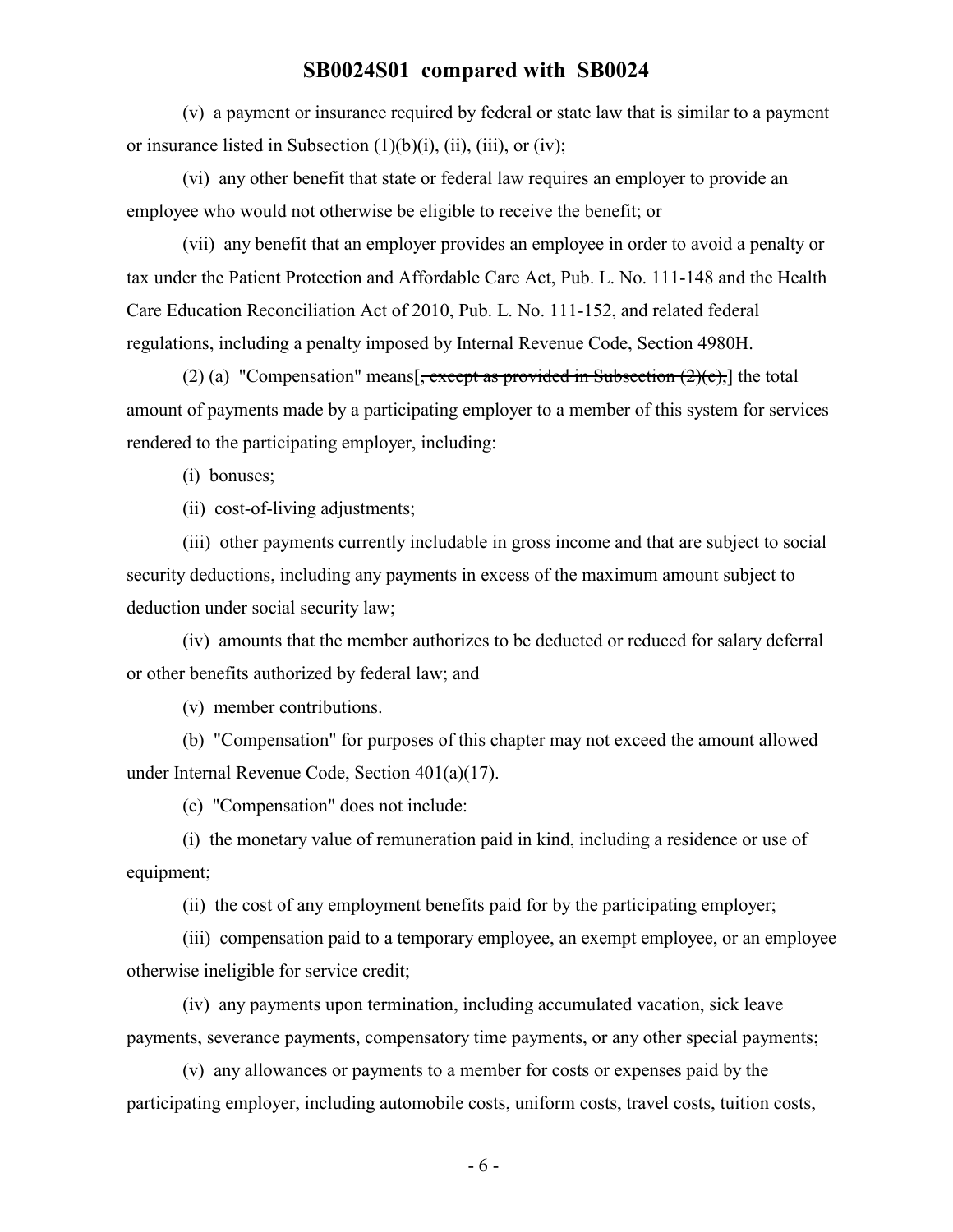(v) a payment or insurance required by federal or state law that is similar to a payment or insurance listed in Subsection (1)(b)(i), (ii), (iii), or (iv);

(vi) any other benefit that state or federal law requires an employer to provide an employee who would not otherwise be eligible to receive the benefit; or

(vii) any benefit that an employer provides an employee in order to avoid a penalty or tax under the Patient Protection and Affordable Care Act, Pub. L. No. 111-148 and the Health Care Education Reconciliation Act of 2010, Pub. L. No. 111-152, and related federal regulations, including a penalty imposed by Internal Revenue Code, Section 4980H.

(2) (a) "Compensation" means[~~, except as provided in Subsection (2)(c),~~] the total amount of payments made by a participating employer to a member of this system for services rendered to the participating employer, including:

(i) bonuses;

(ii) cost-of-living adjustments;

(iii) other payments currently includable in gross income and that are subject to social security deductions, including any payments in excess of the maximum amount subject to deduction under social security law;

(iv) amounts that the member authorizes to be deducted or reduced for salary deferral or other benefits authorized by federal law; and

(v) member contributions.

(b) "Compensation" for purposes of this chapter may not exceed the amount allowed under Internal Revenue Code, Section 401(a)(17).

(c) "Compensation" does not include:

(i) the monetary value of remuneration paid in kind, including a residence or use of equipment;

(ii) the cost of any employment benefits paid for by the participating employer;

(iii) compensation paid to a temporary employee, an exempt employee, or an employee otherwise ineligible for service credit;

(iv) any payments upon termination, including accumulated vacation, sick leave payments, severance payments, compensatory time payments, or any other special payments;

(v) any allowances or payments to a member for costs or expenses paid by the participating employer, including automobile costs, uniform costs, travel costs, tuition costs,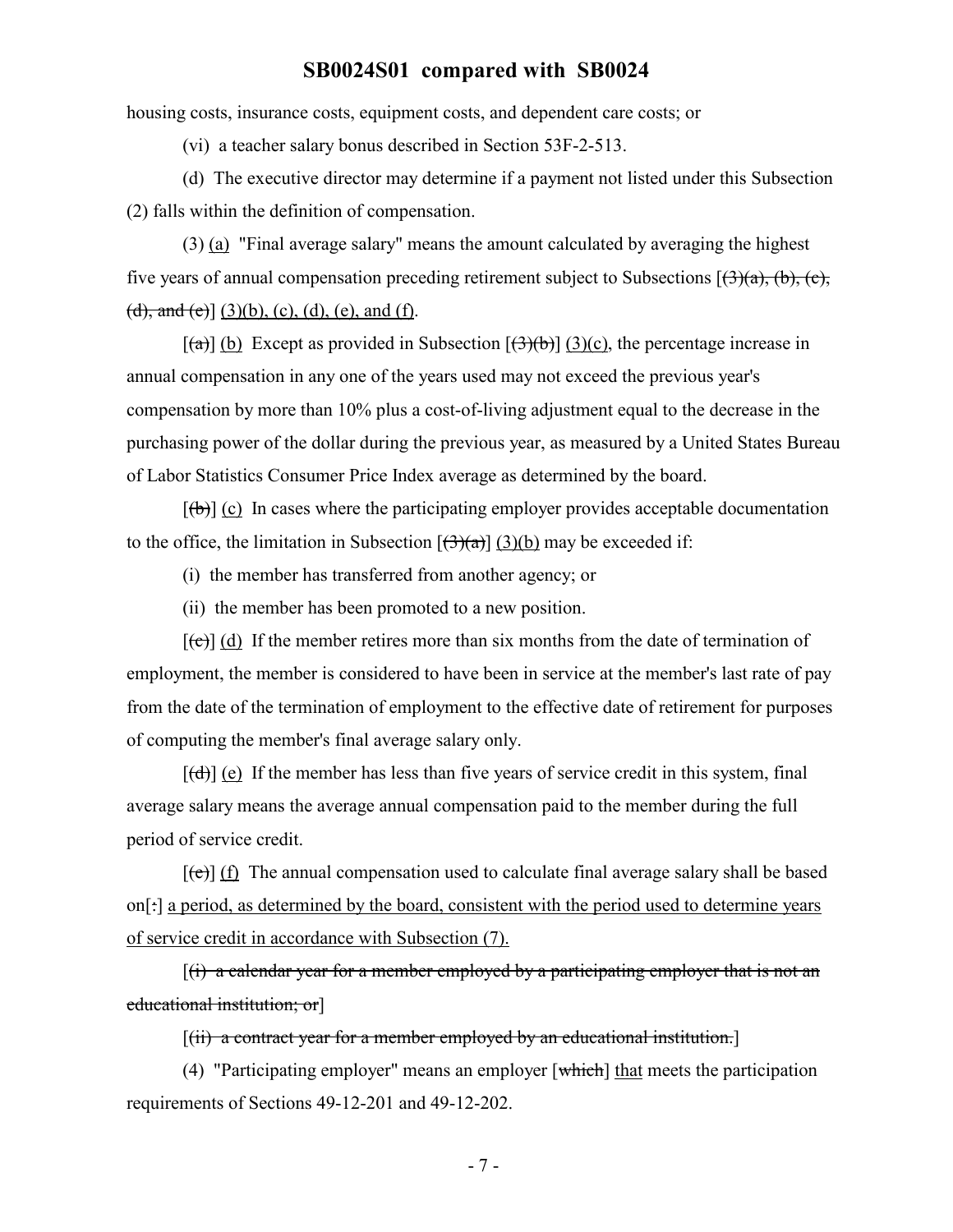housing costs, insurance costs, equipment costs, and dependent care costs; or

(vi) a teacher salary bonus described in Section 53F-2-513.

(d) The executive director may determine if a payment not listed under this Subsection (2) falls within the definition of compensation.

(3) (a) "Final average salary" means the amount calculated by averaging the highest five years of annual compensation preceding retirement subject to Subsections [~~(3)(a), (b), (c), (d), and (e)~~] (3)(b), (c), (d), (e), and (f).

[~~(a)~~] (b) Except as provided in Subsection [~~(3)(b)~~] (3)(c), the percentage increase in annual compensation in any one of the years used may not exceed the previous year's compensation by more than 10% plus a cost-of-living adjustment equal to the decrease in the purchasing power of the dollar during the previous year, as measured by a United States Bureau of Labor Statistics Consumer Price Index average as determined by the board.

[~~(b)~~] (c) In cases where the participating employer provides acceptable documentation to the office, the limitation in Subsection [~~(3)(a)~~] (3)(b) may be exceeded if:

(i) the member has transferred from another agency; or

(ii) the member has been promoted to a new position.

[~~(c)~~] (d) If the member retires more than six months from the date of termination of employment, the member is considered to have been in service at the member's last rate of pay from the date of the termination of employment to the effective date of retirement for purposes of computing the member's final average salary only.

[~~(d)~~] (e) If the member has less than five years of service credit in this system, final average salary means the average annual compensation paid to the member during the full period of service credit.

[~~(e)~~] (f) The annual compensation used to calculate final average salary shall be based on[~~:~~] a period, as determined by the board, consistent with the period used to determine years of service credit in accordance with Subsection (7).

[~~(i) a calendar year for a member employed by a participating employer that is not an educational institution; or~~]

[~~(ii) a contract year for a member employed by an educational institution.~~]

(4) "Participating employer" means an employer [~~which~~] that meets the participation requirements of Sections 49-12-201 and 49-12-202.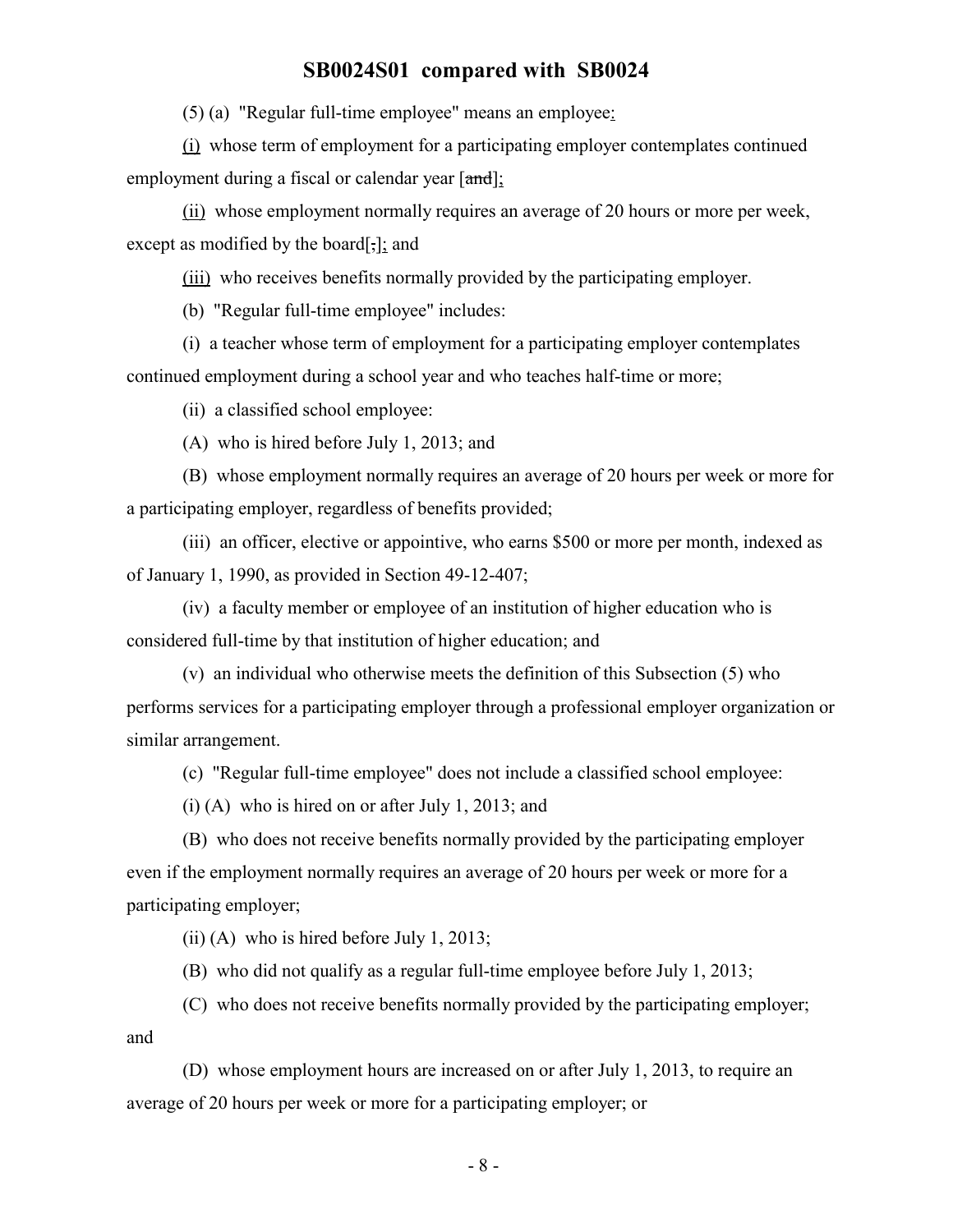(5) (a) "Regular full-time employee" means an employee:

(i) whose term of employment for a participating employer contemplates continued employment during a fiscal or calendar year [~~and~~];

(ii) whose employment normally requires an average of 20 hours or more per week, except as modified by the board[~~,~~]; and

(iii) who receives benefits normally provided by the participating employer.

(b) "Regular full-time employee" includes:

(i) a teacher whose term of employment for a participating employer contemplates continued employment during a school year and who teaches half-time or more;

(ii) a classified school employee:

(A) who is hired before July 1, 2013; and

(B) whose employment normally requires an average of 20 hours per week or more for a participating employer, regardless of benefits provided;

(iii) an officer, elective or appointive, who earns $500 or more per month, indexed as of January 1, 1990, as provided in Section 49-12-407;

(iv) a faculty member or employee of an institution of higher education who is considered full-time by that institution of higher education; and

(v) an individual who otherwise meets the definition of this Subsection (5) who performs services for a participating employer through a professional employer organization or similar arrangement.

(c) "Regular full-time employee" does not include a classified school employee:

(i) (A) who is hired on or after July 1, 2013; and

(B) who does not receive benefits normally provided by the participating employer even if the employment normally requires an average of 20 hours per week or more for a participating employer;

(ii) (A) who is hired before July 1, 2013;

(B) who did not qualify as a regular full-time employee before July 1, 2013;

(C) who does not receive benefits normally provided by the participating employer; and

(D) whose employment hours are increased on or after July 1, 2013, to require an average of 20 hours per week or more for a participating employer; or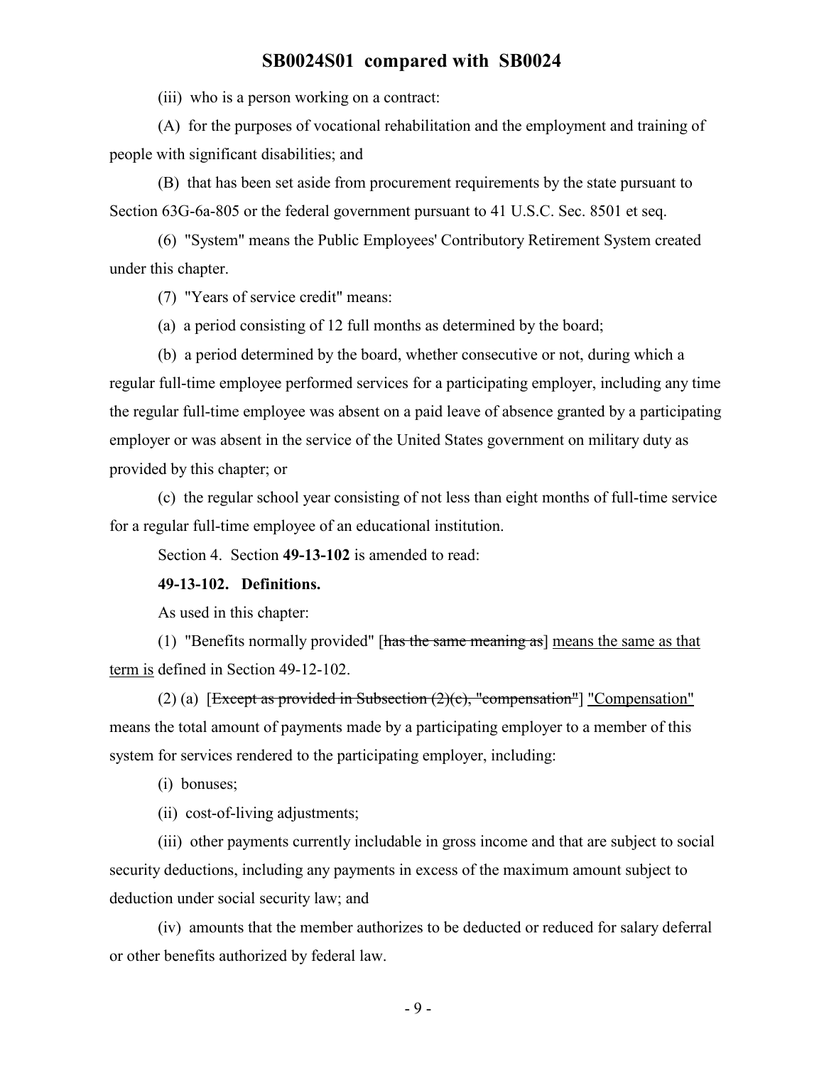(iii) who is a person working on a contract:

(A) for the purposes of vocational rehabilitation and the employment and training of people with significant disabilities; and

(B) that has been set aside from procurement requirements by the state pursuant to Section 63G-6a-805 or the federal government pursuant to 41 U.S.C. Sec. 8501 et seq.

(6) "System" means the Public Employees' Contributory Retirement System created under this chapter.

(7) "Years of service credit" means:

(a) a period consisting of 12 full months as determined by the board;

(b) a period determined by the board, whether consecutive or not, during which a regular full-time employee performed services for a participating employer, including any time the regular full-time employee was absent on a paid leave of absence granted by a participating employer or was absent in the service of the United States government on military duty as provided by this chapter; or

(c) the regular school year consisting of not less than eight months of full-time service for a regular full-time employee of an educational institution.

Section 4. Section **49-13-102** is amended to read:

**49-13-102. Definitions.**

As used in this chapter:

(1) "Benefits normally provided" [~~has the same meaning as~~] <u>means the same as that term is</u> defined in Section 49-12-102.

(2) (a) [~~Except as provided in Subsection (2)(c), "compensation"~~] <u>"Compensation"</u> means the total amount of payments made by a participating employer to a member of this system for services rendered to the participating employer, including:

(i) bonuses;

(ii) cost-of-living adjustments;

(iii) other payments currently includable in gross income and that are subject to social security deductions, including any payments in excess of the maximum amount subject to deduction under social security law; and

(iv) amounts that the member authorizes to be deducted or reduced for salary deferral or other benefits authorized by federal law.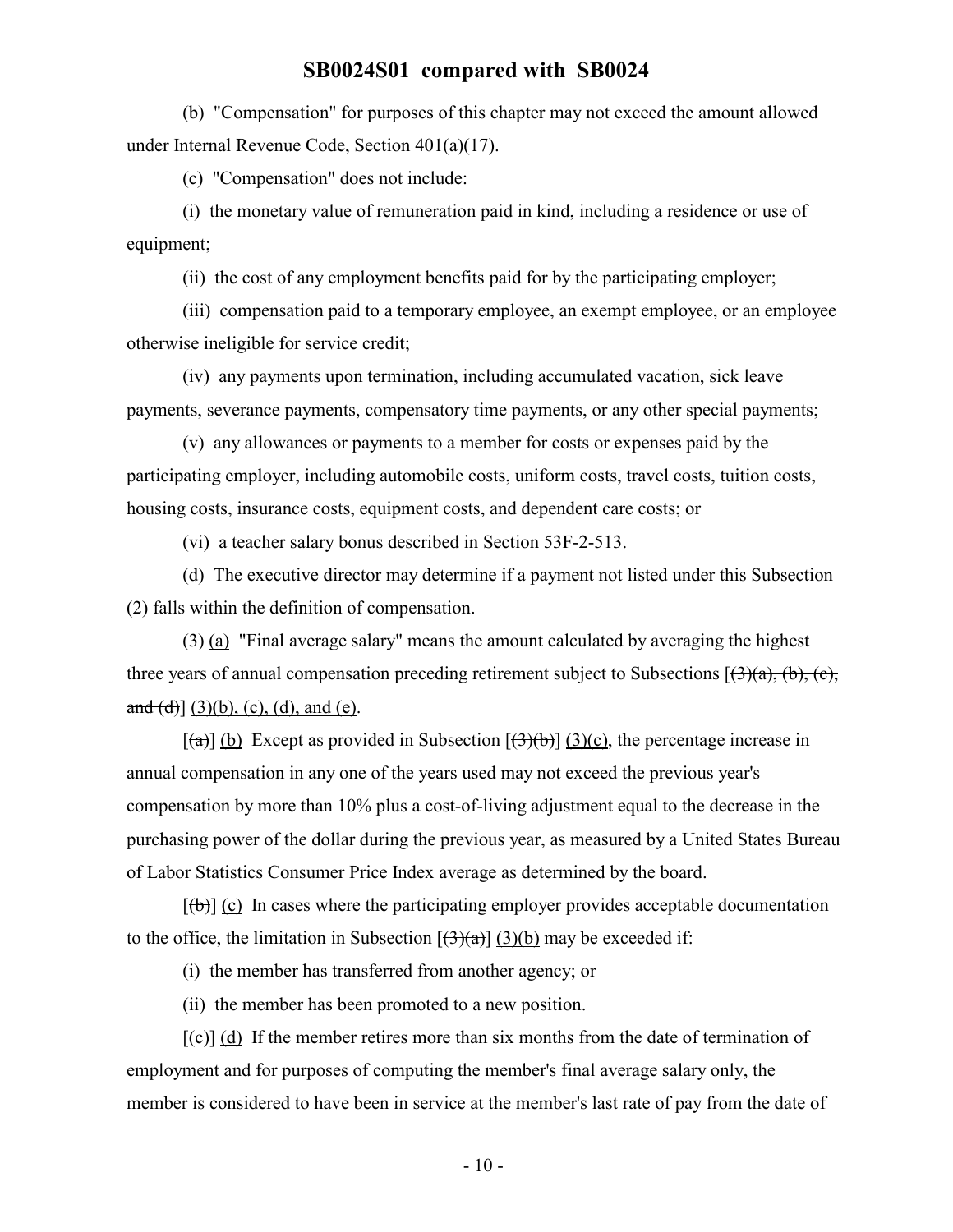(b) "Compensation" for purposes of this chapter may not exceed the amount allowed under Internal Revenue Code, Section 401(a)(17).

(c) "Compensation" does not include:

(i) the monetary value of remuneration paid in kind, including a residence or use of equipment;

(ii) the cost of any employment benefits paid for by the participating employer;

(iii) compensation paid to a temporary employee, an exempt employee, or an employee otherwise ineligible for service credit;

(iv) any payments upon termination, including accumulated vacation, sick leave payments, severance payments, compensatory time payments, or any other special payments;

(v) any allowances or payments to a member for costs or expenses paid by the participating employer, including automobile costs, uniform costs, travel costs, tuition costs, housing costs, insurance costs, equipment costs, and dependent care costs; or

(vi) a teacher salary bonus described in Section 53F-2-513.

(d) The executive director may determine if a payment not listed under this Subsection (2) falls within the definition of compensation.

(3) (a) "Final average salary" means the amount calculated by averaging the highest three years of annual compensation preceding retirement subject to Subsections [~~(3)(a), (b), (c), and (d)~~] (3)(b), (c), (d), and (e).

[~~(a)~~] (b) Except as provided in Subsection [~~(3)(b)~~] (3)(c), the percentage increase in annual compensation in any one of the years used may not exceed the previous year's compensation by more than 10% plus a cost-of-living adjustment equal to the decrease in the purchasing power of the dollar during the previous year, as measured by a United States Bureau of Labor Statistics Consumer Price Index average as determined by the board.

[~~(b)~~] (c) In cases where the participating employer provides acceptable documentation to the office, the limitation in Subsection [~~(3)(a)~~] (3)(b) may be exceeded if:

(i) the member has transferred from another agency; or

(ii) the member has been promoted to a new position.

[~~(c)~~] (d) If the member retires more than six months from the date of termination of employment and for purposes of computing the member's final average salary only, the member is considered to have been in service at the member's last rate of pay from the date of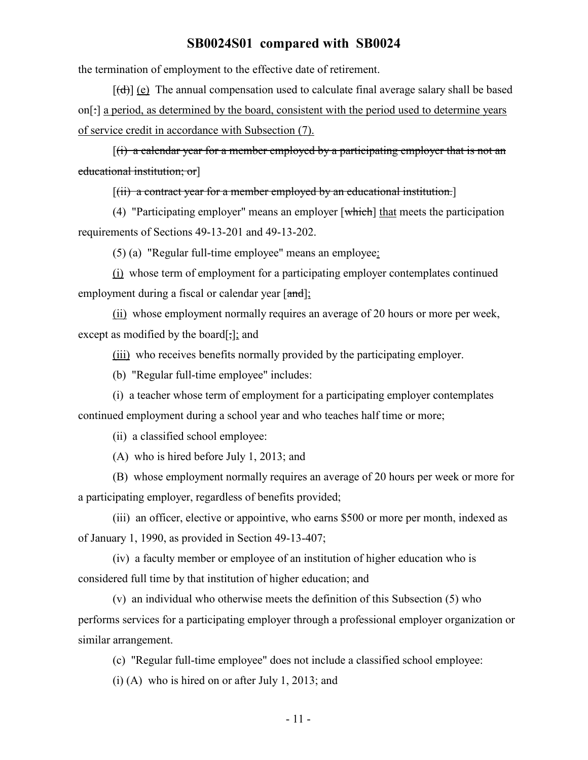the termination of employment to the effective date of retirement.

[(d)] (e) The annual compensation used to calculate final average salary shall be based on[:] a period, as determined by the board, consistent with the period used to determine years of service credit in accordance with Subsection (7).

[(i) a calendar year for a member employed by a participating employer that is not an educational institution; or]

[(ii) a contract year for a member employed by an educational institution.]

(4) "Participating employer" means an employer [which] that meets the participation requirements of Sections 49-13-201 and 49-13-202.

(5) (a) "Regular full-time employee" means an employee:

(i) whose term of employment for a participating employer contemplates continued employment during a fiscal or calendar year [and];

(ii) whose employment normally requires an average of 20 hours or more per week, except as modified by the board[,]; and

(iii) who receives benefits normally provided by the participating employer.

(b) "Regular full-time employee" includes:

(i) a teacher whose term of employment for a participating employer contemplates continued employment during a school year and who teaches half time or more;

(ii) a classified school employee:

(A) who is hired before July 1, 2013; and

(B) whose employment normally requires an average of 20 hours per week or more for a participating employer, regardless of benefits provided;

(iii) an officer, elective or appointive, who earns $500 or more per month, indexed as of January 1, 1990, as provided in Section 49-13-407;

(iv) a faculty member or employee of an institution of higher education who is considered full time by that institution of higher education; and

(v) an individual who otherwise meets the definition of this Subsection (5) who performs services for a participating employer through a professional employer organization or similar arrangement.

(c) "Regular full-time employee" does not include a classified school employee:

(i) (A) who is hired on or after July 1, 2013; and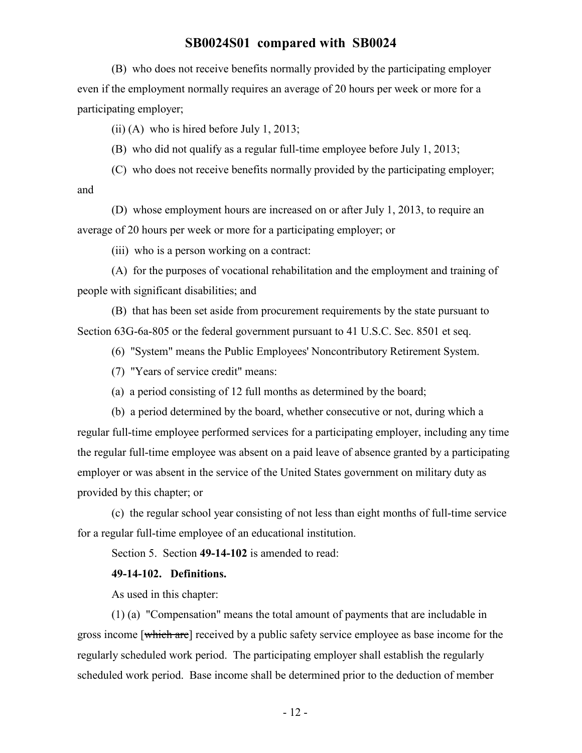(B) who does not receive benefits normally provided by the participating employer even if the employment normally requires an average of 20 hours per week or more for a participating employer;

(ii) (A) who is hired before July 1, 2013;

(B) who did not qualify as a regular full-time employee before July 1, 2013;

(C) who does not receive benefits normally provided by the participating employer; and

(D) whose employment hours are increased on or after July 1, 2013, to require an average of 20 hours per week or more for a participating employer; or

(iii) who is a person working on a contract:

(A) for the purposes of vocational rehabilitation and the employment and training of people with significant disabilities; and

(B) that has been set aside from procurement requirements by the state pursuant to Section 63G-6a-805 or the federal government pursuant to 41 U.S.C. Sec. 8501 et seq.

(6) "System" means the Public Employees' Noncontributory Retirement System.

(7) "Years of service credit" means:

(a) a period consisting of 12 full months as determined by the board;

(b) a period determined by the board, whether consecutive or not, during which a regular full-time employee performed services for a participating employer, including any time the regular full-time employee was absent on a paid leave of absence granted by a participating employer or was absent in the service of the United States government on military duty as provided by this chapter; or

(c) the regular school year consisting of not less than eight months of full-time service for a regular full-time employee of an educational institution.

Section 5. Section **49-14-102** is amended to read:

**49-14-102. Definitions.**

As used in this chapter:

(1) (a) "Compensation" means the total amount of payments that are includable in gross income [~~which are~~] received by a public safety service employee as base income for the regularly scheduled work period. The participating employer shall establish the regularly scheduled work period. Base income shall be determined prior to the deduction of member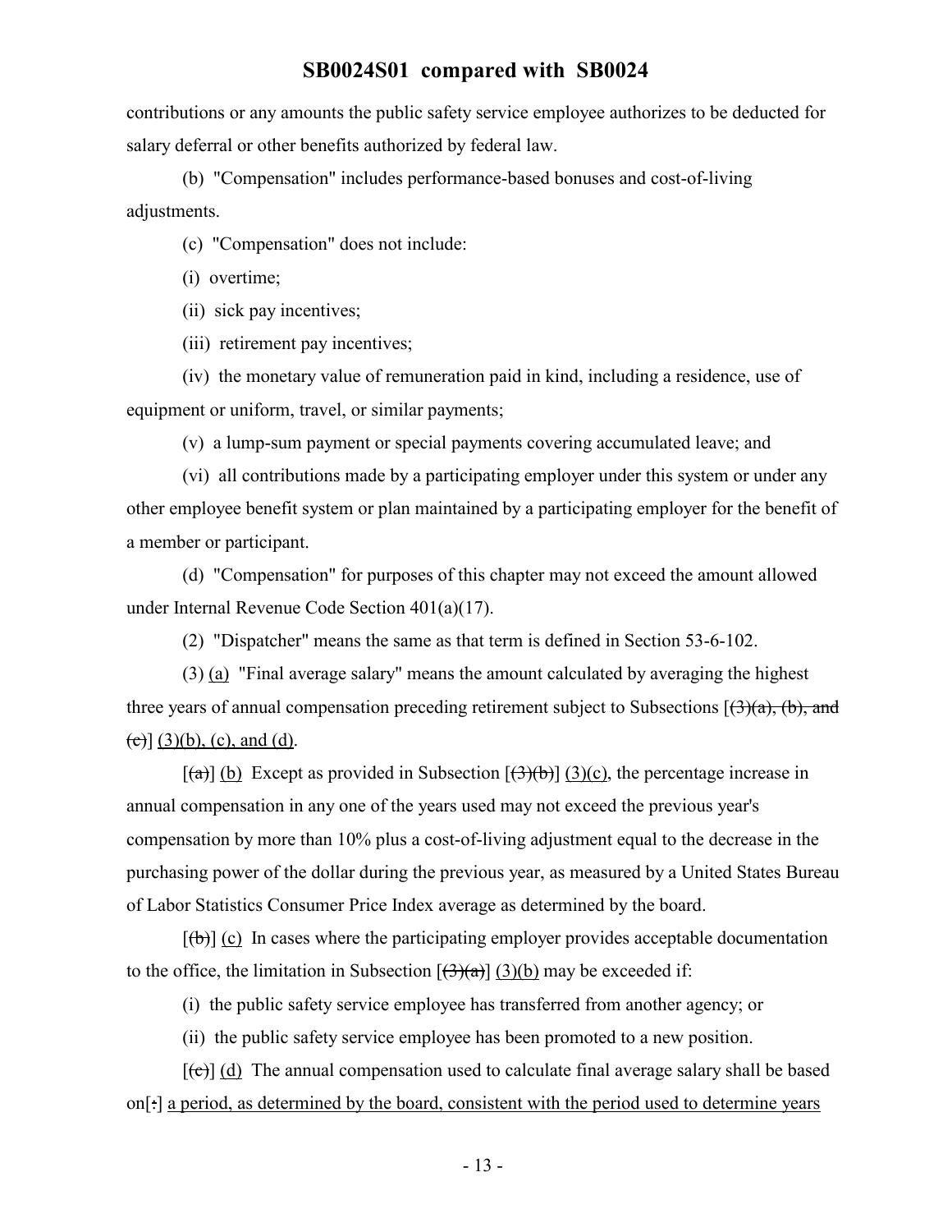contributions or any amounts the public safety service employee authorizes to be deducted for salary deferral or other benefits authorized by federal law.

(b) "Compensation" includes performance-based bonuses and cost-of-living adjustments.

(c) "Compensation" does not include:

(i) overtime;

(ii) sick pay incentives;

(iii) retirement pay incentives;

(iv) the monetary value of remuneration paid in kind, including a residence, use of equipment or uniform, travel, or similar payments;

(v) a lump-sum payment or special payments covering accumulated leave; and

(vi) all contributions made by a participating employer under this system or under any other employee benefit system or plan maintained by a participating employer for the benefit of a member or participant.

(d) "Compensation" for purposes of this chapter may not exceed the amount allowed under Internal Revenue Code Section 401(a)(17).

(2) "Dispatcher" means the same as that term is defined in Section 53-6-102.

(3) (a) "Final average salary" means the amount calculated by averaging the highest three years of annual compensation preceding retirement subject to Subsections [~~(3)(a), (b), and (c)~~] (3)(b), (c), and (d).

[~~(a)~~] (b) Except as provided in Subsection [~~(3)(b)~~] (3)(c), the percentage increase in annual compensation in any one of the years used may not exceed the previous year's compensation by more than 10% plus a cost-of-living adjustment equal to the decrease in the purchasing power of the dollar during the previous year, as measured by a United States Bureau of Labor Statistics Consumer Price Index average as determined by the board.

[~~(b)~~] (c) In cases where the participating employer provides acceptable documentation to the office, the limitation in Subsection [~~(3)(a)~~] (3)(b) may be exceeded if:

(i) the public safety service employee has transferred from another agency; or

(ii) the public safety service employee has been promoted to a new position.

[~~(c)~~] (d) The annual compensation used to calculate final average salary shall be based on[~~:~~] a period, as determined by the board, consistent with the period used to determine years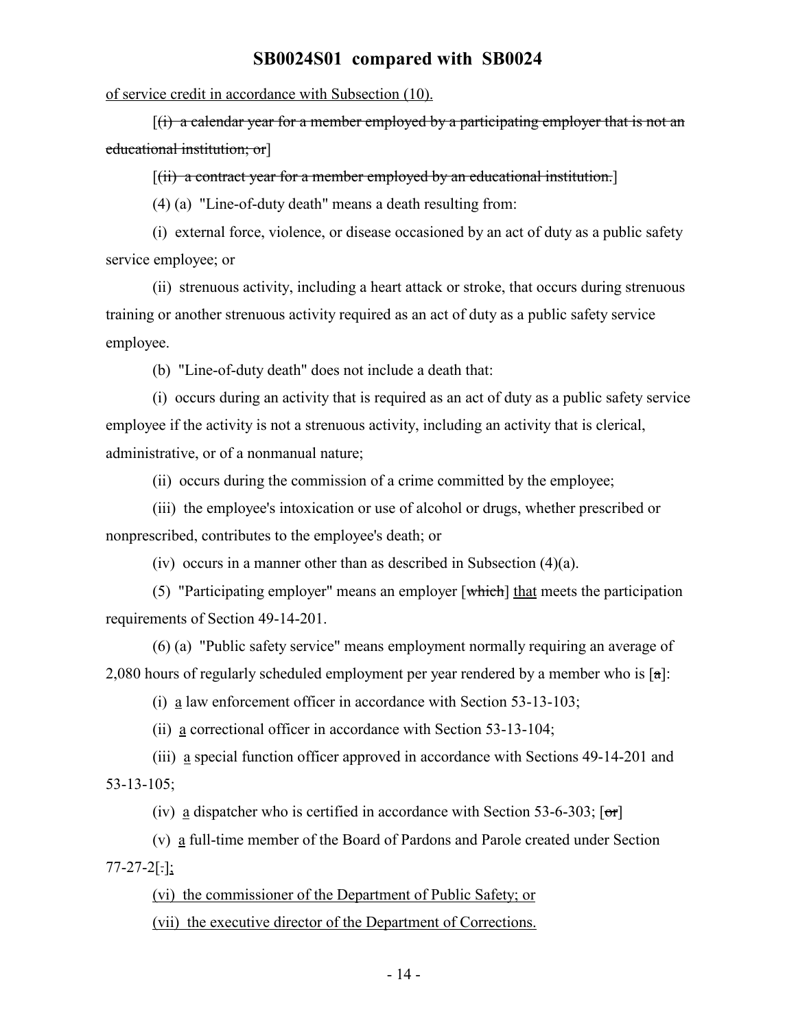of service credit in accordance with Subsection (10).

[~~(i) a calendar year for a member employed by a participating employer that is not an educational institution; or~~]

[~~(ii) a contract year for a member employed by an educational institution.~~]

(4) (a) "Line-of-duty death" means a death resulting from:

(i) external force, violence, or disease occasioned by an act of duty as a public safety service employee; or

(ii) strenuous activity, including a heart attack or stroke, that occurs during strenuous training or another strenuous activity required as an act of duty as a public safety service employee.

(b) "Line-of-duty death" does not include a death that:

(i) occurs during an activity that is required as an act of duty as a public safety service employee if the activity is not a strenuous activity, including an activity that is clerical, administrative, or of a nonmanual nature;

(ii) occurs during the commission of a crime committed by the employee;

(iii) the employee's intoxication or use of alcohol or drugs, whether prescribed or nonprescribed, contributes to the employee's death; or

(iv) occurs in a manner other than as described in Subsection (4)(a).

(5) "Participating employer" means an employer [~~which~~] <u>that</u> meets the participation requirements of Section 49-14-201.

(6) (a) "Public safety service" means employment normally requiring an average of 2,080 hours of regularly scheduled employment per year rendered by a member who is [~~a~~]:

(i) <u>a</u> law enforcement officer in accordance with Section 53-13-103;

(ii) <u>a</u> correctional officer in accordance with Section 53-13-104;

(iii) <u>a</u> special function officer approved in accordance with Sections 49-14-201 and 53-13-105;

(iv) <u>a</u> dispatcher who is certified in accordance with Section 53-6-303; [~~or~~]

(v) <u>a</u> full-time member of the Board of Pardons and Parole created under Section 77-27-2[~~.~~]<u>;</u>

<u>(vi) the commissioner of the Department of Public Safety; or</u>

<u>(vii) the executive director of the Department of Corrections.</u>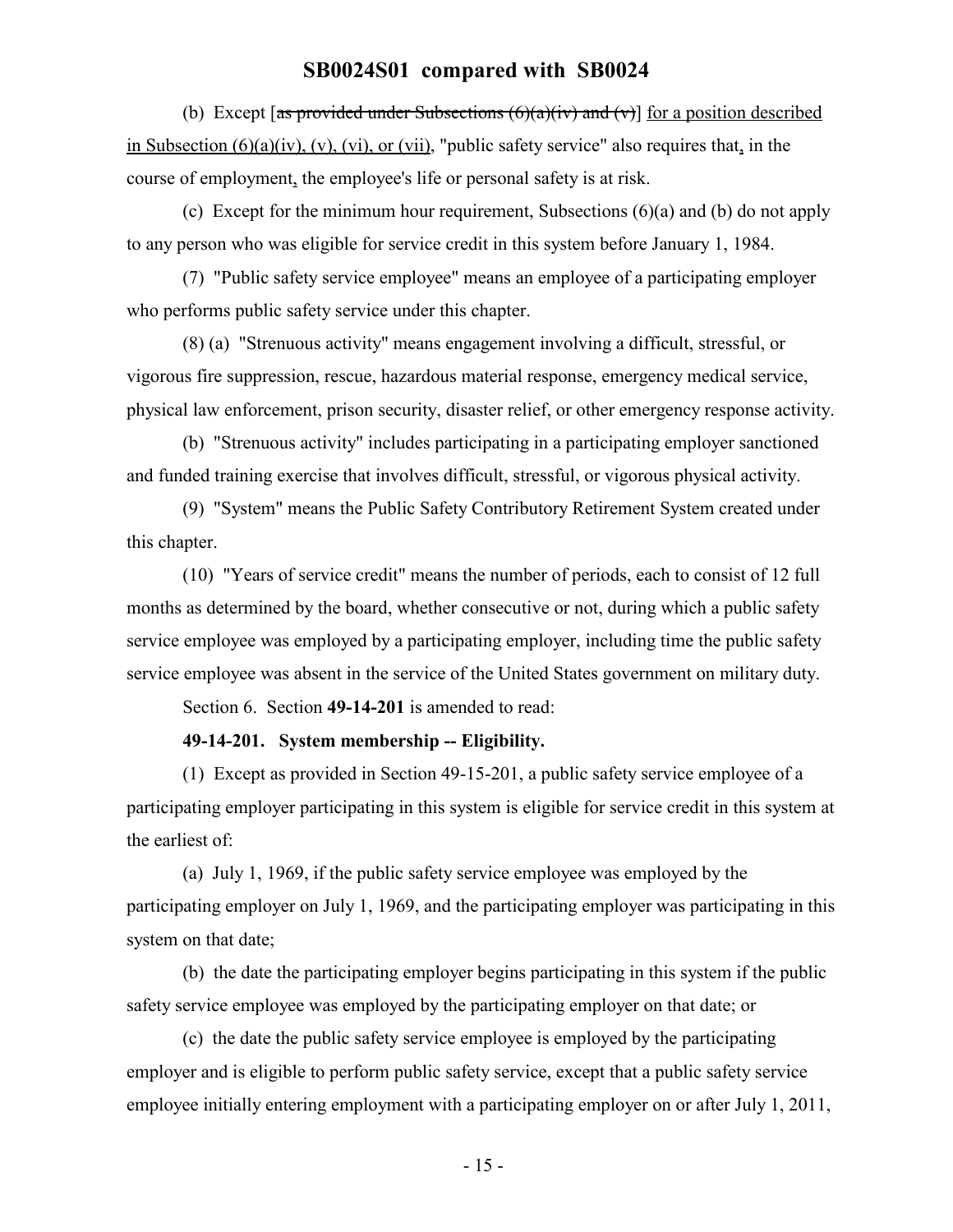(b) Except [~~as provided under Subsections (6)(a)(iv) and (v)~~] for a position described in Subsection (6)(a)(iv), (v), (vi), or (vii), "public safety service" also requires that, in the course of employment, the employee's life or personal safety is at risk.

(c) Except for the minimum hour requirement, Subsections (6)(a) and (b) do not apply to any person who was eligible for service credit in this system before January 1, 1984.

(7) "Public safety service employee" means an employee of a participating employer who performs public safety service under this chapter.

(8) (a) "Strenuous activity" means engagement involving a difficult, stressful, or vigorous fire suppression, rescue, hazardous material response, emergency medical service, physical law enforcement, prison security, disaster relief, or other emergency response activity.

(b) "Strenuous activity" includes participating in a participating employer sanctioned and funded training exercise that involves difficult, stressful, or vigorous physical activity.

(9) "System" means the Public Safety Contributory Retirement System created under this chapter.

(10) "Years of service credit" means the number of periods, each to consist of 12 full months as determined by the board, whether consecutive or not, during which a public safety service employee was employed by a participating employer, including time the public safety service employee was absent in the service of the United States government on military duty.

Section 6. Section **49-14-201** is amended to read:

**49-14-201. System membership -- Eligibility.**

(1) Except as provided in Section 49-15-201, a public safety service employee of a participating employer participating in this system is eligible for service credit in this system at the earliest of:

(a) July 1, 1969, if the public safety service employee was employed by the participating employer on July 1, 1969, and the participating employer was participating in this system on that date;

(b) the date the participating employer begins participating in this system if the public safety service employee was employed by the participating employer on that date; or

(c) the date the public safety service employee is employed by the participating employer and is eligible to perform public safety service, except that a public safety service employee initially entering employment with a participating employer on or after July 1, 2011,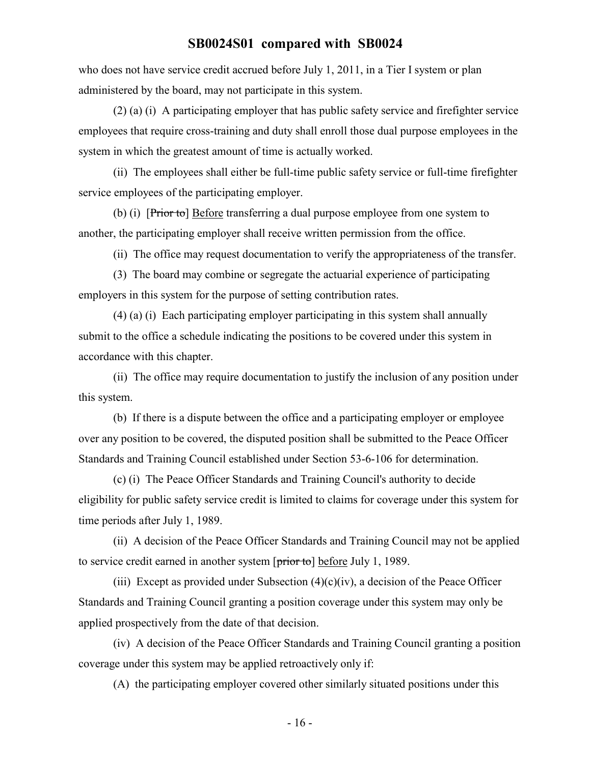who does not have service credit accrued before July 1, 2011, in a Tier I system or plan administered by the board, may not participate in this system.

(2) (a) (i) A participating employer that has public safety service and firefighter service employees that require cross-training and duty shall enroll those dual purpose employees in the system in which the greatest amount of time is actually worked.

(ii) The employees shall either be full-time public safety service or full-time firefighter service employees of the participating employer.

(b) (i) [~~Prior to~~] Before transferring a dual purpose employee from one system to another, the participating employer shall receive written permission from the office.

(ii) The office may request documentation to verify the appropriateness of the transfer.

(3) The board may combine or segregate the actuarial experience of participating employers in this system for the purpose of setting contribution rates.

(4) (a) (i) Each participating employer participating in this system shall annually submit to the office a schedule indicating the positions to be covered under this system in accordance with this chapter.

(ii) The office may require documentation to justify the inclusion of any position under this system.

(b) If there is a dispute between the office and a participating employer or employee over any position to be covered, the disputed position shall be submitted to the Peace Officer Standards and Training Council established under Section 53-6-106 for determination.

(c) (i) The Peace Officer Standards and Training Council's authority to decide eligibility for public safety service credit is limited to claims for coverage under this system for time periods after July 1, 1989.

(ii) A decision of the Peace Officer Standards and Training Council may not be applied to service credit earned in another system [~~prior to~~] before July 1, 1989.

(iii) Except as provided under Subsection (4)(c)(iv), a decision of the Peace Officer Standards and Training Council granting a position coverage under this system may only be applied prospectively from the date of that decision.

(iv) A decision of the Peace Officer Standards and Training Council granting a position coverage under this system may be applied retroactively only if:

(A) the participating employer covered other similarly situated positions under this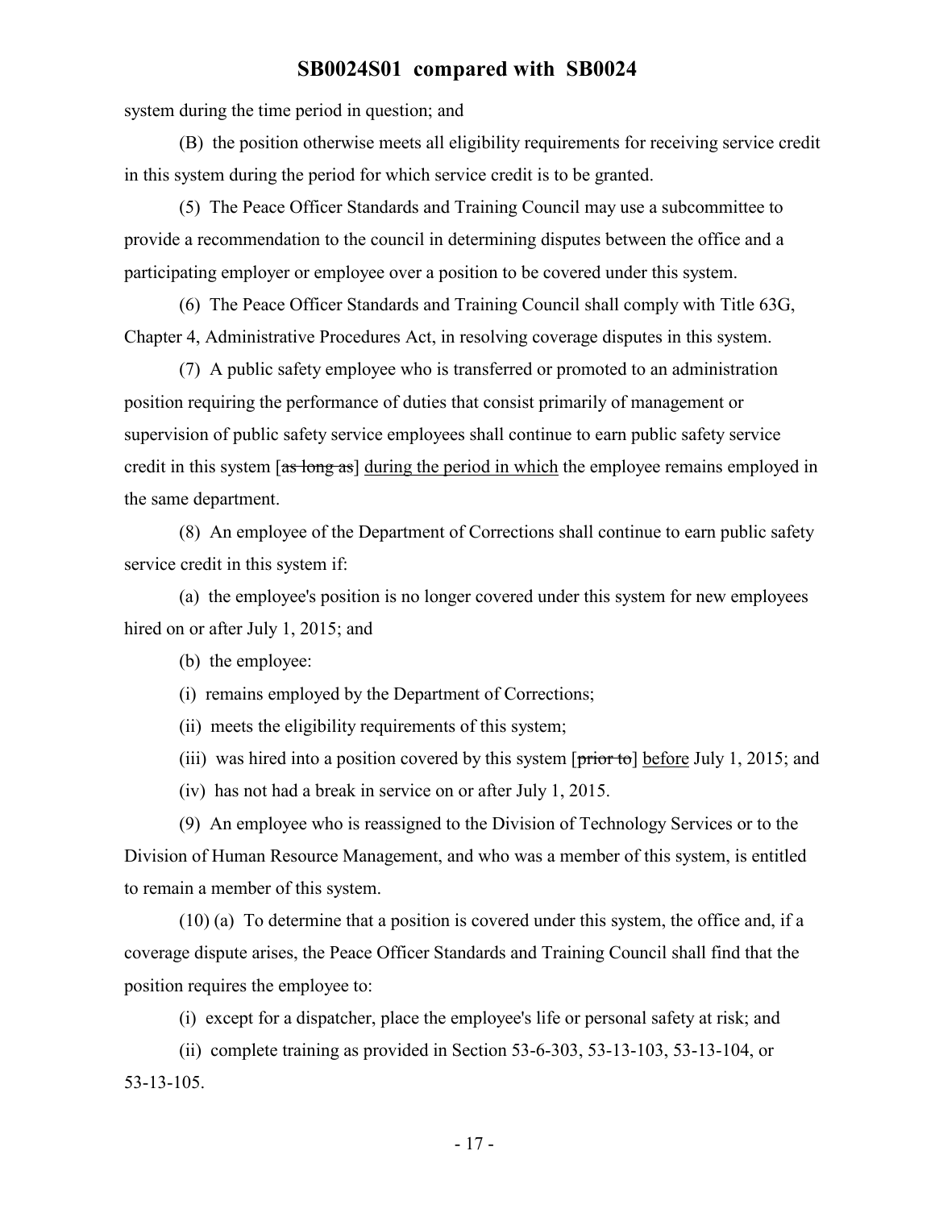system during the time period in question; and

(B) the position otherwise meets all eligibility requirements for receiving service credit in this system during the period for which service credit is to be granted.

(5) The Peace Officer Standards and Training Council may use a subcommittee to provide a recommendation to the council in determining disputes between the office and a participating employer or employee over a position to be covered under this system.

(6) The Peace Officer Standards and Training Council shall comply with Title 63G, Chapter 4, Administrative Procedures Act, in resolving coverage disputes in this system.

(7) A public safety employee who is transferred or promoted to an administration position requiring the performance of duties that consist primarily of management or supervision of public safety service employees shall continue to earn public safety service credit in this system [~~as long as~~] <u>during the period in which</u> the employee remains employed in the same department.

(8) An employee of the Department of Corrections shall continue to earn public safety service credit in this system if:

(a) the employee's position is no longer covered under this system for new employees hired on or after July 1, 2015; and

(b) the employee:

(i) remains employed by the Department of Corrections;

(ii) meets the eligibility requirements of this system;

(iii) was hired into a position covered by this system [~~prior to~~] <u>before</u> July 1, 2015; and

(iv) has not had a break in service on or after July 1, 2015.

(9) An employee who is reassigned to the Division of Technology Services or to the Division of Human Resource Management, and who was a member of this system, is entitled to remain a member of this system.

(10) (a) To determine that a position is covered under this system, the office and, if a coverage dispute arises, the Peace Officer Standards and Training Council shall find that the position requires the employee to:

(i) except for a dispatcher, place the employee's life or personal safety at risk; and

(ii) complete training as provided in Section 53-6-303, 53-13-103, 53-13-104, or 53-13-105.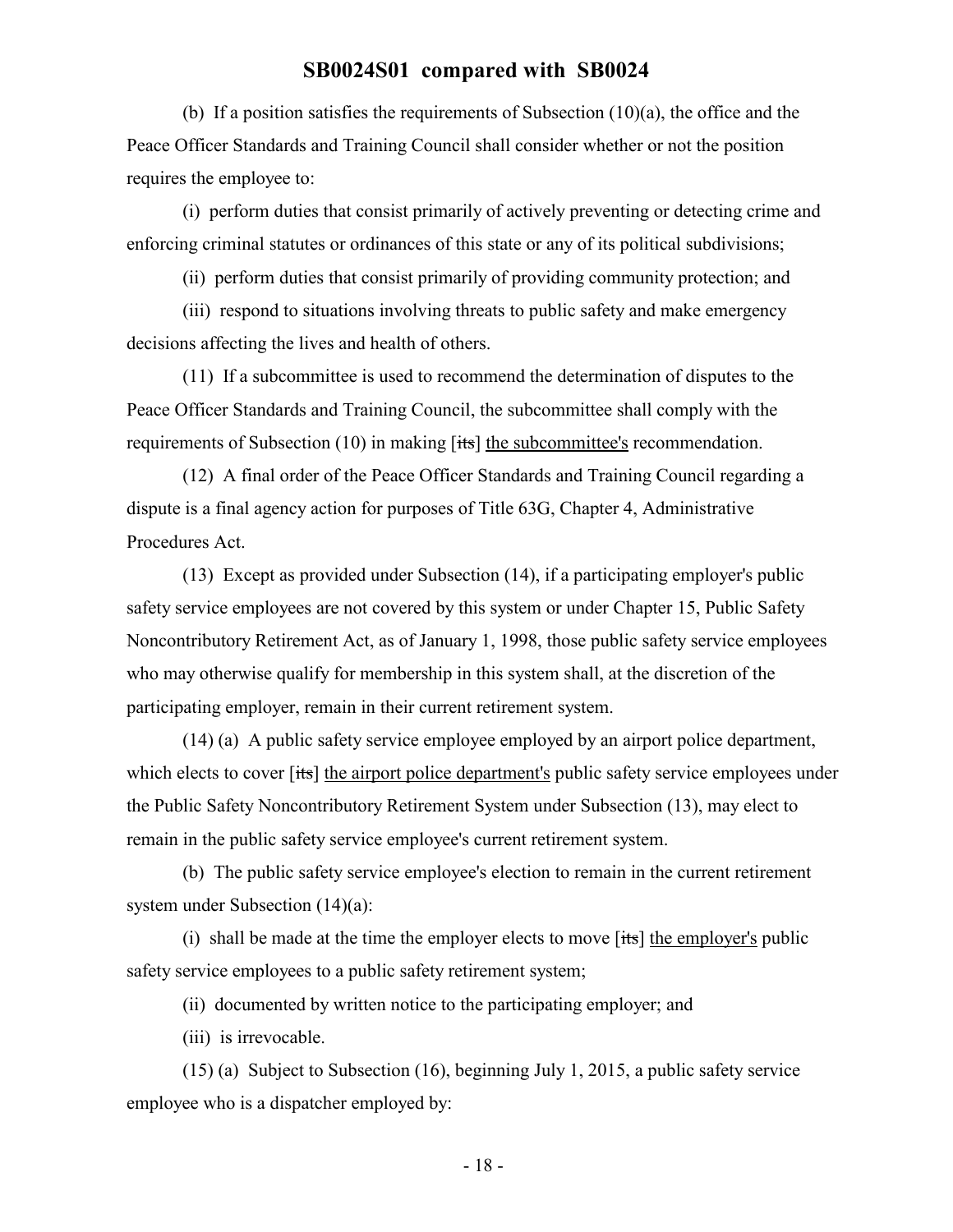(b) If a position satisfies the requirements of Subsection (10)(a), the office and the Peace Officer Standards and Training Council shall consider whether or not the position requires the employee to:

(i) perform duties that consist primarily of actively preventing or detecting crime and enforcing criminal statutes or ordinances of this state or any of its political subdivisions;

(ii) perform duties that consist primarily of providing community protection; and

(iii) respond to situations involving threats to public safety and make emergency decisions affecting the lives and health of others.

(11) If a subcommittee is used to recommend the determination of disputes to the Peace Officer Standards and Training Council, the subcommittee shall comply with the requirements of Subsection (10) in making [~~its~~] the subcommittee's recommendation.

(12) A final order of the Peace Officer Standards and Training Council regarding a dispute is a final agency action for purposes of Title 63G, Chapter 4, Administrative Procedures Act.

(13) Except as provided under Subsection (14), if a participating employer's public safety service employees are not covered by this system or under Chapter 15, Public Safety Noncontributory Retirement Act, as of January 1, 1998, those public safety service employees who may otherwise qualify for membership in this system shall, at the discretion of the participating employer, remain in their current retirement system.

(14) (a) A public safety service employee employed by an airport police department, which elects to cover [~~its~~] the airport police department's public safety service employees under the Public Safety Noncontributory Retirement System under Subsection (13), may elect to remain in the public safety service employee's current retirement system.

(b) The public safety service employee's election to remain in the current retirement system under Subsection (14)(a):

(i) shall be made at the time the employer elects to move [~~its~~] the employer's public safety service employees to a public safety retirement system;

(ii) documented by written notice to the participating employer; and

(iii) is irrevocable.

(15) (a) Subject to Subsection (16), beginning July 1, 2015, a public safety service employee who is a dispatcher employed by: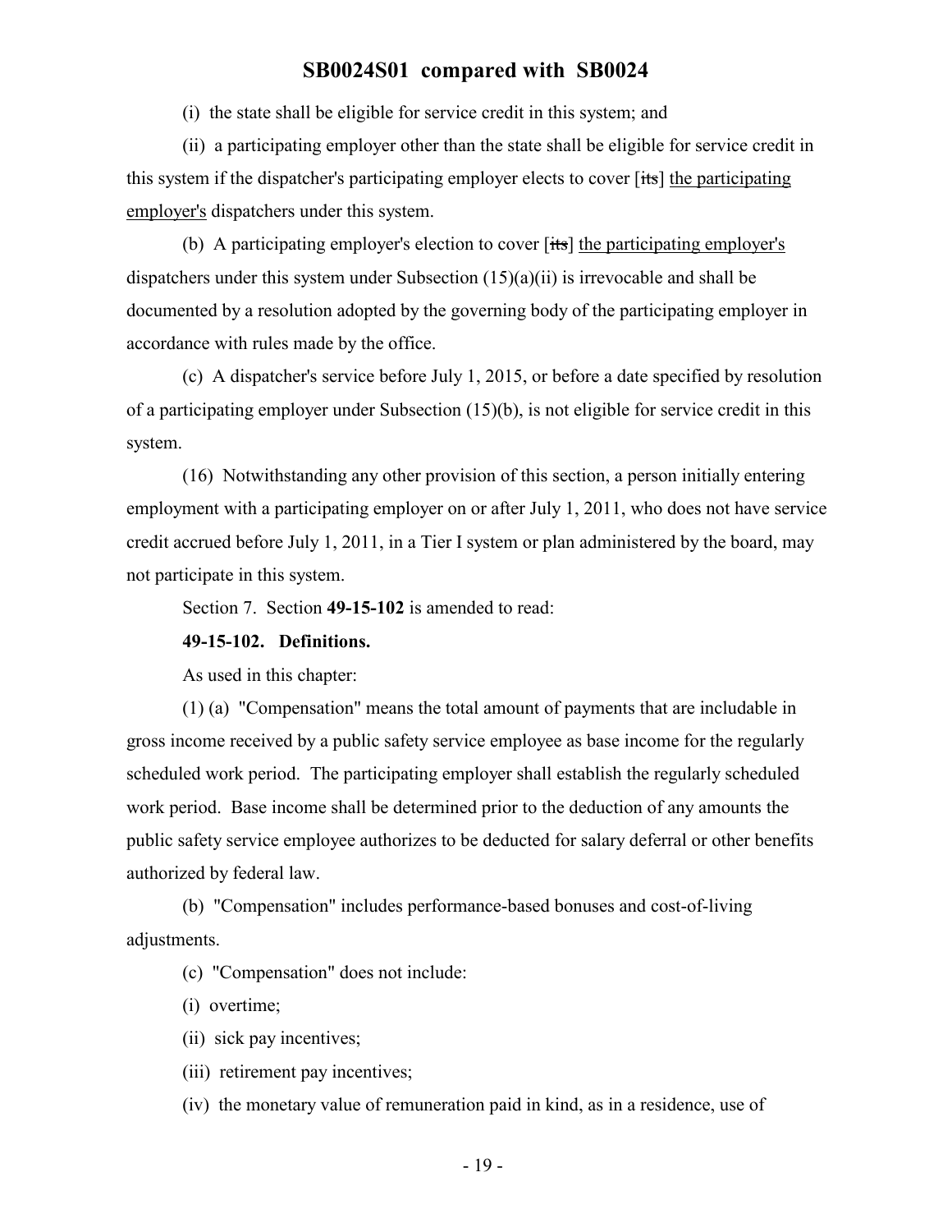(i) the state shall be eligible for service credit in this system; and

(ii) a participating employer other than the state shall be eligible for service credit in this system if the dispatcher's participating employer elects to cover [~~its~~] the participating employer's dispatchers under this system.

(b) A participating employer's election to cover [~~its~~] the participating employer's dispatchers under this system under Subsection (15)(a)(ii) is irrevocable and shall be documented by a resolution adopted by the governing body of the participating employer in accordance with rules made by the office.

(c) A dispatcher's service before July 1, 2015, or before a date specified by resolution of a participating employer under Subsection (15)(b), is not eligible for service credit in this system.

(16) Notwithstanding any other provision of this section, a person initially entering employment with a participating employer on or after July 1, 2011, who does not have service credit accrued before July 1, 2011, in a Tier I system or plan administered by the board, may not participate in this system.

Section 7. Section **49-15-102** is amended to read:

**49-15-102. Definitions.**

As used in this chapter:

(1) (a) "Compensation" means the total amount of payments that are includable in gross income received by a public safety service employee as base income for the regularly scheduled work period. The participating employer shall establish the regularly scheduled work period. Base income shall be determined prior to the deduction of any amounts the public safety service employee authorizes to be deducted for salary deferral or other benefits authorized by federal law.

(b) "Compensation" includes performance-based bonuses and cost-of-living adjustments.

(c) "Compensation" does not include:

(i) overtime;

(ii) sick pay incentives;

(iii) retirement pay incentives;

(iv) the monetary value of remuneration paid in kind, as in a residence, use of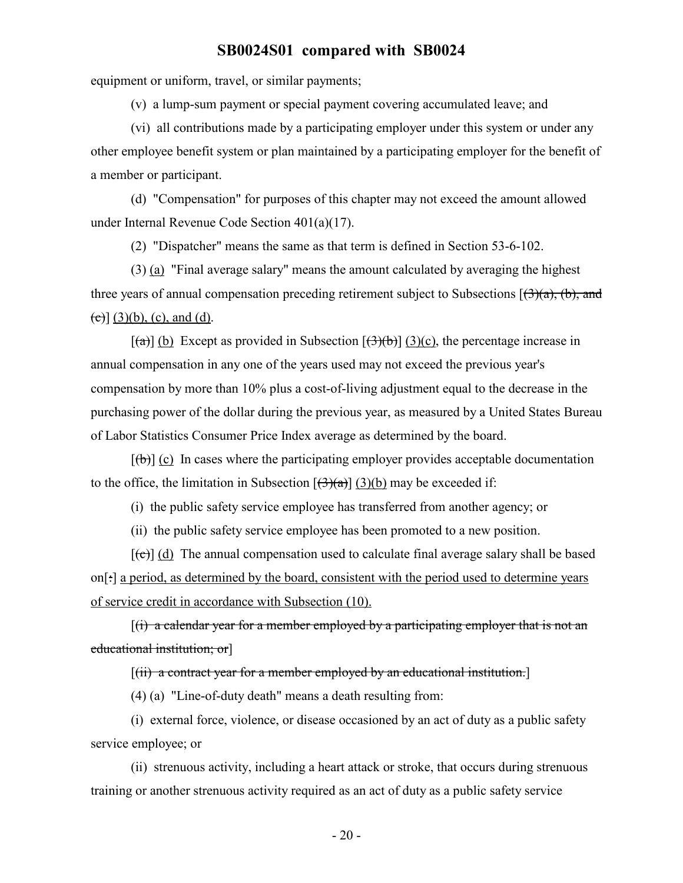equipment or uniform, travel, or similar payments;

(v) a lump-sum payment or special payment covering accumulated leave; and

(vi) all contributions made by a participating employer under this system or under any other employee benefit system or plan maintained by a participating employer for the benefit of a member or participant.

(d) "Compensation" for purposes of this chapter may not exceed the amount allowed under Internal Revenue Code Section 401(a)(17).

(2) "Dispatcher" means the same as that term is defined in Section 53-6-102.

(3) (a) "Final average salary" means the amount calculated by averaging the highest three years of annual compensation preceding retirement subject to Subsections [~~(3)(a), (b), and (c)~~] (3)(b), (c), and (d).

[~~(a)~~] (b) Except as provided in Subsection [~~(3)(b)~~] (3)(c), the percentage increase in annual compensation in any one of the years used may not exceed the previous year's compensation by more than 10% plus a cost-of-living adjustment equal to the decrease in the purchasing power of the dollar during the previous year, as measured by a United States Bureau of Labor Statistics Consumer Price Index average as determined by the board.

[~~(b)~~] (c) In cases where the participating employer provides acceptable documentation to the office, the limitation in Subsection [~~(3)(a)~~] (3)(b) may be exceeded if:

(i) the public safety service employee has transferred from another agency; or

(ii) the public safety service employee has been promoted to a new position.

[~~(c)~~] (d) The annual compensation used to calculate final average salary shall be based on[~~:~~] a period, as determined by the board, consistent with the period used to determine years of service credit in accordance with Subsection (10).

[~~(i) a calendar year for a member employed by a participating employer that is not an educational institution; or~~]

[~~(ii) a contract year for a member employed by an educational institution.~~]

(4) (a) "Line-of-duty death" means a death resulting from:

(i) external force, violence, or disease occasioned by an act of duty as a public safety service employee; or

(ii) strenuous activity, including a heart attack or stroke, that occurs during strenuous training or another strenuous activity required as an act of duty as a public safety service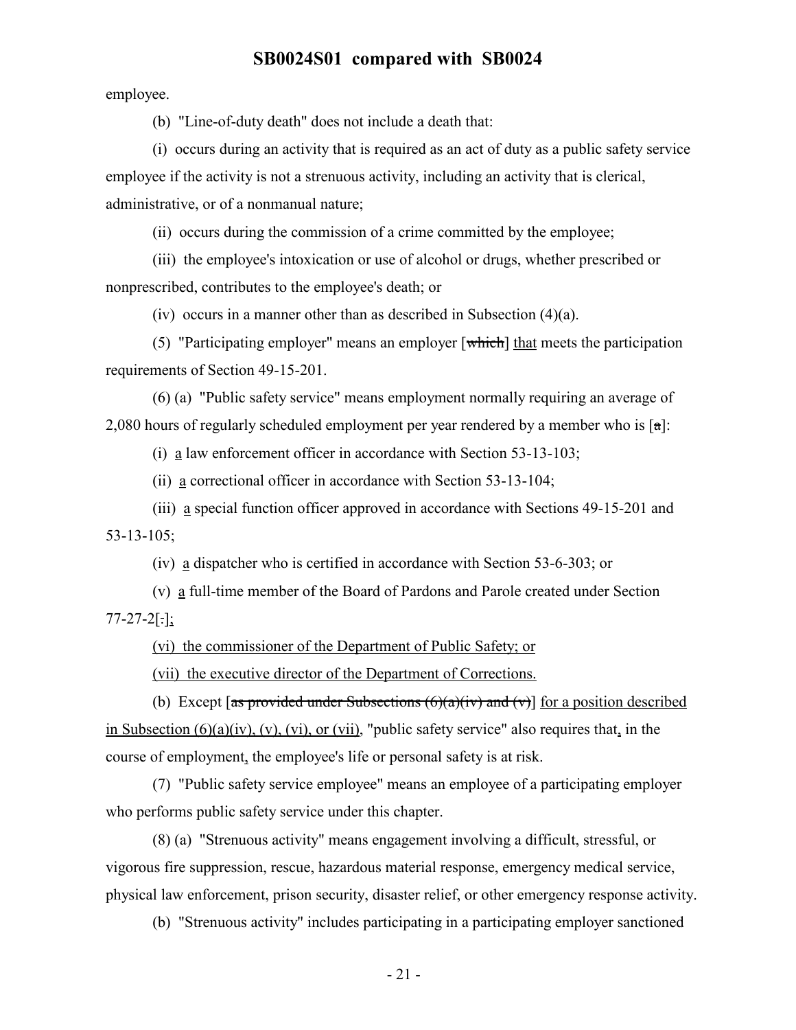employee.

(b) "Line-of-duty death" does not include a death that:

(i) occurs during an activity that is required as an act of duty as a public safety service employee if the activity is not a strenuous activity, including an activity that is clerical, administrative, or of a nonmanual nature;

(ii) occurs during the commission of a crime committed by the employee;

(iii) the employee's intoxication or use of alcohol or drugs, whether prescribed or nonprescribed, contributes to the employee's death; or

(iv) occurs in a manner other than as described in Subsection (4)(a).

(5) "Participating employer" means an employer [~~which~~] <u>that</u> meets the participation requirements of Section 49-15-201.

(6) (a) "Public safety service" means employment normally requiring an average of 2,080 hours of regularly scheduled employment per year rendered by a member who is [~~a~~]:

(i) <u>a</u> law enforcement officer in accordance with Section 53-13-103;

(ii) <u>a</u> correctional officer in accordance with Section 53-13-104;

(iii) <u>a</u> special function officer approved in accordance with Sections 49-15-201 and 53-13-105;

(iv) <u>a</u> dispatcher who is certified in accordance with Section 53-6-303; or

(v) <u>a</u> full-time member of the Board of Pardons and Parole created under Section 77-27-2[~~.~~]<u>;</u>

<u>(vi) the commissioner of the Department of Public Safety; or</u>

<u>(vii) the executive director of the Department of Corrections.</u>

(b) Except [~~as provided under Subsections (6)(a)(iv) and (v)~~] <u>for a position described in Subsection (6)(a)(iv), (v), (vi), or (vii),</u> "public safety service" also requires that<u>,</u> in the course of employment<u>,</u> the employee's life or personal safety is at risk.

(7) "Public safety service employee" means an employee of a participating employer who performs public safety service under this chapter.

(8) (a) "Strenuous activity" means engagement involving a difficult, stressful, or vigorous fire suppression, rescue, hazardous material response, emergency medical service, physical law enforcement, prison security, disaster relief, or other emergency response activity.

(b) "Strenuous activity" includes participating in a participating employer sanctioned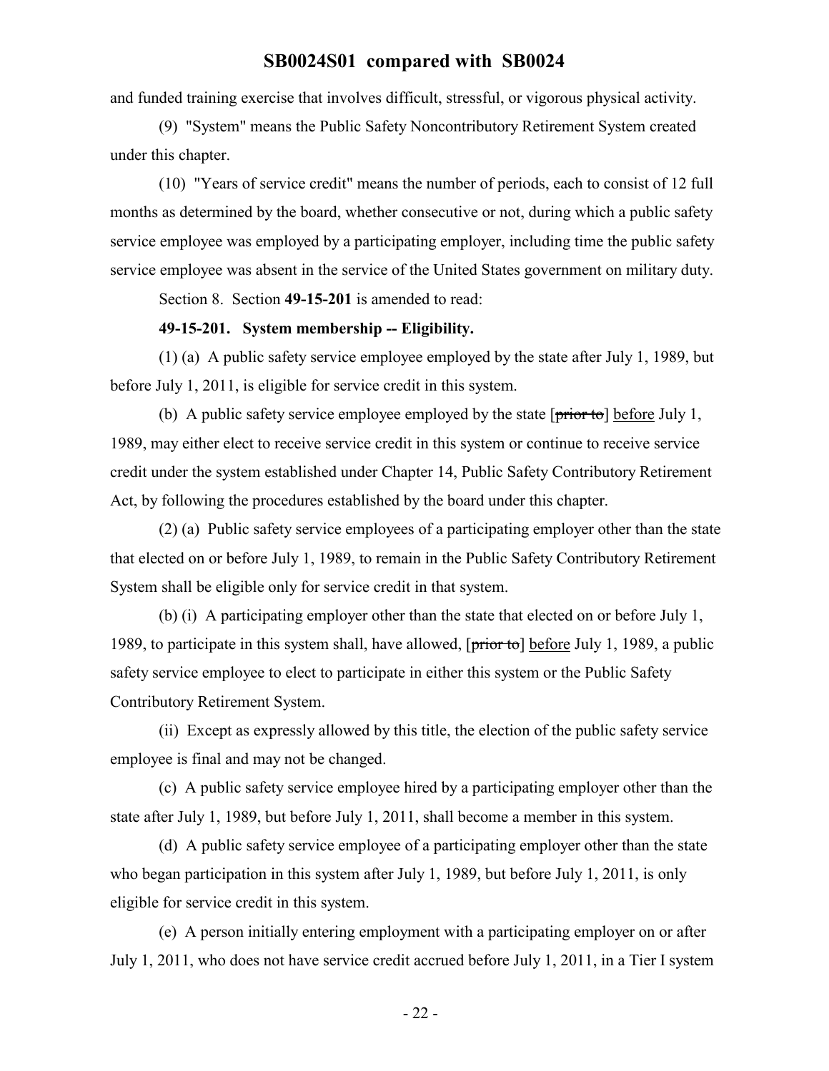and funded training exercise that involves difficult, stressful, or vigorous physical activity.

(9) "System" means the Public Safety Noncontributory Retirement System created under this chapter.

(10) "Years of service credit" means the number of periods, each to consist of 12 full months as determined by the board, whether consecutive or not, during which a public safety service employee was employed by a participating employer, including time the public safety service employee was absent in the service of the United States government on military duty.

Section 8. Section **49-15-201** is amended to read:

**49-15-201. System membership -- Eligibility.**

(1) (a) A public safety service employee employed by the state after July 1, 1989, but before July 1, 2011, is eligible for service credit in this system.

(b) A public safety service employee employed by the state [~~prior to~~] before July 1, 1989, may either elect to receive service credit in this system or continue to receive service credit under the system established under Chapter 14, Public Safety Contributory Retirement Act, by following the procedures established by the board under this chapter.

(2) (a) Public safety service employees of a participating employer other than the state that elected on or before July 1, 1989, to remain in the Public Safety Contributory Retirement System shall be eligible only for service credit in that system.

(b) (i) A participating employer other than the state that elected on or before July 1, 1989, to participate in this system shall, have allowed, [~~prior to~~] before July 1, 1989, a public safety service employee to elect to participate in either this system or the Public Safety Contributory Retirement System.

(ii) Except as expressly allowed by this title, the election of the public safety service employee is final and may not be changed.

(c) A public safety service employee hired by a participating employer other than the state after July 1, 1989, but before July 1, 2011, shall become a member in this system.

(d) A public safety service employee of a participating employer other than the state who began participation in this system after July 1, 1989, but before July 1, 2011, is only eligible for service credit in this system.

(e) A person initially entering employment with a participating employer on or after July 1, 2011, who does not have service credit accrued before July 1, 2011, in a Tier I system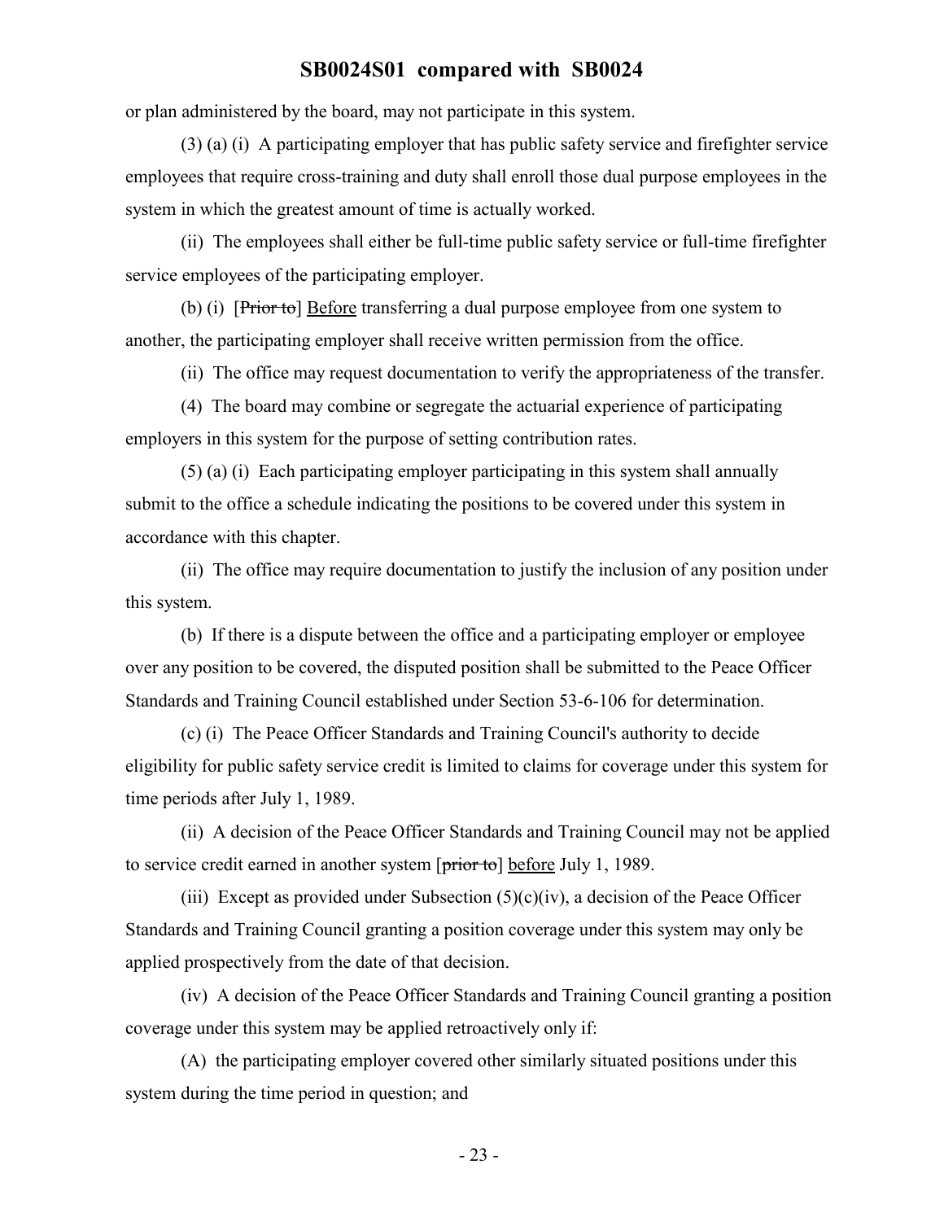or plan administered by the board, may not participate in this system.

(3) (a) (i) A participating employer that has public safety service and firefighter service employees that require cross-training and duty shall enroll those dual purpose employees in the system in which the greatest amount of time is actually worked.

(ii) The employees shall either be full-time public safety service or full-time firefighter service employees of the participating employer.

(b) (i) [~~Prior to~~] Before transferring a dual purpose employee from one system to another, the participating employer shall receive written permission from the office.

(ii) The office may request documentation to verify the appropriateness of the transfer.

(4) The board may combine or segregate the actuarial experience of participating employers in this system for the purpose of setting contribution rates.

(5) (a) (i) Each participating employer participating in this system shall annually submit to the office a schedule indicating the positions to be covered under this system in accordance with this chapter.

(ii) The office may require documentation to justify the inclusion of any position under this system.

(b) If there is a dispute between the office and a participating employer or employee over any position to be covered, the disputed position shall be submitted to the Peace Officer Standards and Training Council established under Section 53-6-106 for determination.

(c) (i) The Peace Officer Standards and Training Council's authority to decide eligibility for public safety service credit is limited to claims for coverage under this system for time periods after July 1, 1989.

(ii) A decision of the Peace Officer Standards and Training Council may not be applied to service credit earned in another system [~~prior to~~] before July 1, 1989.

(iii) Except as provided under Subsection (5)(c)(iv), a decision of the Peace Officer Standards and Training Council granting a position coverage under this system may only be applied prospectively from the date of that decision.

(iv) A decision of the Peace Officer Standards and Training Council granting a position coverage under this system may be applied retroactively only if:

(A) the participating employer covered other similarly situated positions under this system during the time period in question; and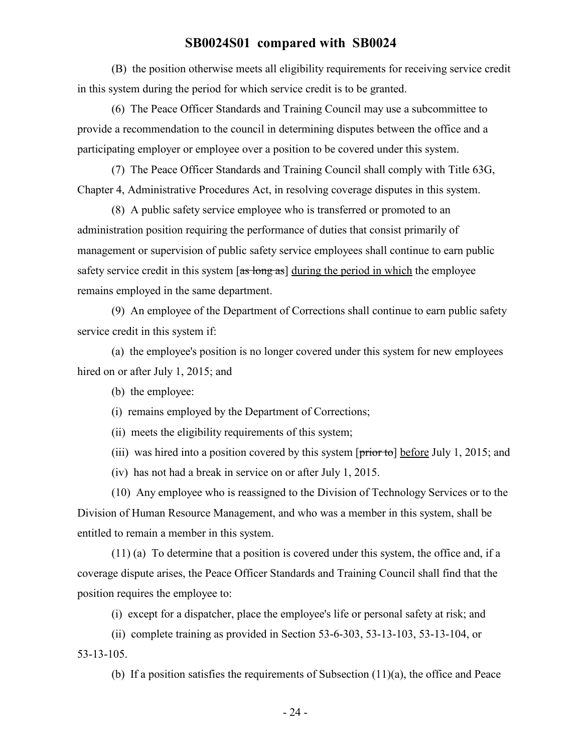(B) the position otherwise meets all eligibility requirements for receiving service credit in this system during the period for which service credit is to be granted.

(6) The Peace Officer Standards and Training Council may use a subcommittee to provide a recommendation to the council in determining disputes between the office and a participating employer or employee over a position to be covered under this system.

(7) The Peace Officer Standards and Training Council shall comply with Title 63G, Chapter 4, Administrative Procedures Act, in resolving coverage disputes in this system.

(8) A public safety service employee who is transferred or promoted to an administration position requiring the performance of duties that consist primarily of management or supervision of public safety service employees shall continue to earn public safety service credit in this system [~~as long as~~] <u>during the period in which</u> the employee remains employed in the same department.

(9) An employee of the Department of Corrections shall continue to earn public safety service credit in this system if:

(a) the employee's position is no longer covered under this system for new employees hired on or after July 1, 2015; and

(b) the employee:

(i) remains employed by the Department of Corrections;

(ii) meets the eligibility requirements of this system;

(iii) was hired into a position covered by this system [~~prior to~~] <u>before</u> July 1, 2015; and

(iv) has not had a break in service on or after July 1, 2015.

(10) Any employee who is reassigned to the Division of Technology Services or to the Division of Human Resource Management, and who was a member in this system, shall be entitled to remain a member in this system.

(11) (a) To determine that a position is covered under this system, the office and, if a coverage dispute arises, the Peace Officer Standards and Training Council shall find that the position requires the employee to:

(i) except for a dispatcher, place the employee's life or personal safety at risk; and

(ii) complete training as provided in Section 53-6-303, 53-13-103, 53-13-104, or 53-13-105.

(b) If a position satisfies the requirements of Subsection (11)(a), the office and Peace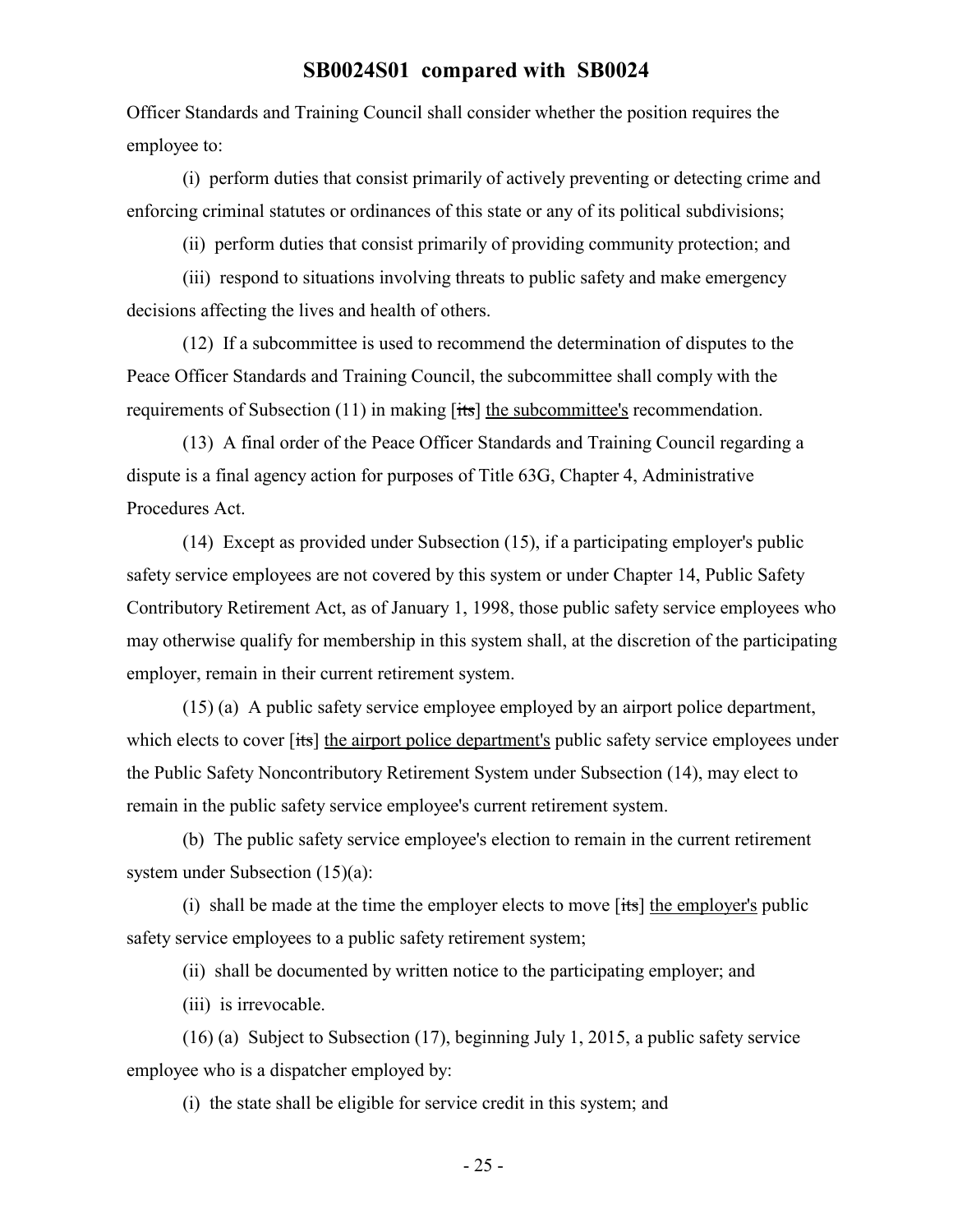Officer Standards and Training Council shall consider whether the position requires the employee to:

(i) perform duties that consist primarily of actively preventing or detecting crime and enforcing criminal statutes or ordinances of this state or any of its political subdivisions;

(ii) perform duties that consist primarily of providing community protection; and

(iii) respond to situations involving threats to public safety and make emergency decisions affecting the lives and health of others.

(12) If a subcommittee is used to recommend the determination of disputes to the Peace Officer Standards and Training Council, the subcommittee shall comply with the requirements of Subsection (11) in making [~~its~~] the subcommittee's recommendation.

(13) A final order of the Peace Officer Standards and Training Council regarding a dispute is a final agency action for purposes of Title 63G, Chapter 4, Administrative Procedures Act.

(14) Except as provided under Subsection (15), if a participating employer's public safety service employees are not covered by this system or under Chapter 14, Public Safety Contributory Retirement Act, as of January 1, 1998, those public safety service employees who may otherwise qualify for membership in this system shall, at the discretion of the participating employer, remain in their current retirement system.

(15) (a) A public safety service employee employed by an airport police department, which elects to cover [~~its~~] the airport police department's public safety service employees under the Public Safety Noncontributory Retirement System under Subsection (14), may elect to remain in the public safety service employee's current retirement system.

(b) The public safety service employee's election to remain in the current retirement system under Subsection (15)(a):

(i) shall be made at the time the employer elects to move [~~its~~] the employer's public safety service employees to a public safety retirement system;

(ii) shall be documented by written notice to the participating employer; and

(iii) is irrevocable.

(16) (a) Subject to Subsection (17), beginning July 1, 2015, a public safety service employee who is a dispatcher employed by:

(i) the state shall be eligible for service credit in this system; and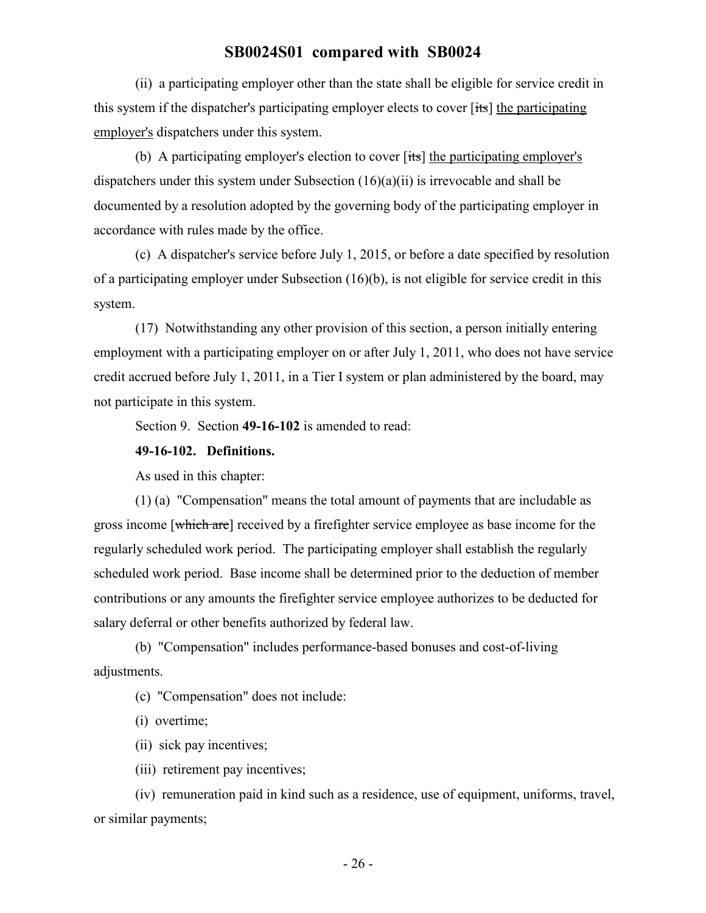(ii) a participating employer other than the state shall be eligible for service credit in this system if the dispatcher's participating employer elects to cover [~~its~~] <u>the participating employer's</u> dispatchers under this system.

(b) A participating employer's election to cover [~~its~~] <u>the participating employer's</u> dispatchers under this system under Subsection (16)(a)(ii) is irrevocable and shall be documented by a resolution adopted by the governing body of the participating employer in accordance with rules made by the office.

(c) A dispatcher's service before July 1, 2015, or before a date specified by resolution of a participating employer under Subsection (16)(b), is not eligible for service credit in this system.

(17) Notwithstanding any other provision of this section, a person initially entering employment with a participating employer on or after July 1, 2011, who does not have service credit accrued before July 1, 2011, in a Tier I system or plan administered by the board, may not participate in this system.

Section 9. Section **49-16-102** is amended to read:

**49-16-102. Definitions.**

As used in this chapter:

(1) (a) "Compensation" means the total amount of payments that are includable as gross income [~~which are~~] received by a firefighter service employee as base income for the regularly scheduled work period. The participating employer shall establish the regularly scheduled work period. Base income shall be determined prior to the deduction of member contributions or any amounts the firefighter service employee authorizes to be deducted for salary deferral or other benefits authorized by federal law.

(b) "Compensation" includes performance-based bonuses and cost-of-living adjustments.

(c) "Compensation" does not include:

(i) overtime;

(ii) sick pay incentives;

(iii) retirement pay incentives;

(iv) remuneration paid in kind such as a residence, use of equipment, uniforms, travel, or similar payments;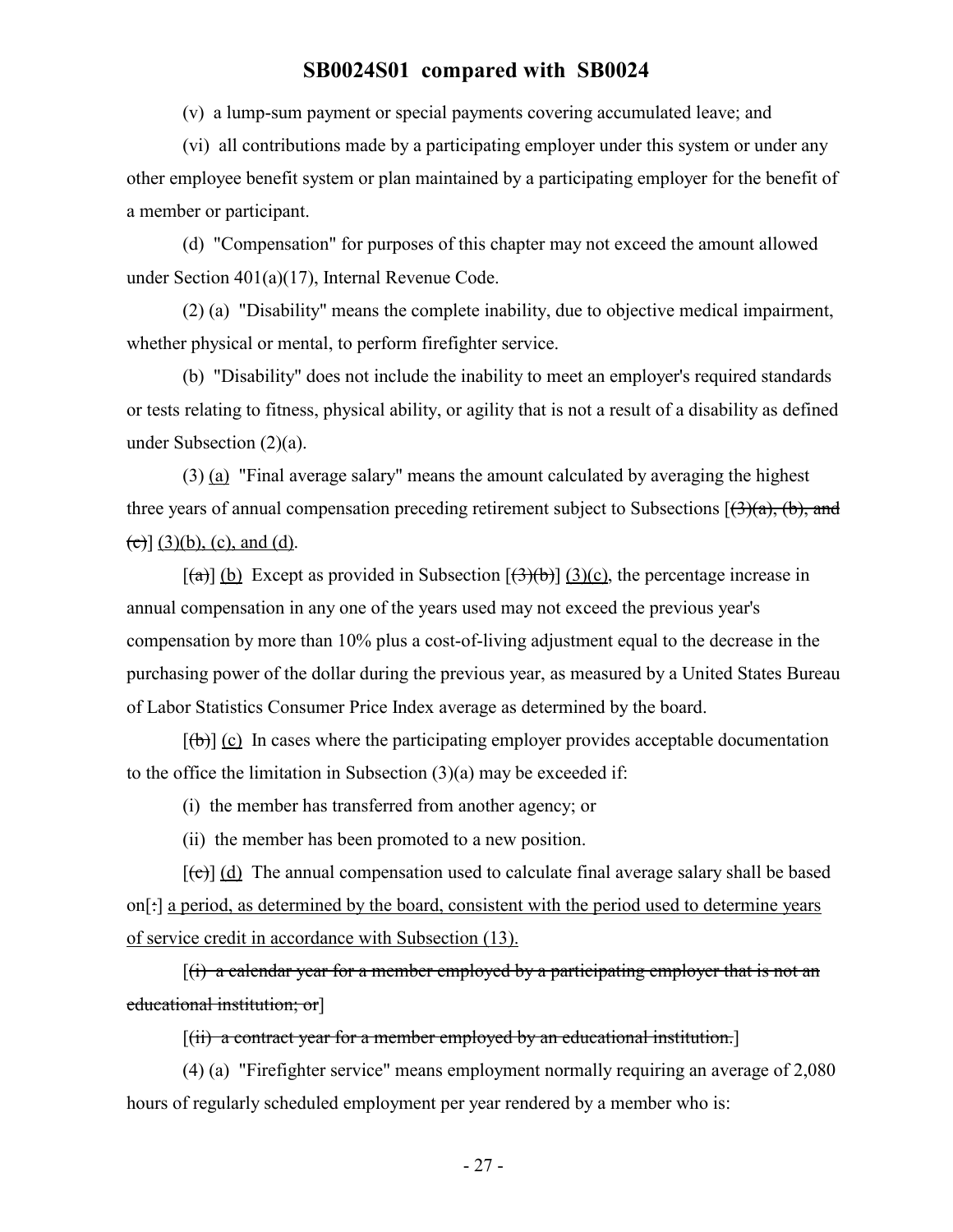(v) a lump-sum payment or special payments covering accumulated leave; and

(vi) all contributions made by a participating employer under this system or under any other employee benefit system or plan maintained by a participating employer for the benefit of a member or participant.

(d) "Compensation" for purposes of this chapter may not exceed the amount allowed under Section 401(a)(17), Internal Revenue Code.

(2) (a) "Disability" means the complete inability, due to objective medical impairment, whether physical or mental, to perform firefighter service.

(b) "Disability" does not include the inability to meet an employer's required standards or tests relating to fitness, physical ability, or agility that is not a result of a disability as defined under Subsection (2)(a).

(3) (a) "Final average salary" means the amount calculated by averaging the highest three years of annual compensation preceding retirement subject to Subsections [~~(3)(a), (b), and (c)~~] (3)(b), (c), and (d).

[~~(a)~~] (b) Except as provided in Subsection [~~(3)(b)~~] (3)(c), the percentage increase in annual compensation in any one of the years used may not exceed the previous year's compensation by more than 10% plus a cost-of-living adjustment equal to the decrease in the purchasing power of the dollar during the previous year, as measured by a United States Bureau of Labor Statistics Consumer Price Index average as determined by the board.

[~~(b)~~] (c) In cases where the participating employer provides acceptable documentation to the office the limitation in Subsection (3)(a) may be exceeded if:

(i) the member has transferred from another agency; or

(ii) the member has been promoted to a new position.

[~~(c)~~] (d) The annual compensation used to calculate final average salary shall be based on[~~:~~] a period, as determined by the board, consistent with the period used to determine years of service credit in accordance with Subsection (13).

[~~(i) a calendar year for a member employed by a participating employer that is not an educational institution; or~~]

[~~(ii) a contract year for a member employed by an educational institution.~~]

(4) (a) "Firefighter service" means employment normally requiring an average of 2,080 hours of regularly scheduled employment per year rendered by a member who is: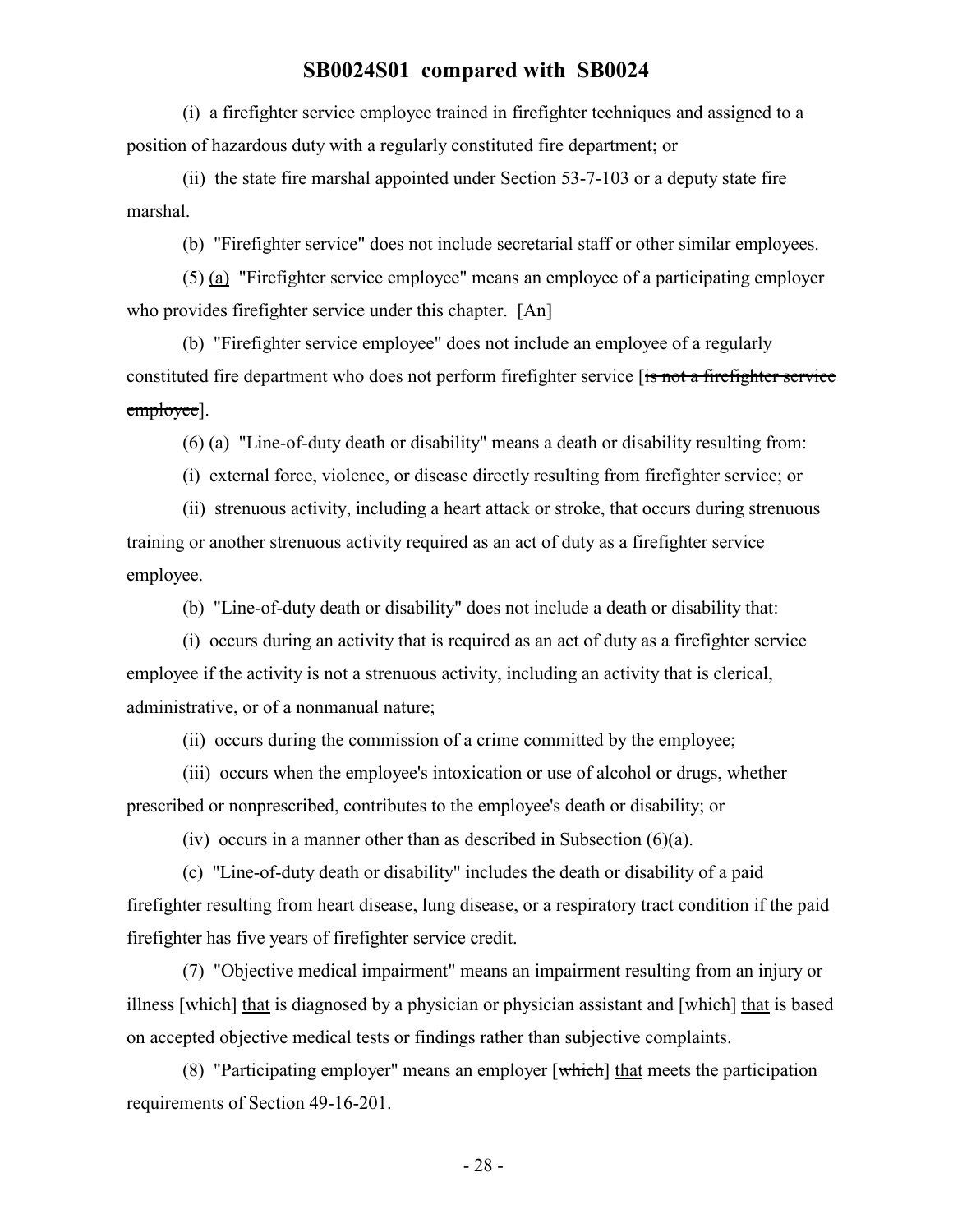(i) a firefighter service employee trained in firefighter techniques and assigned to a position of hazardous duty with a regularly constituted fire department; or

(ii) the state fire marshal appointed under Section 53-7-103 or a deputy state fire marshal.

(b) "Firefighter service" does not include secretarial staff or other similar employees.

(5) (a) "Firefighter service employee" means an employee of a participating employer who provides firefighter service under this chapter. [~~An~~]

(b) "Firefighter service employee" does not include an employee of a regularly constituted fire department who does not perform firefighter service [~~is not a firefighter service employee~~].

(6) (a) "Line-of-duty death or disability" means a death or disability resulting from:

(i) external force, violence, or disease directly resulting from firefighter service; or

(ii) strenuous activity, including a heart attack or stroke, that occurs during strenuous training or another strenuous activity required as an act of duty as a firefighter service employee.

(b) "Line-of-duty death or disability" does not include a death or disability that:

(i) occurs during an activity that is required as an act of duty as a firefighter service employee if the activity is not a strenuous activity, including an activity that is clerical, administrative, or of a nonmanual nature;

(ii) occurs during the commission of a crime committed by the employee;

(iii) occurs when the employee's intoxication or use of alcohol or drugs, whether prescribed or nonprescribed, contributes to the employee's death or disability; or

(iv) occurs in a manner other than as described in Subsection (6)(a).

(c) "Line-of-duty death or disability" includes the death or disability of a paid firefighter resulting from heart disease, lung disease, or a respiratory tract condition if the paid firefighter has five years of firefighter service credit.

(7) "Objective medical impairment" means an impairment resulting from an injury or illness [~~which~~] that is diagnosed by a physician or physician assistant and [~~which~~] that is based on accepted objective medical tests or findings rather than subjective complaints.

(8) "Participating employer" means an employer [~~which~~] that meets the participation requirements of Section 49-16-201.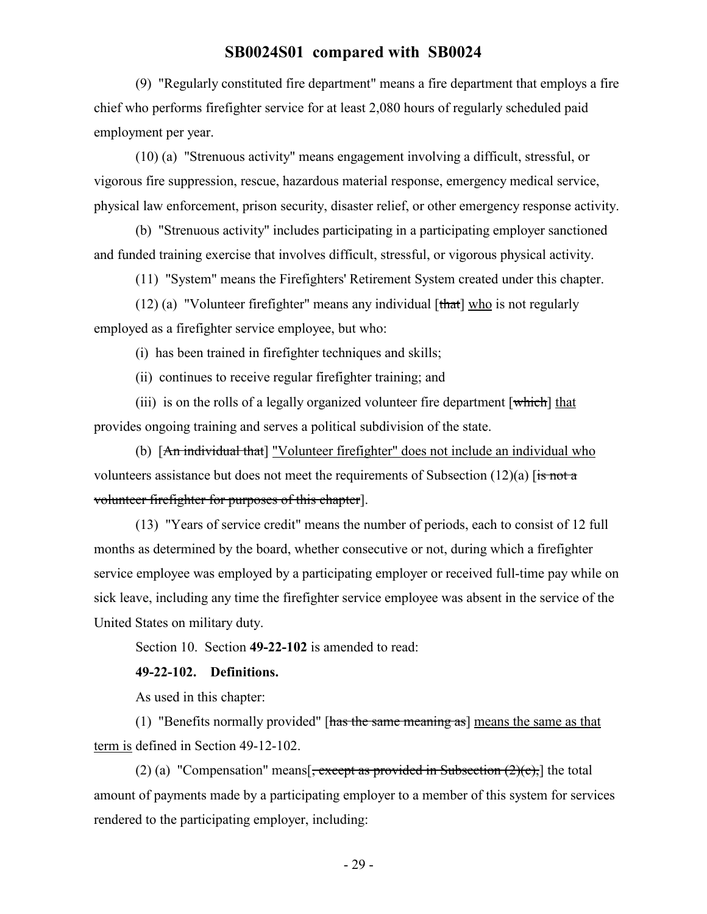(9) "Regularly constituted fire department" means a fire department that employs a fire chief who performs firefighter service for at least 2,080 hours of regularly scheduled paid employment per year.

(10) (a) "Strenuous activity" means engagement involving a difficult, stressful, or vigorous fire suppression, rescue, hazardous material response, emergency medical service, physical law enforcement, prison security, disaster relief, or other emergency response activity.

(b) "Strenuous activity" includes participating in a participating employer sanctioned and funded training exercise that involves difficult, stressful, or vigorous physical activity.

(11) "System" means the Firefighters' Retirement System created under this chapter.

(12) (a) "Volunteer firefighter" means any individual [~~that~~] <u>who</u> is not regularly employed as a firefighter service employee, but who:

(i) has been trained in firefighter techniques and skills;

(ii) continues to receive regular firefighter training; and

(iii) is on the rolls of a legally organized volunteer fire department [~~which~~] <u>that</u> provides ongoing training and serves a political subdivision of the state.

(b) [~~An individual that~~] <u>"Volunteer firefighter" does not include an individual who</u> volunteers assistance but does not meet the requirements of Subsection (12)(a) [~~is not a volunteer firefighter for purposes of this chapter~~].

(13) "Years of service credit" means the number of periods, each to consist of 12 full months as determined by the board, whether consecutive or not, during which a firefighter service employee was employed by a participating employer or received full-time pay while on sick leave, including any time the firefighter service employee was absent in the service of the United States on military duty.

Section 10. Section **49-22-102** is amended to read:

**49-22-102. Definitions.**

As used in this chapter:

(1) "Benefits normally provided" [~~has the same meaning as~~] <u>means the same as that term is</u> defined in Section 49-12-102.

(2) (a) "Compensation" means[~~, except as provided in Subsection (2)(c),~~] the total amount of payments made by a participating employer to a member of this system for services rendered to the participating employer, including: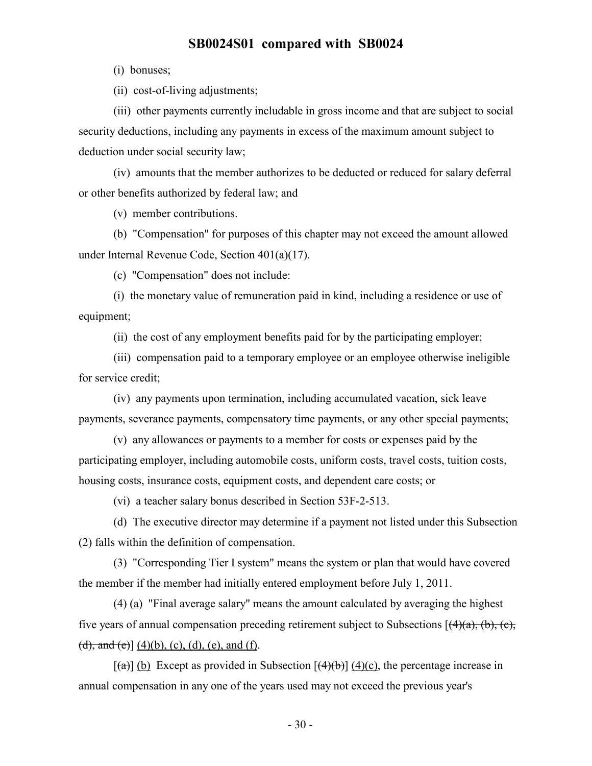(i) bonuses;

(ii) cost-of-living adjustments;

(iii) other payments currently includable in gross income and that are subject to social security deductions, including any payments in excess of the maximum amount subject to deduction under social security law;

(iv) amounts that the member authorizes to be deducted or reduced for salary deferral or other benefits authorized by federal law; and

(v) member contributions.

(b) "Compensation" for purposes of this chapter may not exceed the amount allowed under Internal Revenue Code, Section 401(a)(17).

(c) "Compensation" does not include:

(i) the monetary value of remuneration paid in kind, including a residence or use of equipment;

(ii) the cost of any employment benefits paid for by the participating employer;

(iii) compensation paid to a temporary employee or an employee otherwise ineligible for service credit;

(iv) any payments upon termination, including accumulated vacation, sick leave payments, severance payments, compensatory time payments, or any other special payments;

(v) any allowances or payments to a member for costs or expenses paid by the participating employer, including automobile costs, uniform costs, travel costs, tuition costs, housing costs, insurance costs, equipment costs, and dependent care costs; or

(vi) a teacher salary bonus described in Section 53F-2-513.

(d) The executive director may determine if a payment not listed under this Subsection (2) falls within the definition of compensation.

(3) "Corresponding Tier I system" means the system or plan that would have covered the member if the member had initially entered employment before July 1, 2011.

(4) (a) "Final average salary" means the amount calculated by averaging the highest five years of annual compensation preceding retirement subject to Subsections [~~(4)(a), (b), (c), (d), and (e)~~] (4)(b), (c), (d), (e), and (f).

[~~(a)~~] (b) Except as provided in Subsection [~~(4)(b)~~] (4)(c), the percentage increase in annual compensation in any one of the years used may not exceed the previous year's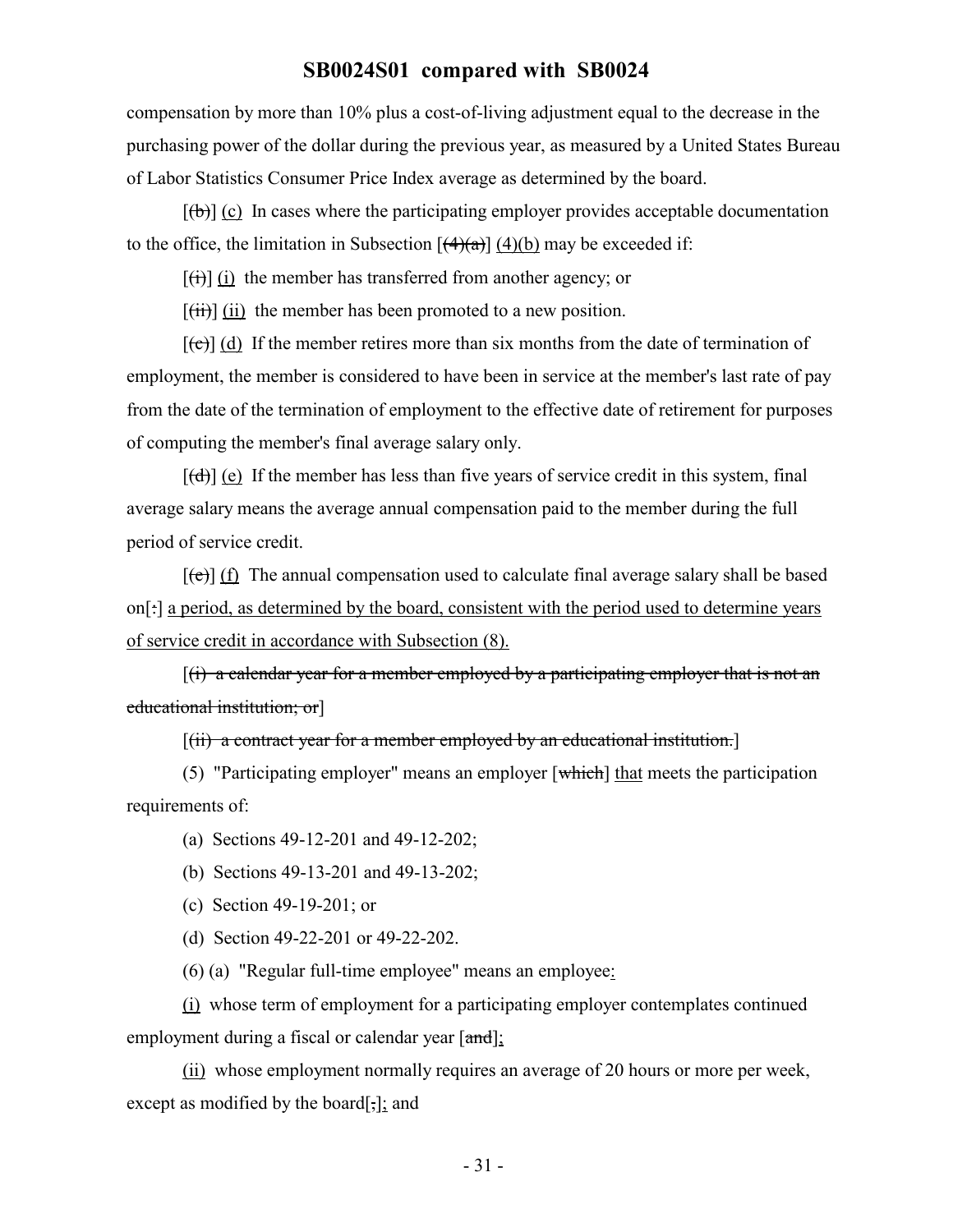compensation by more than 10% plus a cost-of-living adjustment equal to the decrease in the purchasing power of the dollar during the previous year, as measured by a United States Bureau of Labor Statistics Consumer Price Index average as determined by the board.

[~~(b)~~] <u>(c)</u> In cases where the participating employer provides acceptable documentation to the office, the limitation in Subsection [~~(4)(a)~~] <u>(4)(b)</u> may be exceeded if:

[~~(i)~~] <u>(i)</u> the member has transferred from another agency; or

[~~(ii)~~] <u>(ii)</u> the member has been promoted to a new position.

[~~(c)~~] <u>(d)</u> If the member retires more than six months from the date of termination of employment, the member is considered to have been in service at the member's last rate of pay from the date of the termination of employment to the effective date of retirement for purposes of computing the member's final average salary only.

[~~(d)~~] <u>(e)</u> If the member has less than five years of service credit in this system, final average salary means the average annual compensation paid to the member during the full period of service credit.

[~~(e)~~] <u>(f)</u> The annual compensation used to calculate final average salary shall be based on[~~:~~] <u>a period, as determined by the board, consistent with the period used to determine years of service credit in accordance with Subsection (8).</u>

[~~(i) a calendar year for a member employed by a participating employer that is not an educational institution; or~~]

[~~(ii) a contract year for a member employed by an educational institution.~~]

(5) "Participating employer" means an employer [~~which~~] <u>that</u> meets the participation requirements of:

(a) Sections 49-12-201 and 49-12-202;

(b) Sections 49-13-201 and 49-13-202;

(c) Section 49-19-201; or

(d) Section 49-22-201 or 49-22-202.

(6) (a) "Regular full-time employee" means an employee<u>:</u>

<u>(i)</u> whose term of employment for a participating employer contemplates continued employment during a fiscal or calendar year [~~and~~]<u>;</u>

<u>(ii)</u> whose employment normally requires an average of 20 hours or more per week, except as modified by the board[~~,~~]<u>;</u> and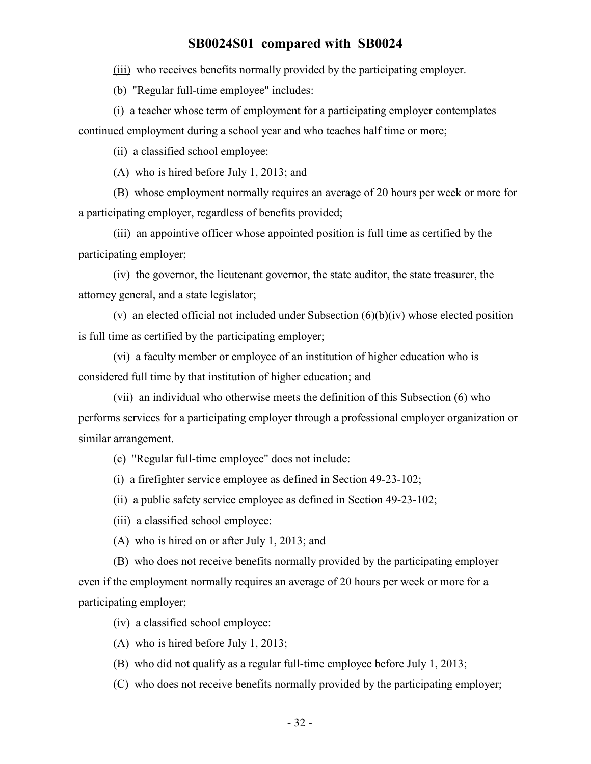(iii) who receives benefits normally provided by the participating employer.

(b) "Regular full-time employee" includes:

(i) a teacher whose term of employment for a participating employer contemplates continued employment during a school year and who teaches half time or more;

(ii) a classified school employee:

(A) who is hired before July 1, 2013; and

(B) whose employment normally requires an average of 20 hours per week or more for a participating employer, regardless of benefits provided;

(iii) an appointive officer whose appointed position is full time as certified by the participating employer;

(iv) the governor, the lieutenant governor, the state auditor, the state treasurer, the attorney general, and a state legislator;

(v) an elected official not included under Subsection (6)(b)(iv) whose elected position is full time as certified by the participating employer;

(vi) a faculty member or employee of an institution of higher education who is considered full time by that institution of higher education; and

(vii) an individual who otherwise meets the definition of this Subsection (6) who performs services for a participating employer through a professional employer organization or similar arrangement.

(c) "Regular full-time employee" does not include:

(i) a firefighter service employee as defined in Section 49-23-102;

(ii) a public safety service employee as defined in Section 49-23-102;

(iii) a classified school employee:

(A) who is hired on or after July 1, 2013; and

(B) who does not receive benefits normally provided by the participating employer even if the employment normally requires an average of 20 hours per week or more for a participating employer;

(iv) a classified school employee:

(A) who is hired before July 1, 2013;

(B) who did not qualify as a regular full-time employee before July 1, 2013;

(C) who does not receive benefits normally provided by the participating employer;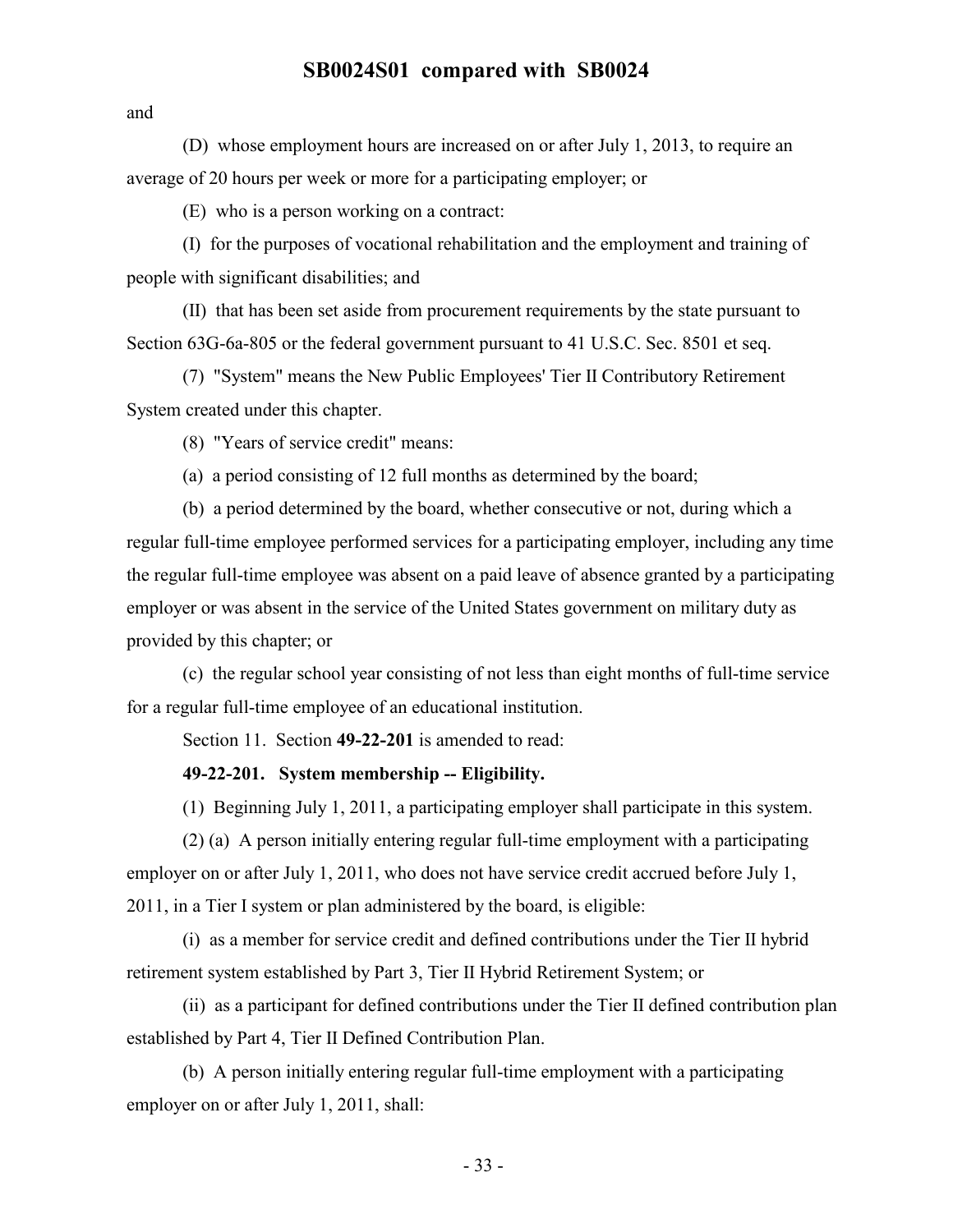and

(D) whose employment hours are increased on or after July 1, 2013, to require an average of 20 hours per week or more for a participating employer; or

(E) who is a person working on a contract:

(I) for the purposes of vocational rehabilitation and the employment and training of people with significant disabilities; and

(II) that has been set aside from procurement requirements by the state pursuant to Section 63G-6a-805 or the federal government pursuant to 41 U.S.C. Sec. 8501 et seq.

(7) "System" means the New Public Employees' Tier II Contributory Retirement System created under this chapter.

(8) "Years of service credit" means:

(a) a period consisting of 12 full months as determined by the board;

(b) a period determined by the board, whether consecutive or not, during which a regular full-time employee performed services for a participating employer, including any time the regular full-time employee was absent on a paid leave of absence granted by a participating employer or was absent in the service of the United States government on military duty as provided by this chapter; or

(c) the regular school year consisting of not less than eight months of full-time service for a regular full-time employee of an educational institution.

Section 11. Section **49-22-201** is amended to read:

**49-22-201. System membership -- Eligibility.**

(1) Beginning July 1, 2011, a participating employer shall participate in this system.

(2) (a) A person initially entering regular full-time employment with a participating employer on or after July 1, 2011, who does not have service credit accrued before July 1, 2011, in a Tier I system or plan administered by the board, is eligible:

(i) as a member for service credit and defined contributions under the Tier II hybrid retirement system established by Part 3, Tier II Hybrid Retirement System; or

(ii) as a participant for defined contributions under the Tier II defined contribution plan established by Part 4, Tier II Defined Contribution Plan.

(b) A person initially entering regular full-time employment with a participating employer on or after July 1, 2011, shall: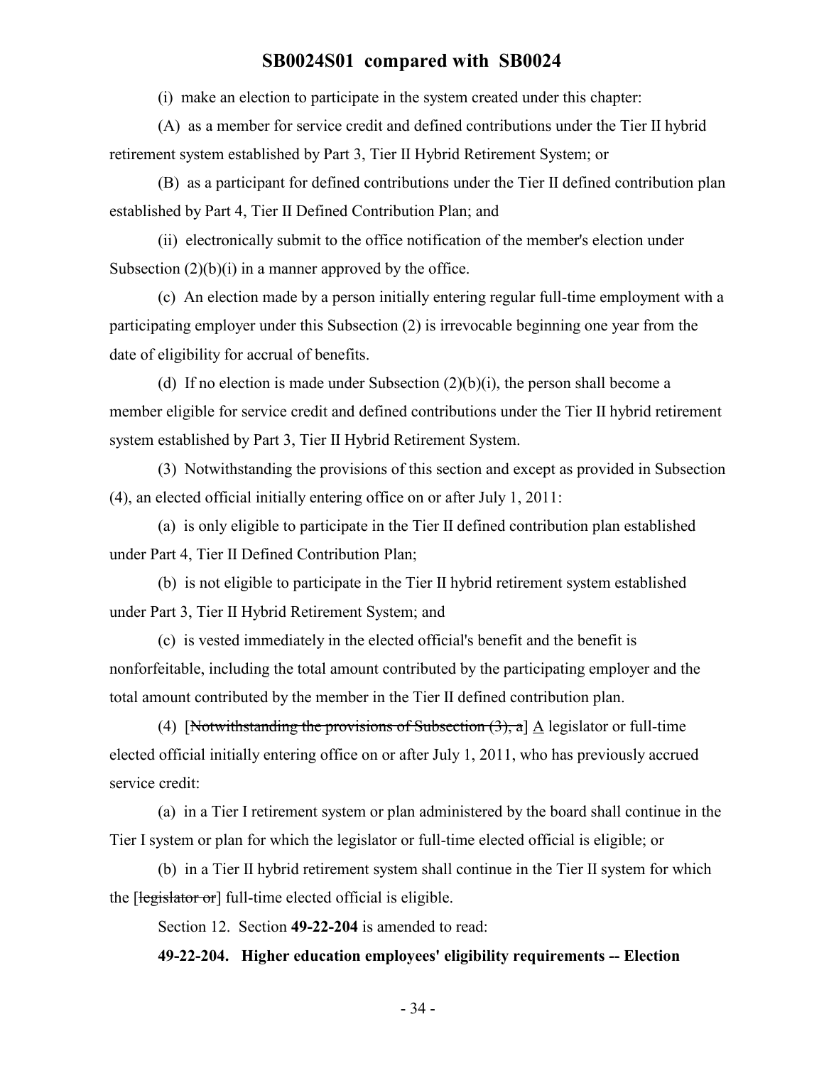(i) make an election to participate in the system created under this chapter:

(A) as a member for service credit and defined contributions under the Tier II hybrid retirement system established by Part 3, Tier II Hybrid Retirement System; or

(B) as a participant for defined contributions under the Tier II defined contribution plan established by Part 4, Tier II Defined Contribution Plan; and

(ii) electronically submit to the office notification of the member's election under Subsection (2)(b)(i) in a manner approved by the office.

(c) An election made by a person initially entering regular full-time employment with a participating employer under this Subsection (2) is irrevocable beginning one year from the date of eligibility for accrual of benefits.

(d) If no election is made under Subsection (2)(b)(i), the person shall become a member eligible for service credit and defined contributions under the Tier II hybrid retirement system established by Part 3, Tier II Hybrid Retirement System.

(3) Notwithstanding the provisions of this section and except as provided in Subsection (4), an elected official initially entering office on or after July 1, 2011:

(a) is only eligible to participate in the Tier II defined contribution plan established under Part 4, Tier II Defined Contribution Plan;

(b) is not eligible to participate in the Tier II hybrid retirement system established under Part 3, Tier II Hybrid Retirement System; and

(c) is vested immediately in the elected official's benefit and the benefit is nonforfeitable, including the total amount contributed by the participating employer and the total amount contributed by the member in the Tier II defined contribution plan.

(4) [~~Notwithstanding the provisions of Subsection (3), a~~] A legislator or full-time elected official initially entering office on or after July 1, 2011, who has previously accrued service credit:

(a) in a Tier I retirement system or plan administered by the board shall continue in the Tier I system or plan for which the legislator or full-time elected official is eligible; or

(b) in a Tier II hybrid retirement system shall continue in the Tier II system for which the [~~legislator or~~] full-time elected official is eligible.

Section 12. Section **49-22-204** is amended to read:

**49-22-204. Higher education employees' eligibility requirements -- Election**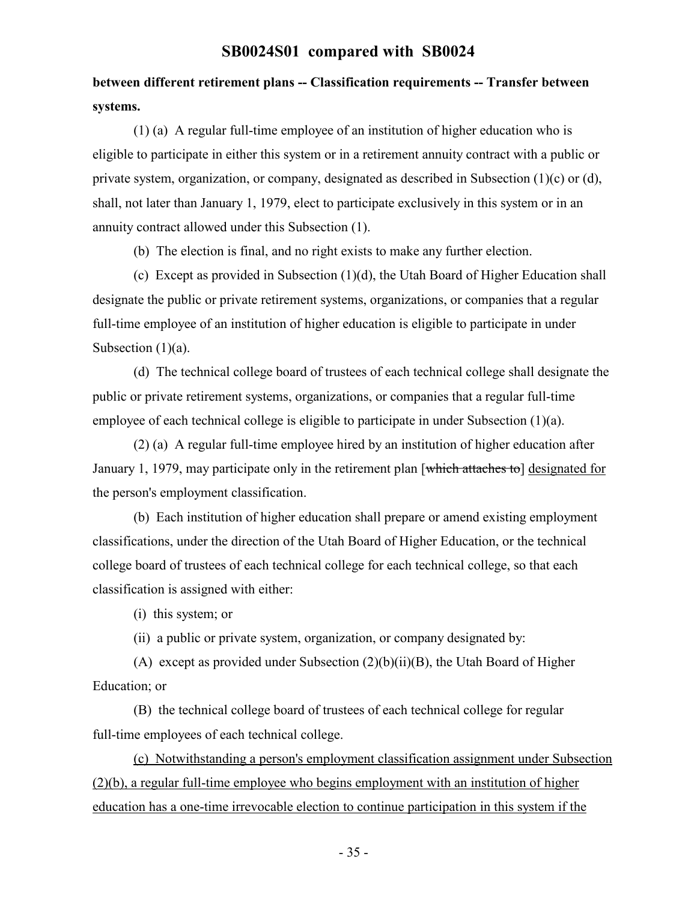**between different retirement plans -- Classification requirements -- Transfer between systems.**

(1) (a) A regular full-time employee of an institution of higher education who is eligible to participate in either this system or in a retirement annuity contract with a public or private system, organization, or company, designated as described in Subsection (1)(c) or (d), shall, not later than January 1, 1979, elect to participate exclusively in this system or in an annuity contract allowed under this Subsection (1).

(b) The election is final, and no right exists to make any further election.

(c) Except as provided in Subsection (1)(d), the Utah Board of Higher Education shall designate the public or private retirement systems, organizations, or companies that a regular full-time employee of an institution of higher education is eligible to participate in under Subsection (1)(a).

(d) The technical college board of trustees of each technical college shall designate the public or private retirement systems, organizations, or companies that a regular full-time employee of each technical college is eligible to participate in under Subsection (1)(a).

(2) (a) A regular full-time employee hired by an institution of higher education after January 1, 1979, may participate only in the retirement plan [~~which attaches to~~] <u>designated for</u> the person's employment classification.

(b) Each institution of higher education shall prepare or amend existing employment classifications, under the direction of the Utah Board of Higher Education, or the technical college board of trustees of each technical college for each technical college, so that each classification is assigned with either:

(i) this system; or

(ii) a public or private system, organization, or company designated by:

(A) except as provided under Subsection (2)(b)(ii)(B), the Utah Board of Higher Education; or

(B) the technical college board of trustees of each technical college for regular full-time employees of each technical college.

<u>(c) Notwithstanding a person's employment classification assignment under Subsection (2)(b), a regular full-time employee who begins employment with an institution of higher education has a one-time irrevocable election to continue participation in this system if the</u>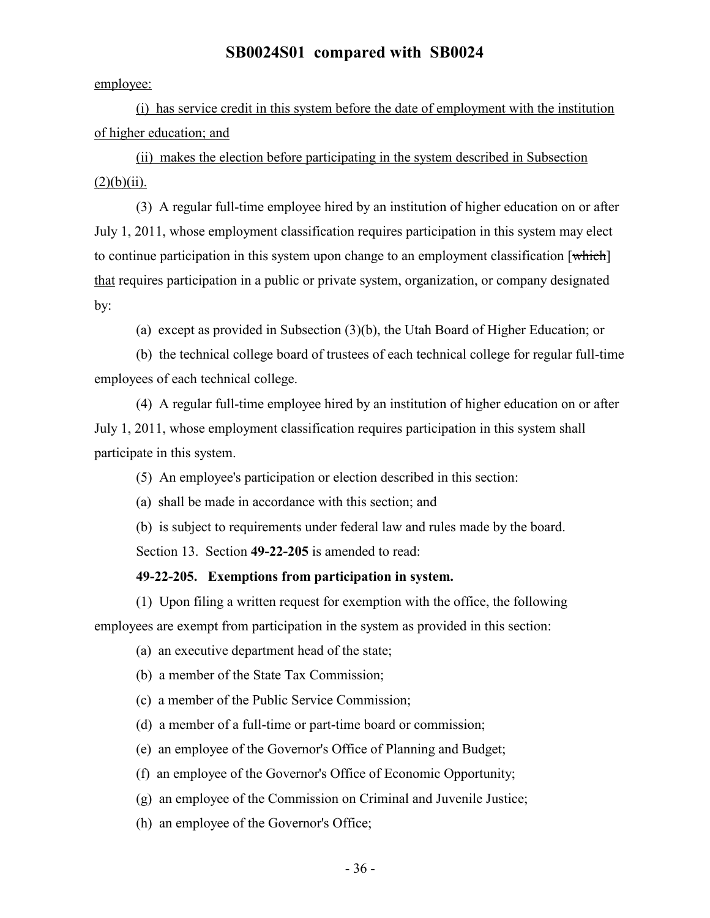employee:

(i) has service credit in this system before the date of employment with the institution of higher education; and

(ii) makes the election before participating in the system described in Subsection (2)(b)(ii).

(3) A regular full-time employee hired by an institution of higher education on or after July 1, 2011, whose employment classification requires participation in this system may elect to continue participation in this system upon change to an employment classification [~~which~~] that requires participation in a public or private system, organization, or company designated by:

(a) except as provided in Subsection (3)(b), the Utah Board of Higher Education; or

(b) the technical college board of trustees of each technical college for regular full-time employees of each technical college.

(4) A regular full-time employee hired by an institution of higher education on or after July 1, 2011, whose employment classification requires participation in this system shall participate in this system.

(5) An employee's participation or election described in this section:

(a) shall be made in accordance with this section; and

(b) is subject to requirements under federal law and rules made by the board.

Section 13. Section **49-22-205** is amended to read:

**49-22-205. Exemptions from participation in system.**

(1) Upon filing a written request for exemption with the office, the following employees are exempt from participation in the system as provided in this section:

(a) an executive department head of the state;

(b) a member of the State Tax Commission;

(c) a member of the Public Service Commission;

(d) a member of a full-time or part-time board or commission;

(e) an employee of the Governor's Office of Planning and Budget;

(f) an employee of the Governor's Office of Economic Opportunity;

(g) an employee of the Commission on Criminal and Juvenile Justice;

(h) an employee of the Governor's Office;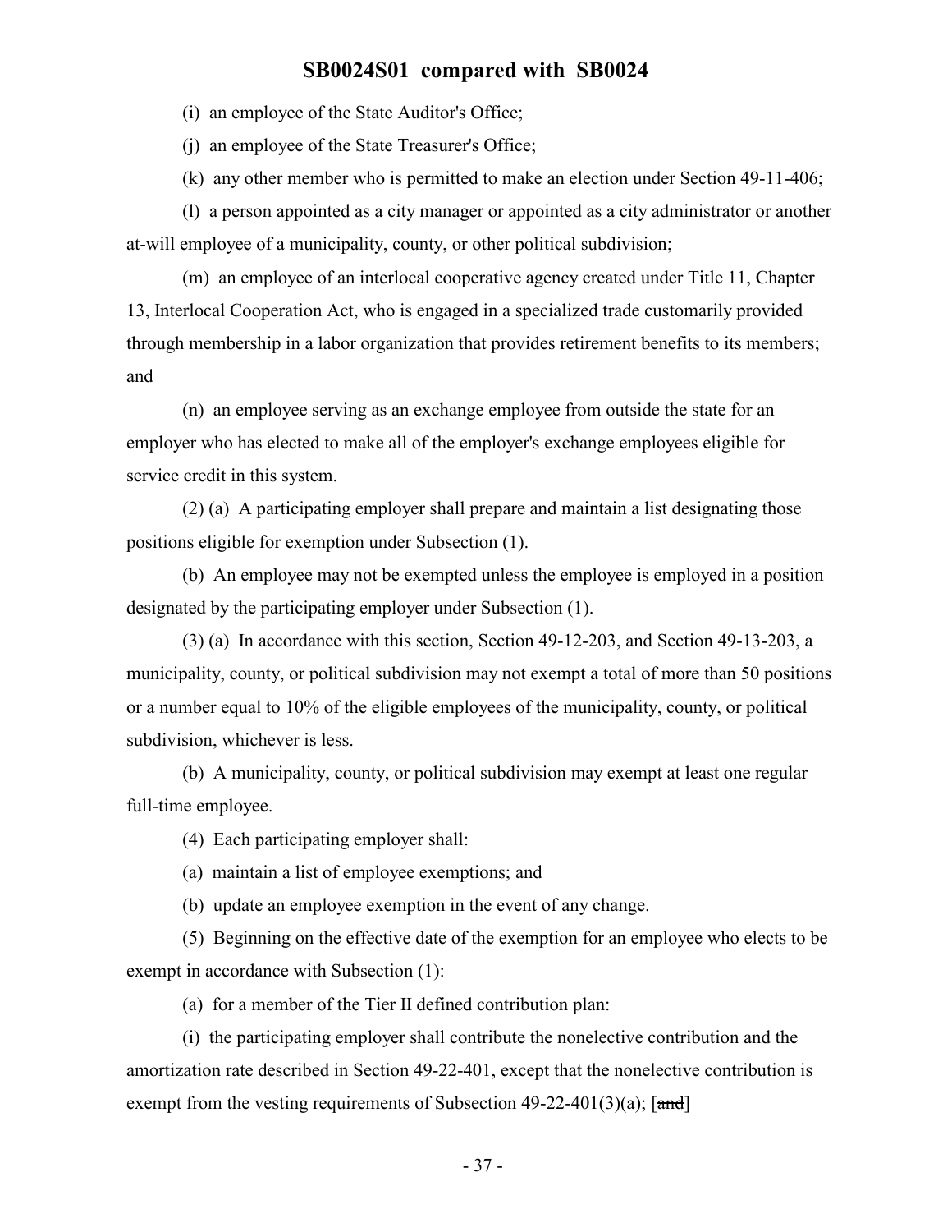(i) an employee of the State Auditor's Office;

(j) an employee of the State Treasurer's Office;

(k) any other member who is permitted to make an election under Section 49-11-406;

(l) a person appointed as a city manager or appointed as a city administrator or another at-will employee of a municipality, county, or other political subdivision;

(m) an employee of an interlocal cooperative agency created under Title 11, Chapter 13, Interlocal Cooperation Act, who is engaged in a specialized trade customarily provided through membership in a labor organization that provides retirement benefits to its members; and

(n) an employee serving as an exchange employee from outside the state for an employer who has elected to make all of the employer's exchange employees eligible for service credit in this system.

(2) (a) A participating employer shall prepare and maintain a list designating those positions eligible for exemption under Subsection (1).

(b) An employee may not be exempted unless the employee is employed in a position designated by the participating employer under Subsection (1).

(3) (a) In accordance with this section, Section 49-12-203, and Section 49-13-203, a municipality, county, or political subdivision may not exempt a total of more than 50 positions or a number equal to 10% of the eligible employees of the municipality, county, or political subdivision, whichever is less.

(b) A municipality, county, or political subdivision may exempt at least one regular full-time employee.

(4) Each participating employer shall:

(a) maintain a list of employee exemptions; and

(b) update an employee exemption in the event of any change.

(5) Beginning on the effective date of the exemption for an employee who elects to be exempt in accordance with Subsection (1):

(a) for a member of the Tier II defined contribution plan:

(i) the participating employer shall contribute the nonelective contribution and the amortization rate described in Section 49-22-401, except that the nonelective contribution is exempt from the vesting requirements of Subsection 49-22-401(3)(a); [~~and~~]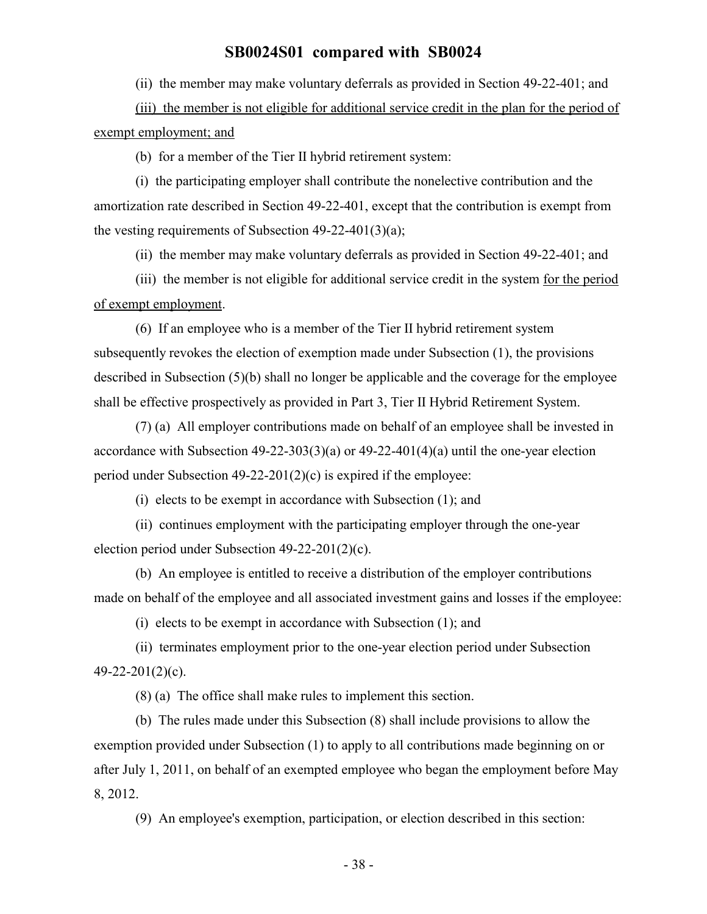(ii) the member may make voluntary deferrals as provided in Section 49-22-401; and

<u>(iii) the member is not eligible for additional service credit in the plan for the period of exempt employment; and</u>

(b) for a member of the Tier II hybrid retirement system:

(i) the participating employer shall contribute the nonelective contribution and the amortization rate described in Section 49-22-401, except that the contribution is exempt from the vesting requirements of Subsection 49-22-401(3)(a);

(ii) the member may make voluntary deferrals as provided in Section 49-22-401; and

(iii) the member is not eligible for additional service credit in the system <u>for the period of exempt employment</u>.

(6) If an employee who is a member of the Tier II hybrid retirement system subsequently revokes the election of exemption made under Subsection (1), the provisions described in Subsection (5)(b) shall no longer be applicable and the coverage for the employee shall be effective prospectively as provided in Part 3, Tier II Hybrid Retirement System.

(7) (a) All employer contributions made on behalf of an employee shall be invested in accordance with Subsection 49-22-303(3)(a) or 49-22-401(4)(a) until the one-year election period under Subsection 49-22-201(2)(c) is expired if the employee:

(i) elects to be exempt in accordance with Subsection (1); and

(ii) continues employment with the participating employer through the one-year election period under Subsection 49-22-201(2)(c).

(b) An employee is entitled to receive a distribution of the employer contributions made on behalf of the employee and all associated investment gains and losses if the employee:

(i) elects to be exempt in accordance with Subsection (1); and

(ii) terminates employment prior to the one-year election period under Subsection 49-22-201(2)(c).

(8) (a) The office shall make rules to implement this section.

(b) The rules made under this Subsection (8) shall include provisions to allow the exemption provided under Subsection (1) to apply to all contributions made beginning on or after July 1, 2011, on behalf of an exempted employee who began the employment before May 8, 2012.

(9) An employee's exemption, participation, or election described in this section: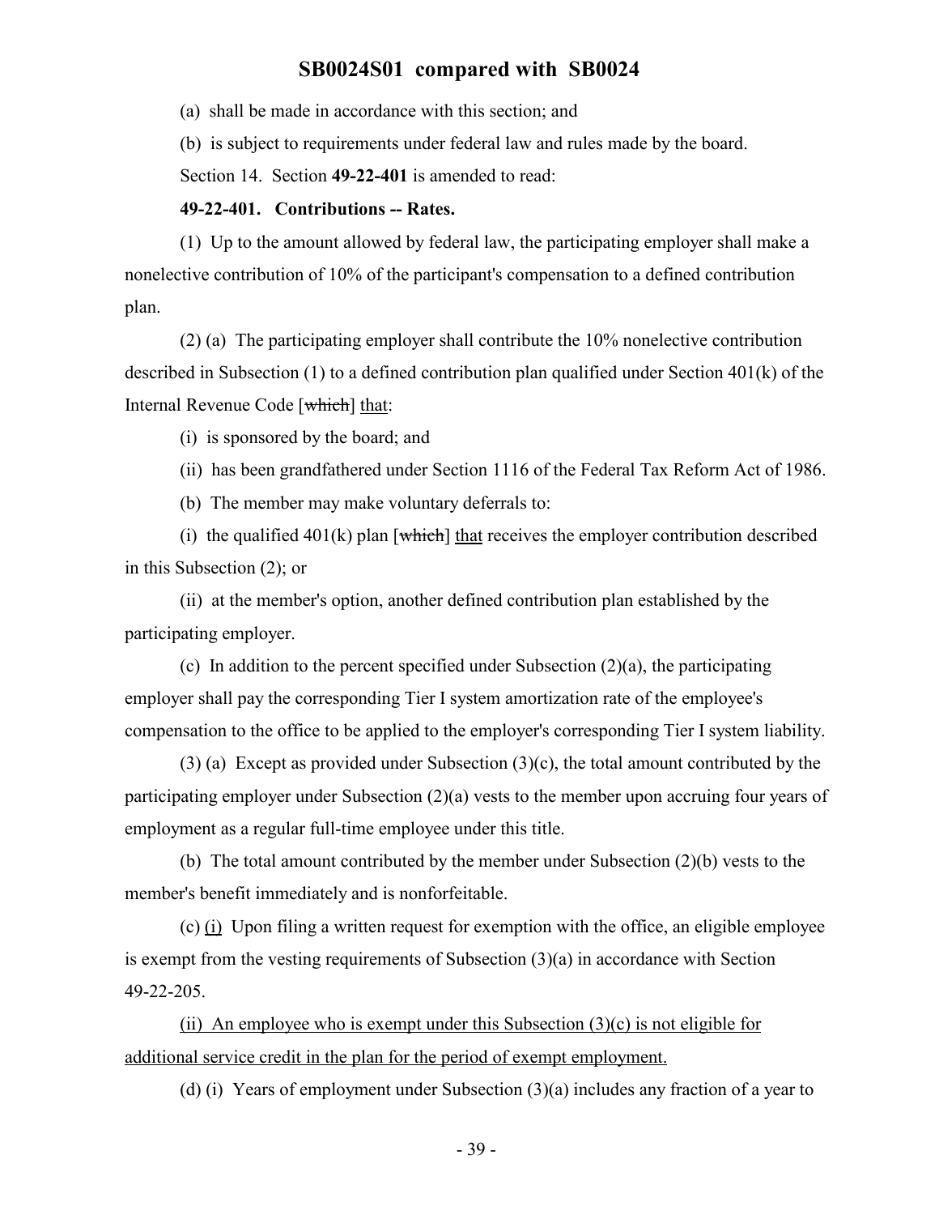(a) shall be made in accordance with this section; and

(b) is subject to requirements under federal law and rules made by the board.

Section 14. Section **49-22-401** is amended to read:

**49-22-401. Contributions -- Rates.**

(1) Up to the amount allowed by federal law, the participating employer shall make a nonelective contribution of 10% of the participant's compensation to a defined contribution plan.

(2) (a) The participating employer shall contribute the 10% nonelective contribution described in Subsection (1) to a defined contribution plan qualified under Section 401(k) of the Internal Revenue Code [~~which~~] <u>that</u>:

(i) is sponsored by the board; and

(ii) has been grandfathered under Section 1116 of the Federal Tax Reform Act of 1986.

(b) The member may make voluntary deferrals to:

(i) the qualified 401(k) plan [~~which~~] <u>that</u> receives the employer contribution described in this Subsection (2); or

(ii) at the member's option, another defined contribution plan established by the participating employer.

(c) In addition to the percent specified under Subsection (2)(a), the participating employer shall pay the corresponding Tier I system amortization rate of the employee's compensation to the office to be applied to the employer's corresponding Tier I system liability.

(3) (a) Except as provided under Subsection (3)(c), the total amount contributed by the participating employer under Subsection (2)(a) vests to the member upon accruing four years of employment as a regular full-time employee under this title.

(b) The total amount contributed by the member under Subsection (2)(b) vests to the member's benefit immediately and is nonforfeitable.

(c) <u>(i)</u> Upon filing a written request for exemption with the office, an eligible employee is exempt from the vesting requirements of Subsection (3)(a) in accordance with Section 49-22-205.

<u>(ii) An employee who is exempt under this Subsection (3)(c) is not eligible for additional service credit in the plan for the period of exempt employment.</u>

(d) (i) Years of employment under Subsection (3)(a) includes any fraction of a year to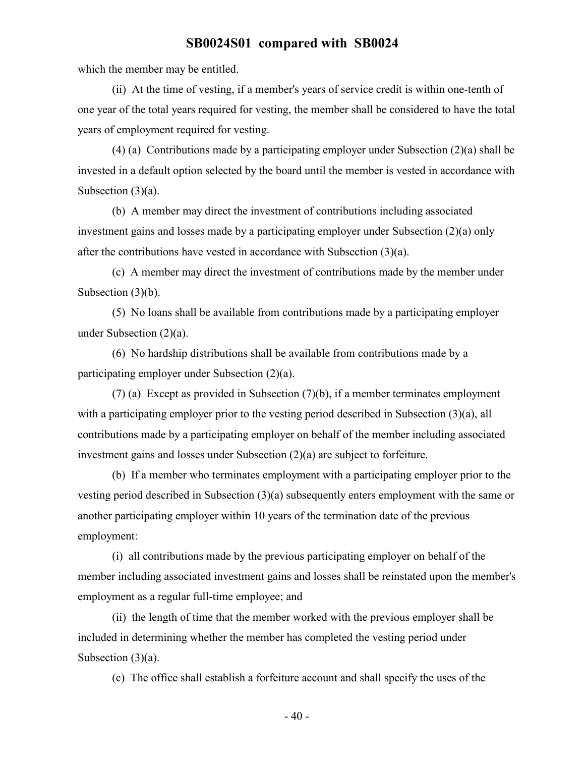which the member may be entitled.

(ii) At the time of vesting, if a member's years of service credit is within one-tenth of one year of the total years required for vesting, the member shall be considered to have the total years of employment required for vesting.

(4) (a) Contributions made by a participating employer under Subsection (2)(a) shall be invested in a default option selected by the board until the member is vested in accordance with Subsection (3)(a).

(b) A member may direct the investment of contributions including associated investment gains and losses made by a participating employer under Subsection (2)(a) only after the contributions have vested in accordance with Subsection (3)(a).

(c) A member may direct the investment of contributions made by the member under Subsection (3)(b).

(5) No loans shall be available from contributions made by a participating employer under Subsection (2)(a).

(6) No hardship distributions shall be available from contributions made by a participating employer under Subsection (2)(a).

(7) (a) Except as provided in Subsection (7)(b), if a member terminates employment with a participating employer prior to the vesting period described in Subsection (3)(a), all contributions made by a participating employer on behalf of the member including associated investment gains and losses under Subsection (2)(a) are subject to forfeiture.

(b) If a member who terminates employment with a participating employer prior to the vesting period described in Subsection (3)(a) subsequently enters employment with the same or another participating employer within 10 years of the termination date of the previous employment:

(i) all contributions made by the previous participating employer on behalf of the member including associated investment gains and losses shall be reinstated upon the member's employment as a regular full-time employee; and

(ii) the length of time that the member worked with the previous employer shall be included in determining whether the member has completed the vesting period under Subsection (3)(a).

(c) The office shall establish a forfeiture account and shall specify the uses of the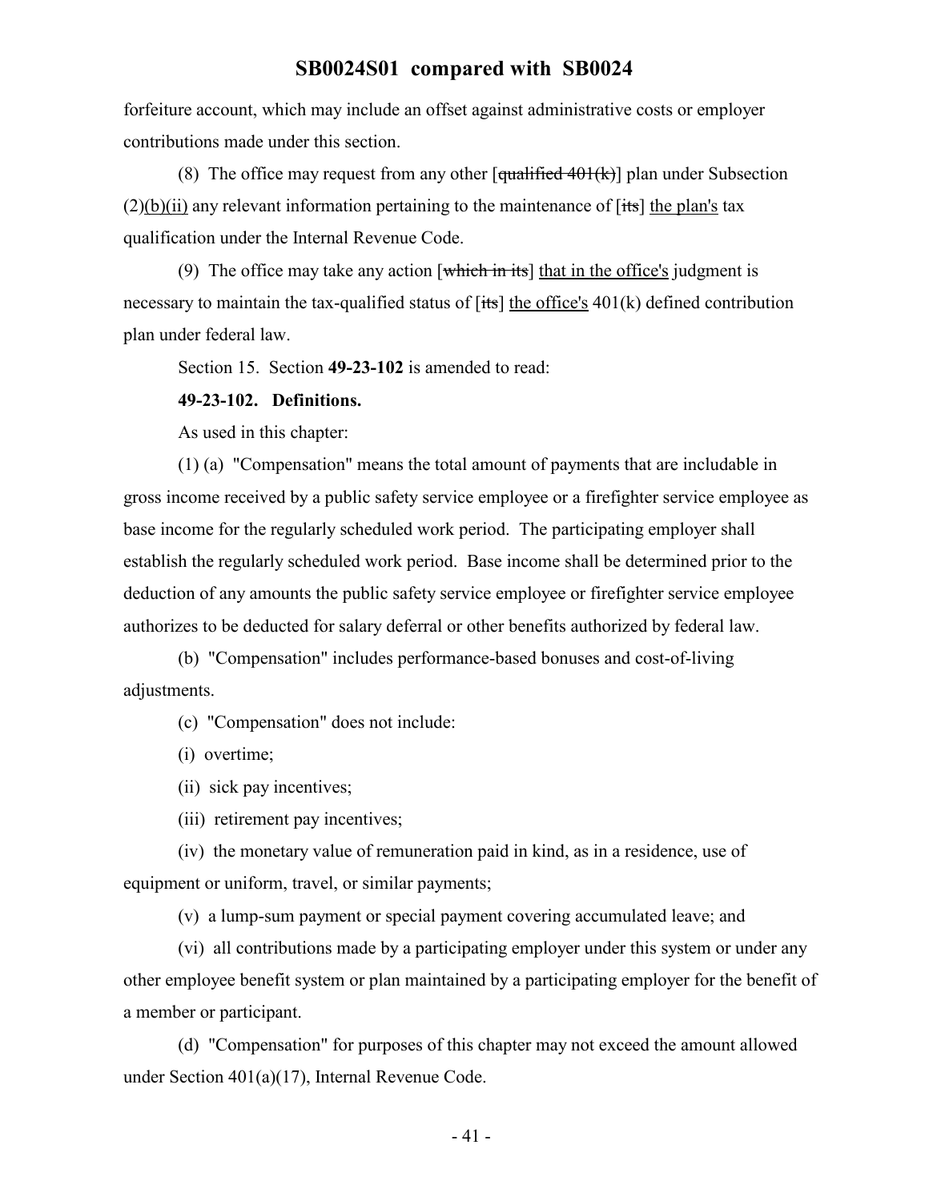forfeiture account, which may include an offset against administrative costs or employer contributions made under this section.

(8) The office may request from any other [~~qualified 401(k)~~] plan under Subsection (2)<u>(b)(ii)</u> any relevant information pertaining to the maintenance of [~~its~~] <u>the plan's</u> tax qualification under the Internal Revenue Code.

(9) The office may take any action [~~which in its~~] <u>that in the office's</u> judgment is necessary to maintain the tax-qualified status of [~~its~~] <u>the office's</u> 401(k) defined contribution plan under federal law.

Section 15. Section **49-23-102** is amended to read:

**49-23-102. Definitions.**

As used in this chapter:

(1) (a) "Compensation" means the total amount of payments that are includable in gross income received by a public safety service employee or a firefighter service employee as base income for the regularly scheduled work period. The participating employer shall establish the regularly scheduled work period. Base income shall be determined prior to the deduction of any amounts the public safety service employee or firefighter service employee authorizes to be deducted for salary deferral or other benefits authorized by federal law.

(b) "Compensation" includes performance-based bonuses and cost-of-living adjustments.

(c) "Compensation" does not include:

(i) overtime;

(ii) sick pay incentives;

(iii) retirement pay incentives;

(iv) the monetary value of remuneration paid in kind, as in a residence, use of equipment or uniform, travel, or similar payments;

(v) a lump-sum payment or special payment covering accumulated leave; and

(vi) all contributions made by a participating employer under this system or under any other employee benefit system or plan maintained by a participating employer for the benefit of a member or participant.

(d) "Compensation" for purposes of this chapter may not exceed the amount allowed under Section 401(a)(17), Internal Revenue Code.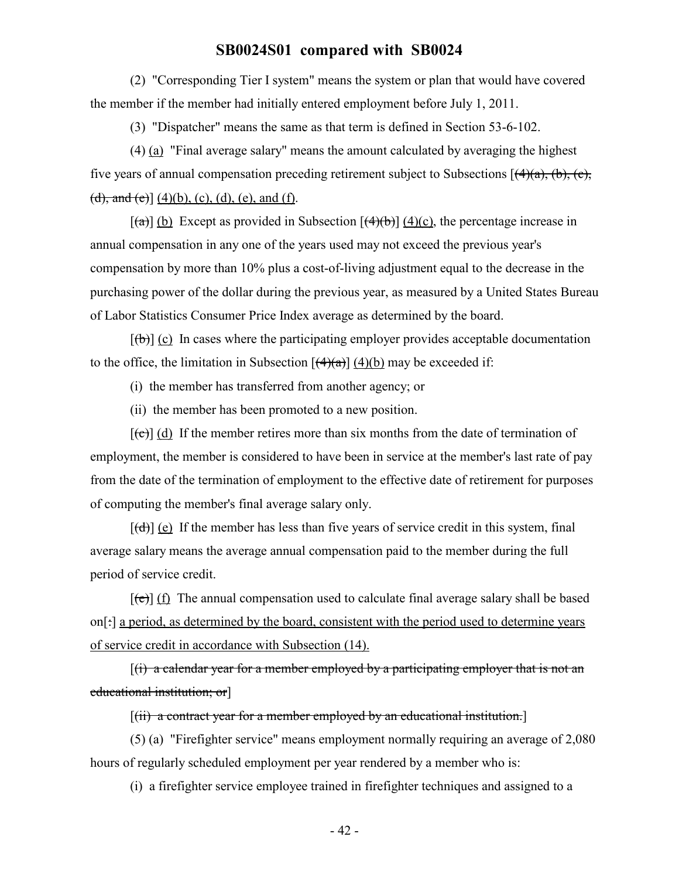(2) "Corresponding Tier I system" means the system or plan that would have covered the member if the member had initially entered employment before July 1, 2011.

(3) "Dispatcher" means the same as that term is defined in Section 53-6-102.

(4) (a) "Final average salary" means the amount calculated by averaging the highest five years of annual compensation preceding retirement subject to Subsections [~~(4)(a), (b), (c), (d), and (e)~~] (4)(b), (c), (d), (e), and (f).

[~~(a)~~] (b) Except as provided in Subsection [~~(4)(b)~~] (4)(c), the percentage increase in annual compensation in any one of the years used may not exceed the previous year's compensation by more than 10% plus a cost-of-living adjustment equal to the decrease in the purchasing power of the dollar during the previous year, as measured by a United States Bureau of Labor Statistics Consumer Price Index average as determined by the board.

[~~(b)~~] (c) In cases where the participating employer provides acceptable documentation to the office, the limitation in Subsection [~~(4)(a)~~] (4)(b) may be exceeded if:

(i) the member has transferred from another agency; or

(ii) the member has been promoted to a new position.

[~~(c)~~] (d) If the member retires more than six months from the date of termination of employment, the member is considered to have been in service at the member's last rate of pay from the date of the termination of employment to the effective date of retirement for purposes of computing the member's final average salary only.

[~~(d)~~] (e) If the member has less than five years of service credit in this system, final average salary means the average annual compensation paid to the member during the full period of service credit.

[~~(e)~~] (f) The annual compensation used to calculate final average salary shall be based on[~~:~~] a period, as determined by the board, consistent with the period used to determine years of service credit in accordance with Subsection (14).

[~~(i) a calendar year for a member employed by a participating employer that is not an educational institution; or~~]

[~~(ii) a contract year for a member employed by an educational institution.~~]

(5) (a) "Firefighter service" means employment normally requiring an average of 2,080 hours of regularly scheduled employment per year rendered by a member who is:

(i) a firefighter service employee trained in firefighter techniques and assigned to a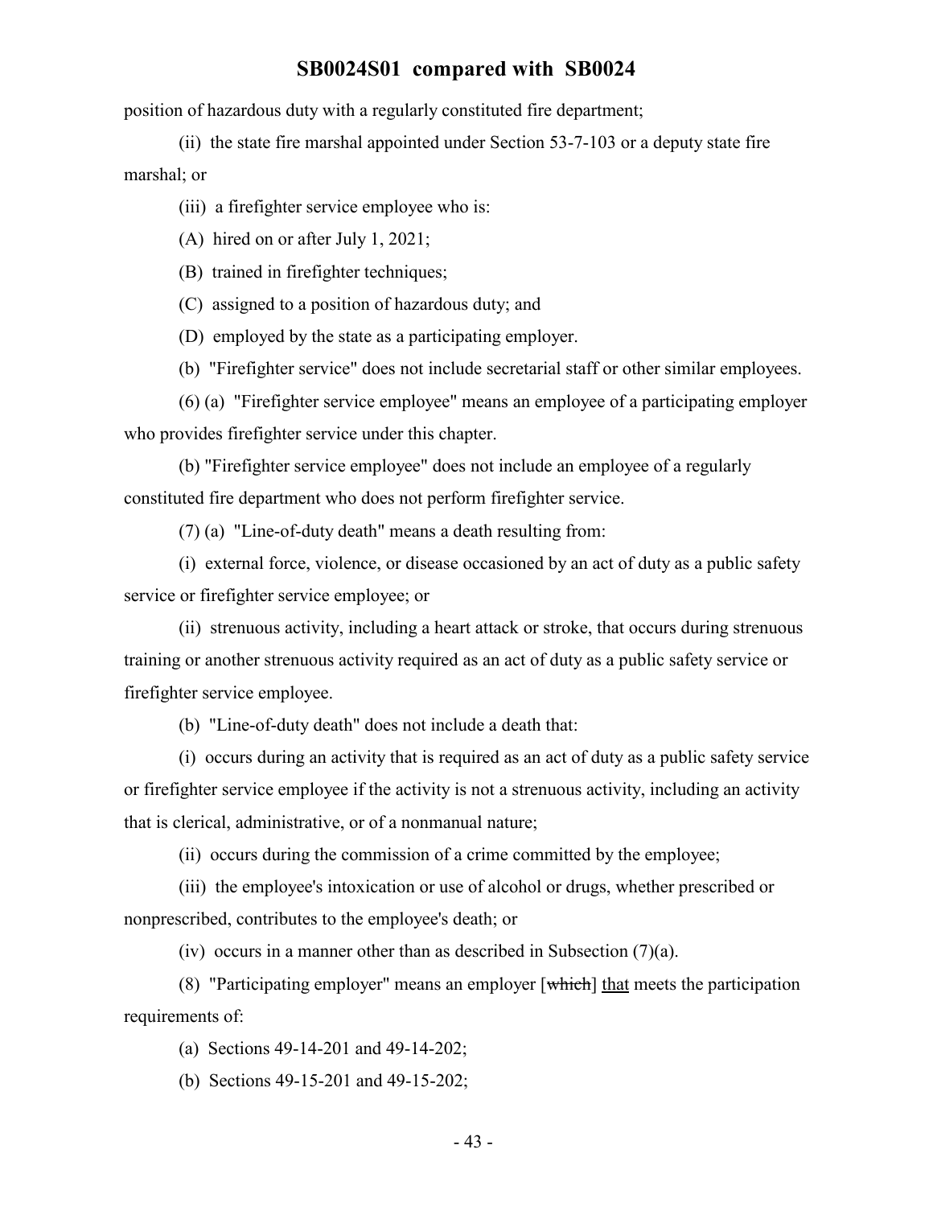position of hazardous duty with a regularly constituted fire department;

(ii) the state fire marshal appointed under Section 53-7-103 or a deputy state fire marshal; or

(iii) a firefighter service employee who is:

(A) hired on or after July 1, 2021;

(B) trained in firefighter techniques;

(C) assigned to a position of hazardous duty; and

(D) employed by the state as a participating employer.

(b) "Firefighter service" does not include secretarial staff or other similar employees.

(6) (a) "Firefighter service employee" means an employee of a participating employer who provides firefighter service under this chapter.

(b) "Firefighter service employee" does not include an employee of a regularly constituted fire department who does not perform firefighter service.

(7) (a) "Line-of-duty death" means a death resulting from:

(i) external force, violence, or disease occasioned by an act of duty as a public safety service or firefighter service employee; or

(ii) strenuous activity, including a heart attack or stroke, that occurs during strenuous training or another strenuous activity required as an act of duty as a public safety service or firefighter service employee.

(b) "Line-of-duty death" does not include a death that:

(i) occurs during an activity that is required as an act of duty as a public safety service or firefighter service employee if the activity is not a strenuous activity, including an activity that is clerical, administrative, or of a nonmanual nature;

(ii) occurs during the commission of a crime committed by the employee;

(iii) the employee's intoxication or use of alcohol or drugs, whether prescribed or nonprescribed, contributes to the employee's death; or

(iv) occurs in a manner other than as described in Subsection (7)(a).

(8) "Participating employer" means an employer [~~which~~] that meets the participation requirements of:

(a) Sections 49-14-201 and 49-14-202;

(b) Sections 49-15-201 and 49-15-202;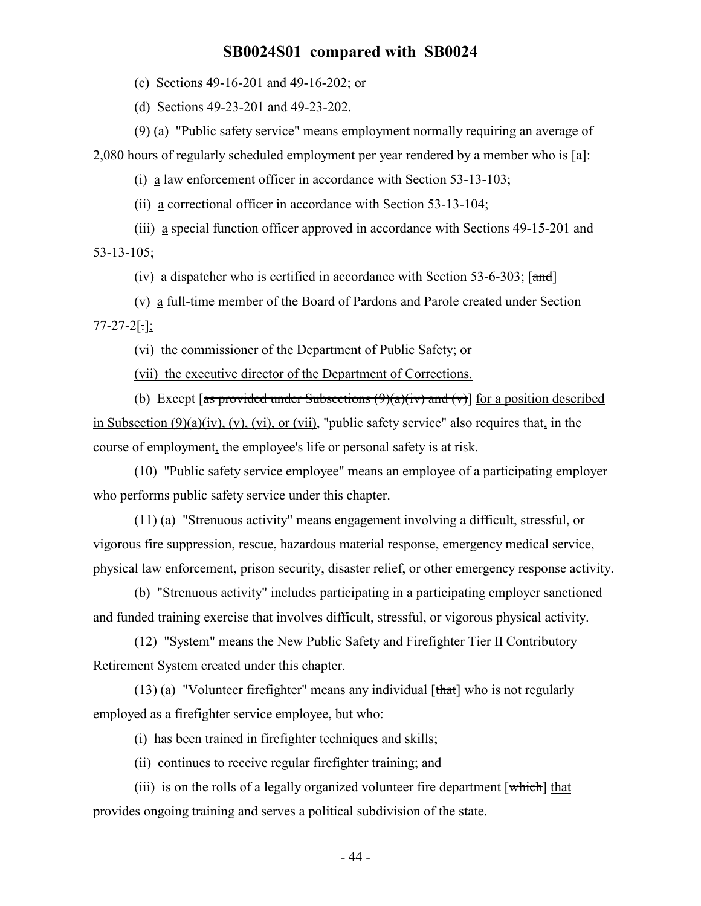(c) Sections 49-16-201 and 49-16-202; or

(d) Sections 49-23-201 and 49-23-202.

(9) (a) "Public safety service" means employment normally requiring an average of 2,080 hours of regularly scheduled employment per year rendered by a member who is [a]:

(i) a law enforcement officer in accordance with Section 53-13-103;

(ii) a correctional officer in accordance with Section 53-13-104;

(iii) a special function officer approved in accordance with Sections 49-15-201 and 53-13-105;

(iv) a dispatcher who is certified in accordance with Section 53-6-303; [and]

(v) a full-time member of the Board of Pardons and Parole created under Section 77-27-2[.];

(vi) the commissioner of the Department of Public Safety; or

(vii) the executive director of the Department of Corrections.

(b) Except [as provided under Subsections (9)(a)(iv) and (v)] for a position described in Subsection (9)(a)(iv), (v), (vi), or (vii), "public safety service" also requires that, in the course of employment, the employee's life or personal safety is at risk.

(10) "Public safety service employee" means an employee of a participating employer who performs public safety service under this chapter.

(11) (a) "Strenuous activity" means engagement involving a difficult, stressful, or vigorous fire suppression, rescue, hazardous material response, emergency medical service, physical law enforcement, prison security, disaster relief, or other emergency response activity.

(b) "Strenuous activity" includes participating in a participating employer sanctioned and funded training exercise that involves difficult, stressful, or vigorous physical activity.

(12) "System" means the New Public Safety and Firefighter Tier II Contributory Retirement System created under this chapter.

(13) (a) "Volunteer firefighter" means any individual [that] who is not regularly employed as a firefighter service employee, but who:

(i) has been trained in firefighter techniques and skills;

(ii) continues to receive regular firefighter training; and

(iii) is on the rolls of a legally organized volunteer fire department [which] that provides ongoing training and serves a political subdivision of the state.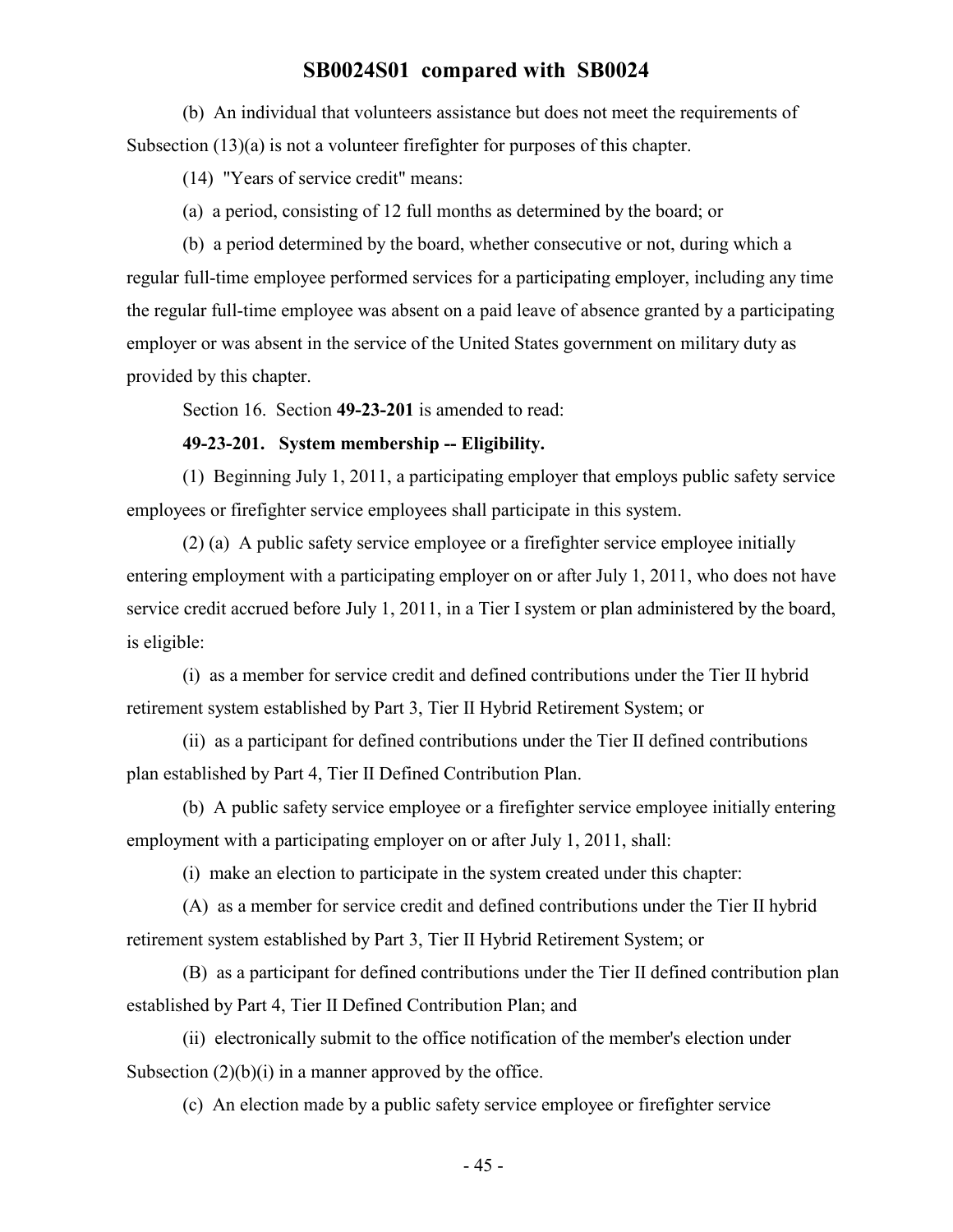(b) An individual that volunteers assistance but does not meet the requirements of Subsection (13)(a) is not a volunteer firefighter for purposes of this chapter.

(14) "Years of service credit" means:

(a) a period, consisting of 12 full months as determined by the board; or

(b) a period determined by the board, whether consecutive or not, during which a regular full-time employee performed services for a participating employer, including any time the regular full-time employee was absent on a paid leave of absence granted by a participating employer or was absent in the service of the United States government on military duty as provided by this chapter.

Section 16. Section **49-23-201** is amended to read:

**49-23-201. System membership -- Eligibility.**

(1) Beginning July 1, 2011, a participating employer that employs public safety service employees or firefighter service employees shall participate in this system.

(2) (a) A public safety service employee or a firefighter service employee initially entering employment with a participating employer on or after July 1, 2011, who does not have service credit accrued before July 1, 2011, in a Tier I system or plan administered by the board, is eligible:

(i) as a member for service credit and defined contributions under the Tier II hybrid retirement system established by Part 3, Tier II Hybrid Retirement System; or

(ii) as a participant for defined contributions under the Tier II defined contributions plan established by Part 4, Tier II Defined Contribution Plan.

(b) A public safety service employee or a firefighter service employee initially entering employment with a participating employer on or after July 1, 2011, shall:

(i) make an election to participate in the system created under this chapter:

(A) as a member for service credit and defined contributions under the Tier II hybrid retirement system established by Part 3, Tier II Hybrid Retirement System; or

(B) as a participant for defined contributions under the Tier II defined contribution plan established by Part 4, Tier II Defined Contribution Plan; and

(ii) electronically submit to the office notification of the member's election under Subsection (2)(b)(i) in a manner approved by the office.

(c) An election made by a public safety service employee or firefighter service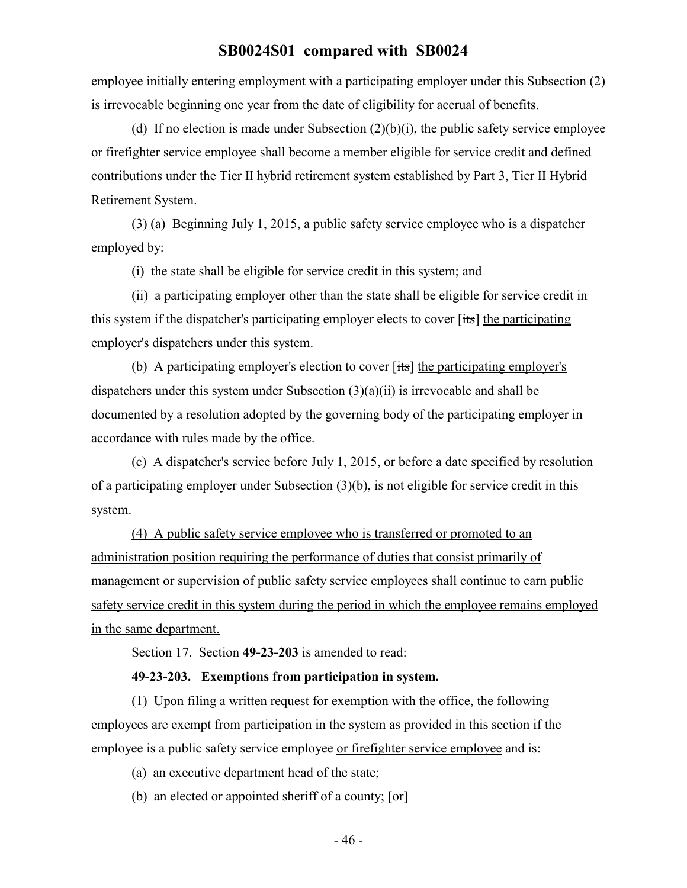employee initially entering employment with a participating employer under this Subsection (2) is irrevocable beginning one year from the date of eligibility for accrual of benefits.

(d) If no election is made under Subsection (2)(b)(i), the public safety service employee or firefighter service employee shall become a member eligible for service credit and defined contributions under the Tier II hybrid retirement system established by Part 3, Tier II Hybrid Retirement System.

(3) (a) Beginning July 1, 2015, a public safety service employee who is a dispatcher employed by:

(i) the state shall be eligible for service credit in this system; and

(ii) a participating employer other than the state shall be eligible for service credit in this system if the dispatcher's participating employer elects to cover [~~its~~] <u>the participating employer's</u> dispatchers under this system.

(b) A participating employer's election to cover [~~its~~] <u>the participating employer's</u> dispatchers under this system under Subsection (3)(a)(ii) is irrevocable and shall be documented by a resolution adopted by the governing body of the participating employer in accordance with rules made by the office.

(c) A dispatcher's service before July 1, 2015, or before a date specified by resolution of a participating employer under Subsection (3)(b), is not eligible for service credit in this system.

<u>(4) A public safety service employee who is transferred or promoted to an administration position requiring the performance of duties that consist primarily of management or supervision of public safety service employees shall continue to earn public safety service credit in this system during the period in which the employee remains employed in the same department.</u>

Section 17. Section **49-23-203** is amended to read:

**49-23-203. Exemptions from participation in system.**

(1) Upon filing a written request for exemption with the office, the following employees are exempt from participation in the system as provided in this section if the employee is a public safety service employee <u>or firefighter service employee</u> and is:

(a) an executive department head of the state;

(b) an elected or appointed sheriff of a county; [~~or~~]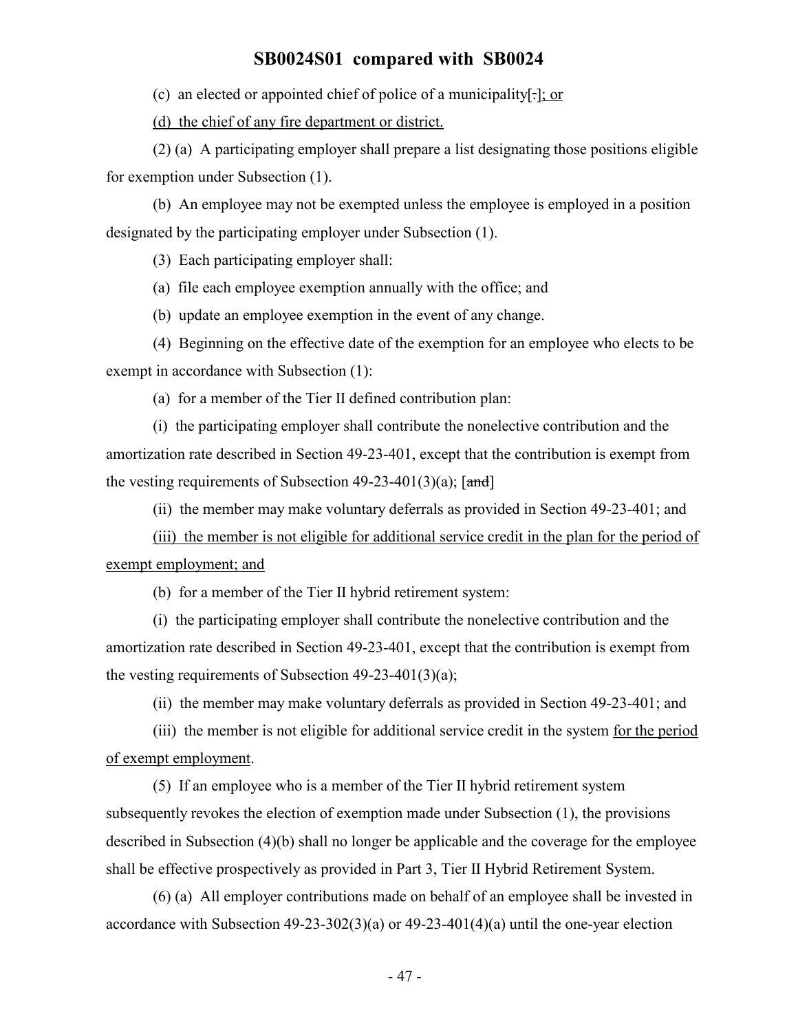(c) an elected or appointed chief of police of a municipality[.]; or

(d) the chief of any fire department or district.

(2) (a) A participating employer shall prepare a list designating those positions eligible for exemption under Subsection (1).

(b) An employee may not be exempted unless the employee is employed in a position designated by the participating employer under Subsection (1).

(3) Each participating employer shall:

(a) file each employee exemption annually with the office; and

(b) update an employee exemption in the event of any change.

(4) Beginning on the effective date of the exemption for an employee who elects to be exempt in accordance with Subsection (1):

(a) for a member of the Tier II defined contribution plan:

(i) the participating employer shall contribute the nonelective contribution and the amortization rate described in Section 49-23-401, except that the contribution is exempt from the vesting requirements of Subsection 49-23-401(3)(a); [~~and~~]

(ii) the member may make voluntary deferrals as provided in Section 49-23-401; and

(iii) the member is not eligible for additional service credit in the plan for the period of exempt employment; and

(b) for a member of the Tier II hybrid retirement system:

(i) the participating employer shall contribute the nonelective contribution and the amortization rate described in Section 49-23-401, except that the contribution is exempt from the vesting requirements of Subsection 49-23-401(3)(a);

(ii) the member may make voluntary deferrals as provided in Section 49-23-401; and

(iii) the member is not eligible for additional service credit in the system for the period of exempt employment.

(5) If an employee who is a member of the Tier II hybrid retirement system subsequently revokes the election of exemption made under Subsection (1), the provisions described in Subsection (4)(b) shall no longer be applicable and the coverage for the employee shall be effective prospectively as provided in Part 3, Tier II Hybrid Retirement System.

(6) (a) All employer contributions made on behalf of an employee shall be invested in accordance with Subsection 49-23-302(3)(a) or 49-23-401(4)(a) until the one-year election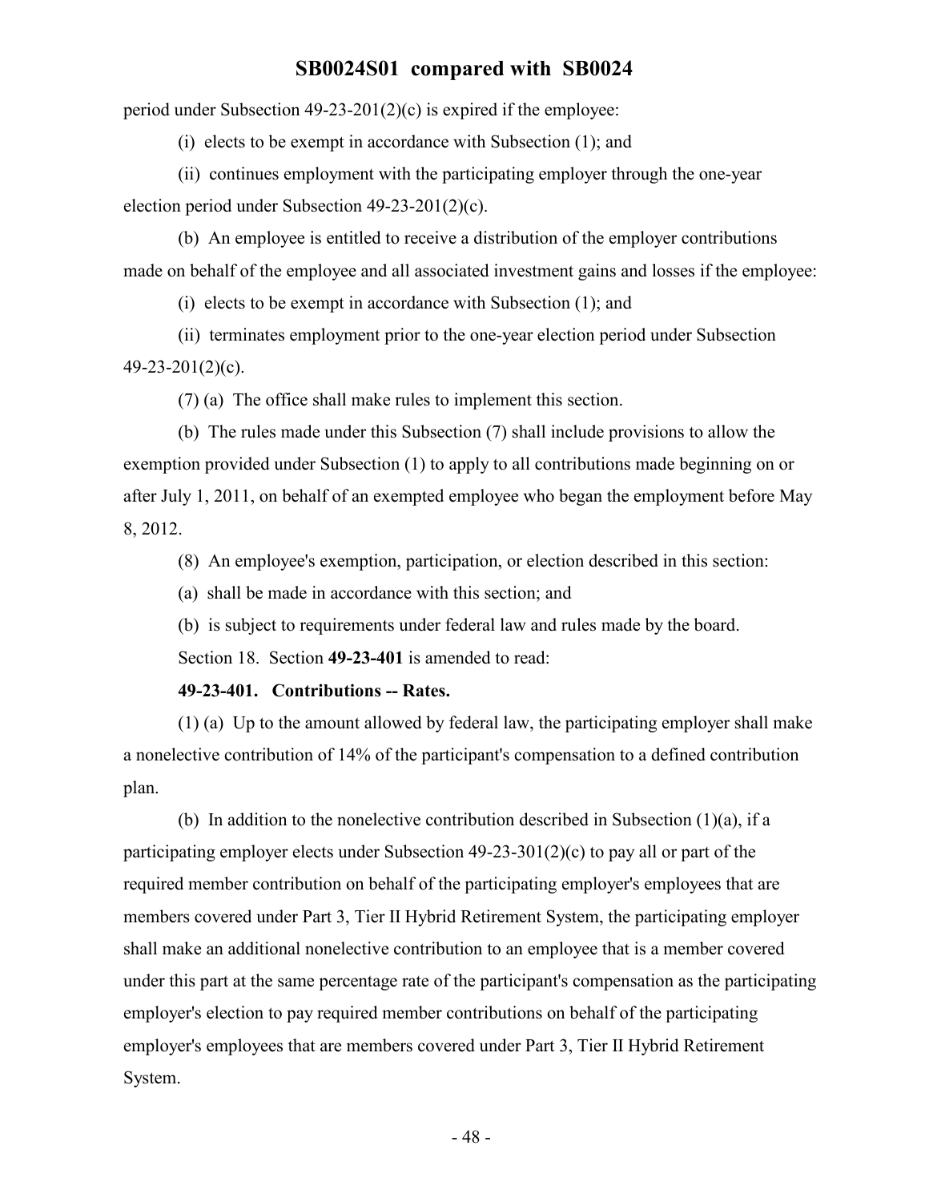period under Subsection 49-23-201(2)(c) is expired if the employee:

(i) elects to be exempt in accordance with Subsection (1); and

(ii) continues employment with the participating employer through the one-year election period under Subsection 49-23-201(2)(c).

(b) An employee is entitled to receive a distribution of the employer contributions made on behalf of the employee and all associated investment gains and losses if the employee:

(i) elects to be exempt in accordance with Subsection (1); and

(ii) terminates employment prior to the one-year election period under Subsection 49-23-201(2)(c).

(7) (a) The office shall make rules to implement this section.

(b) The rules made under this Subsection (7) shall include provisions to allow the exemption provided under Subsection (1) to apply to all contributions made beginning on or after July 1, 2011, on behalf of an exempted employee who began the employment before May 8, 2012.

(8) An employee's exemption, participation, or election described in this section:

(a) shall be made in accordance with this section; and

(b) is subject to requirements under federal law and rules made by the board.

Section 18. Section **49-23-401** is amended to read:

**49-23-401. Contributions -- Rates.**

(1) (a) Up to the amount allowed by federal law, the participating employer shall make a nonelective contribution of 14% of the participant's compensation to a defined contribution plan.

(b) In addition to the nonelective contribution described in Subsection (1)(a), if a participating employer elects under Subsection 49-23-301(2)(c) to pay all or part of the required member contribution on behalf of the participating employer's employees that are members covered under Part 3, Tier II Hybrid Retirement System, the participating employer shall make an additional nonelective contribution to an employee that is a member covered under this part at the same percentage rate of the participant's compensation as the participating employer's election to pay required member contributions on behalf of the participating employer's employees that are members covered under Part 3, Tier II Hybrid Retirement System.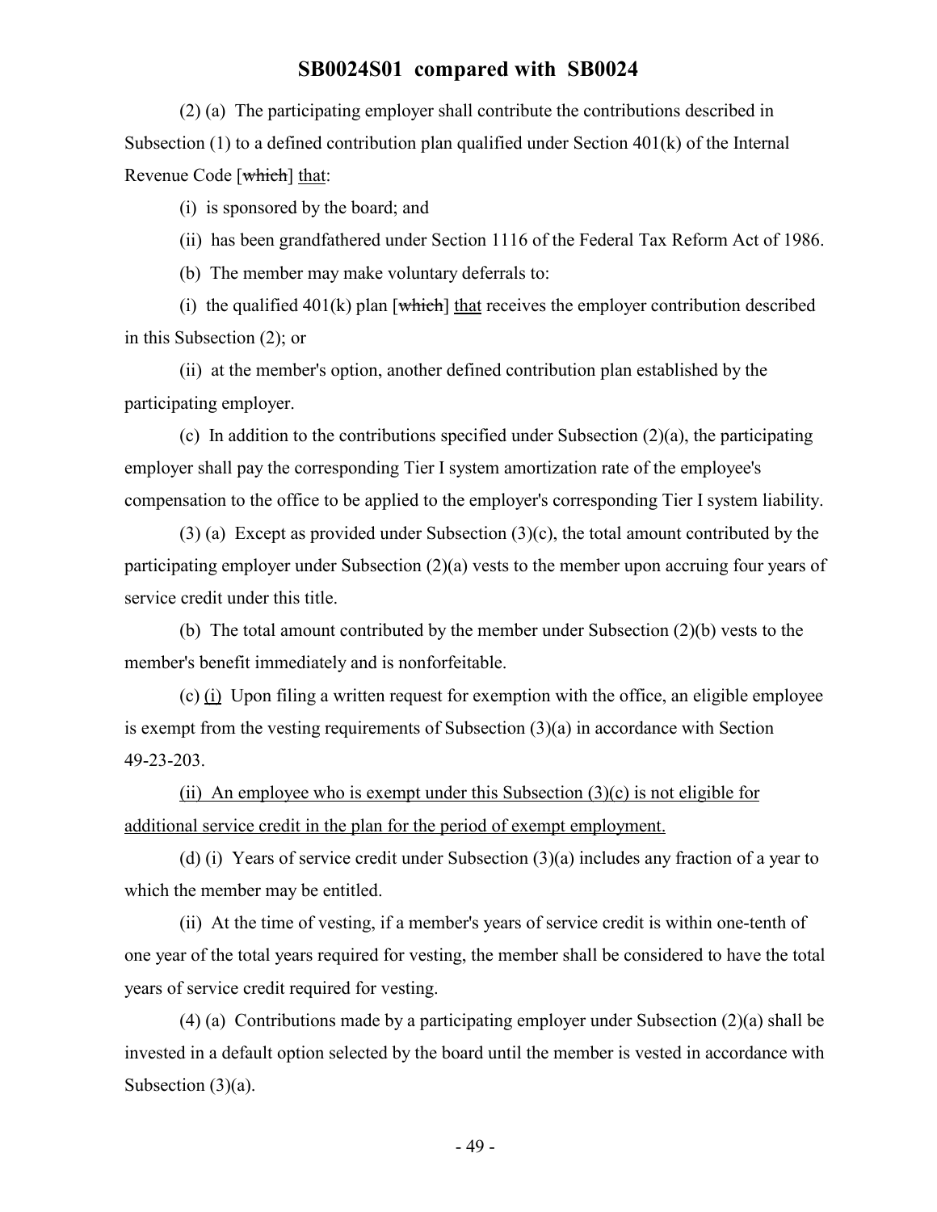(2) (a) The participating employer shall contribute the contributions described in Subsection (1) to a defined contribution plan qualified under Section 401(k) of the Internal Revenue Code [~~which~~] that:

(i) is sponsored by the board; and

(ii) has been grandfathered under Section 1116 of the Federal Tax Reform Act of 1986.

(b) The member may make voluntary deferrals to:

(i) the qualified 401(k) plan [~~which~~] that receives the employer contribution described in this Subsection (2); or

(ii) at the member's option, another defined contribution plan established by the participating employer.

(c) In addition to the contributions specified under Subsection (2)(a), the participating employer shall pay the corresponding Tier I system amortization rate of the employee's compensation to the office to be applied to the employer's corresponding Tier I system liability.

(3) (a) Except as provided under Subsection (3)(c), the total amount contributed by the participating employer under Subsection (2)(a) vests to the member upon accruing four years of service credit under this title.

(b) The total amount contributed by the member under Subsection (2)(b) vests to the member's benefit immediately and is nonforfeitable.

(c) (i) Upon filing a written request for exemption with the office, an eligible employee is exempt from the vesting requirements of Subsection (3)(a) in accordance with Section 49-23-203.

(ii) An employee who is exempt under this Subsection (3)(c) is not eligible for additional service credit in the plan for the period of exempt employment.

(d) (i) Years of service credit under Subsection (3)(a) includes any fraction of a year to which the member may be entitled.

(ii) At the time of vesting, if a member's years of service credit is within one-tenth of one year of the total years required for vesting, the member shall be considered to have the total years of service credit required for vesting.

(4) (a) Contributions made by a participating employer under Subsection (2)(a) shall be invested in a default option selected by the board until the member is vested in accordance with Subsection (3)(a).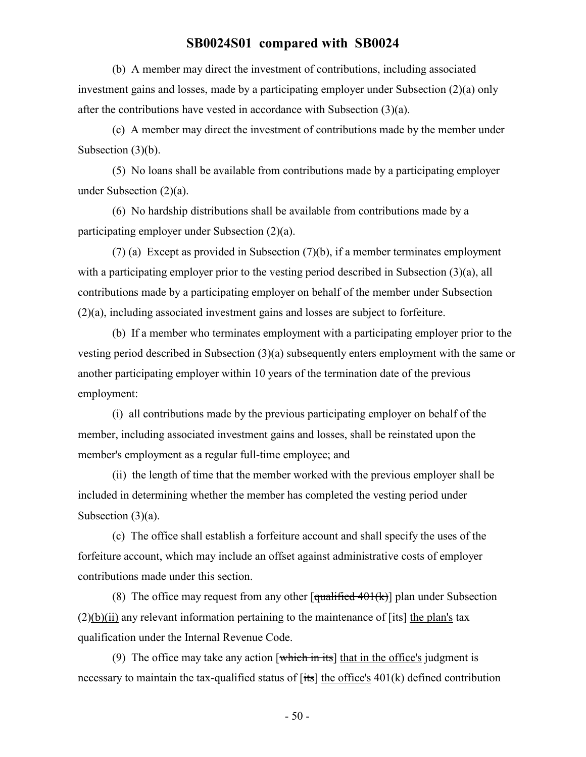(b) A member may direct the investment of contributions, including associated investment gains and losses, made by a participating employer under Subsection (2)(a) only after the contributions have vested in accordance with Subsection (3)(a).

(c) A member may direct the investment of contributions made by the member under Subsection (3)(b).

(5) No loans shall be available from contributions made by a participating employer under Subsection (2)(a).

(6) No hardship distributions shall be available from contributions made by a participating employer under Subsection (2)(a).

(7) (a) Except as provided in Subsection (7)(b), if a member terminates employment with a participating employer prior to the vesting period described in Subsection (3)(a), all contributions made by a participating employer on behalf of the member under Subsection (2)(a), including associated investment gains and losses are subject to forfeiture.

(b) If a member who terminates employment with a participating employer prior to the vesting period described in Subsection (3)(a) subsequently enters employment with the same or another participating employer within 10 years of the termination date of the previous employment:

(i) all contributions made by the previous participating employer on behalf of the member, including associated investment gains and losses, shall be reinstated upon the member's employment as a regular full-time employee; and

(ii) the length of time that the member worked with the previous employer shall be included in determining whether the member has completed the vesting period under Subsection (3)(a).

(c) The office shall establish a forfeiture account and shall specify the uses of the forfeiture account, which may include an offset against administrative costs of employer contributions made under this section.

(8) The office may request from any other [~~qualified 401(k)~~] plan under Subsection (2)(b)(ii) any relevant information pertaining to the maintenance of [~~its~~] the plan's tax qualification under the Internal Revenue Code.

(9) The office may take any action [~~which in its~~] that in the office's judgment is necessary to maintain the tax-qualified status of [~~its~~] the office's 401(k) defined contribution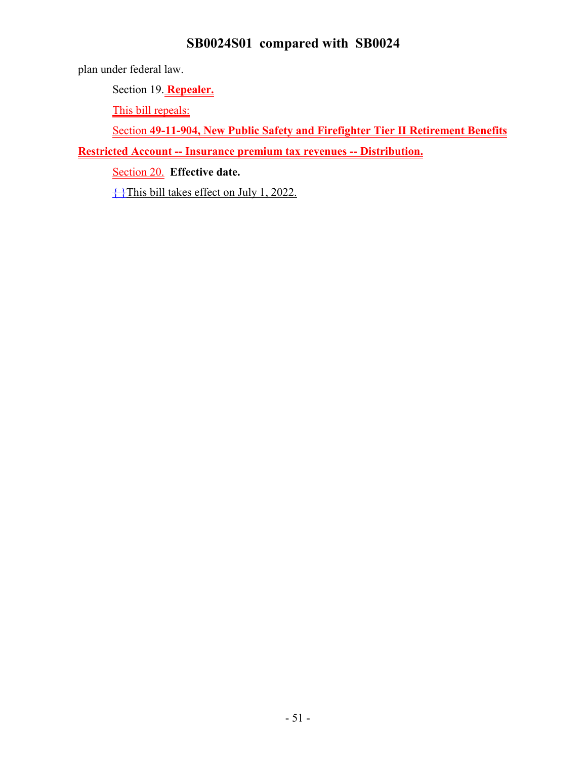plan under federal law.

Section 19. **Repealer.**

This bill repeals:

Section **49-11-904, New Public Safety and Firefighter Tier II Retirement Benefits Restricted Account -- Insurance premium tax revenues -- Distribution.**

Section 20. **Effective date.**

{}This bill takes effect on July 1, 2022.